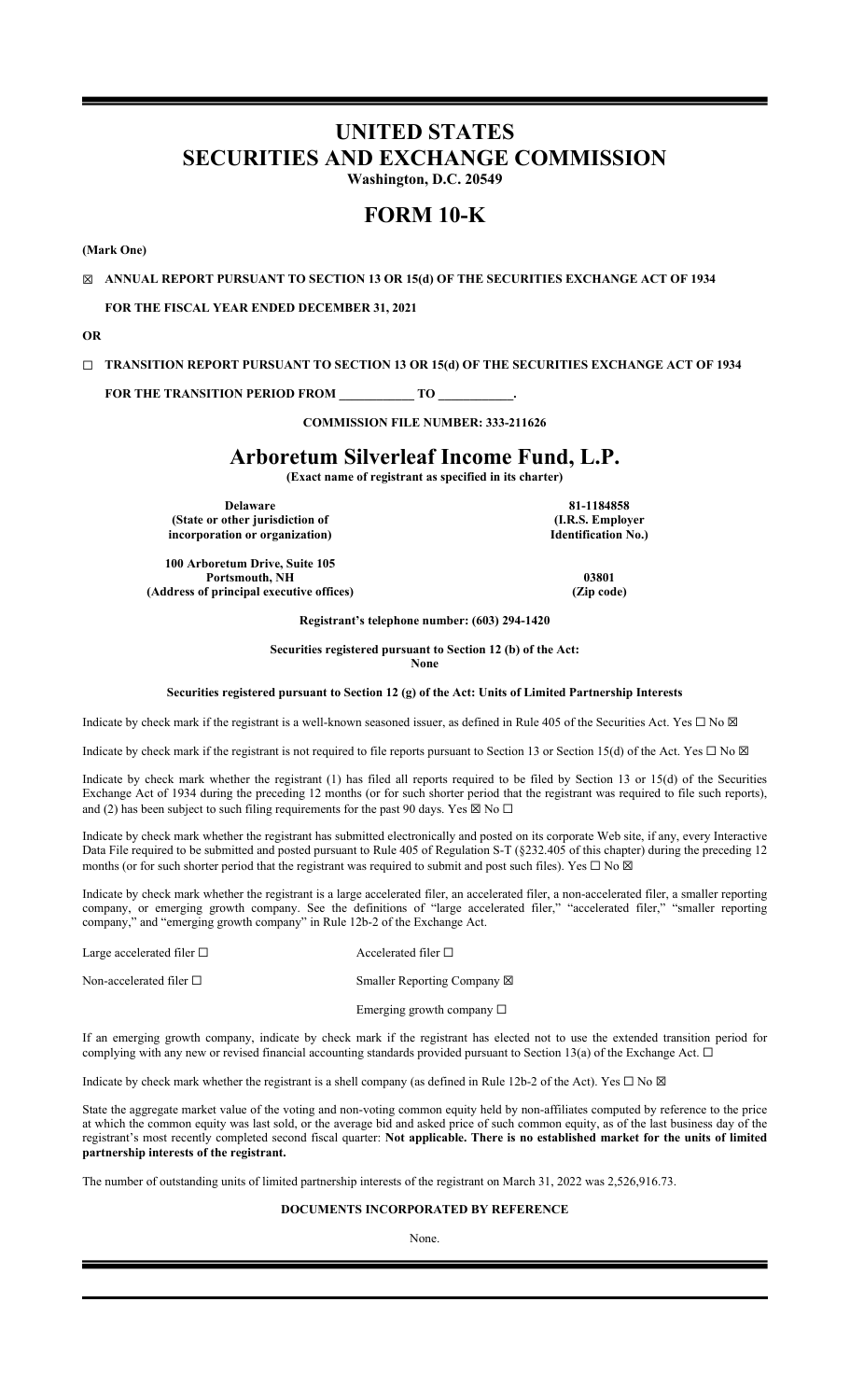# UNITED STATES
# SECURITIES AND EXCHANGE COMMISSION

**Washington, D.C. 20549**

# FORM 10-K

**(Mark One)**

☒ **ANNUAL REPORT PURSUANT TO SECTION 13 OR 15(d) OF THE SECURITIES EXCHANGE ACT OF 1934**

**FOR THE FISCAL YEAR ENDED DECEMBER 31, 2021**

**OR**

☐ **TRANSITION REPORT PURSUANT TO SECTION 13 OR 15(d) OF THE SECURITIES EXCHANGE ACT OF 1934**

**FOR THE TRANSITION PERIOD FROM \_\_\_\_\_\_\_\_\_\_\_ TO \_\_\_\_\_\_\_\_\_\_\_.**

**COMMISSION FILE NUMBER: 333-211626**

# Arboretum Silverleaf Income Fund, L.P.

**(Exact name of registrant as specified in its charter)**

| | |
|---|---|
| **Delaware** | **81-1184858** |
| **(State or other jurisdiction of incorporation or organization)** | **(I.R.S. Employer Identification No.)** |
| **100 Arboretum Drive, Suite 105 Portsmouth, NH** | **03801** |
| **(Address of principal executive offices)** | **(Zip code)** |

**Registrant's telephone number: (603) 294-1420**

**Securities registered pursuant to Section 12 (b) of the Act:**
**None**

**Securities registered pursuant to Section 12 (g) of the Act: Units of Limited Partnership Interests**

Indicate by check mark if the registrant is a well-known seasoned issuer, as defined in Rule 405 of the Securities Act. Yes ☐ No ☒

Indicate by check mark if the registrant is not required to file reports pursuant to Section 13 or Section 15(d) of the Act. Yes ☐ No ☒

Indicate by check mark whether the registrant (1) has filed all reports required to be filed by Section 13 or 15(d) of the Securities Exchange Act of 1934 during the preceding 12 months (or for such shorter period that the registrant was required to file such reports), and (2) has been subject to such filing requirements for the past 90 days. Yes ☒ No ☐

Indicate by check mark whether the registrant has submitted electronically and posted on its corporate Web site, if any, every Interactive Data File required to be submitted and posted pursuant to Rule 405 of Regulation S-T (§232.405 of this chapter) during the preceding 12 months (or for such shorter period that the registrant was required to submit and post such files). Yes ☐ No ☒

Indicate by check mark whether the registrant is a large accelerated filer, an accelerated filer, a non-accelerated filer, a smaller reporting company, or emerging growth company. See the definitions of "large accelerated filer," "accelerated filer," "smaller reporting company," and "emerging growth company" in Rule 12b-2 of the Exchange Act.

| | |
|---|---|
| Large accelerated filer ☐ | Accelerated filer ☐ |
| Non-accelerated filer ☐ | Smaller Reporting Company ☒ |
| | Emerging growth company ☐ |

If an emerging growth company, indicate by check mark if the registrant has elected not to use the extended transition period for complying with any new or revised financial accounting standards provided pursuant to Section 13(a) of the Exchange Act. ☐

Indicate by check mark whether the registrant is a shell company (as defined in Rule 12b-2 of the Act). Yes ☐ No ☒

State the aggregate market value of the voting and non-voting common equity held by non-affiliates computed by reference to the price at which the common equity was last sold, or the average bid and asked price of such common equity, as of the last business day of the registrant's most recently completed second fiscal quarter: **Not applicable. There is no established market for the units of limited partnership interests of the registrant.**

The number of outstanding units of limited partnership interests of the registrant on March 31, 2022 was 2,526,916.73.

**DOCUMENTS INCORPORATED BY REFERENCE**

None.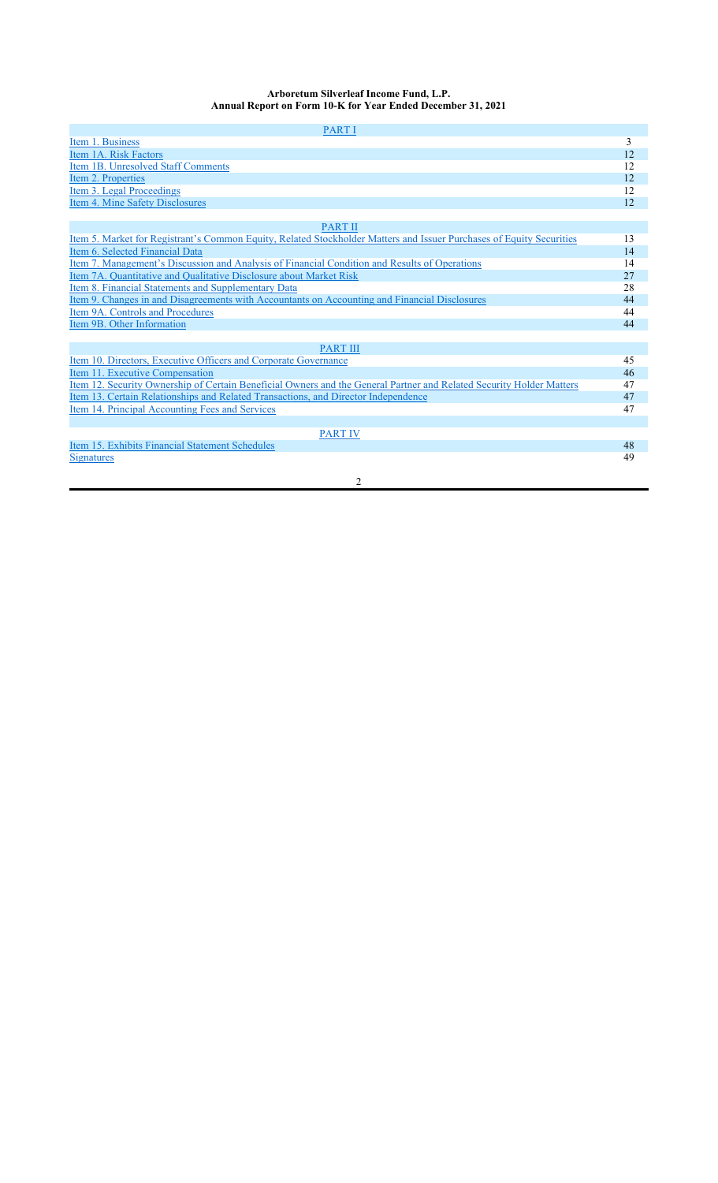**Arboretum Silverleaf Income Fund, L.P.**
**Annual Report on Form 10-K for Year Ended December 31, 2021**

| PART I | |
|---|---|
| Item 1. Business | 3 |
| Item 1A. Risk Factors | 12 |
| Item 1B. Unresolved Staff Comments | 12 |
| Item 2. Properties | 12 |
| Item 3. Legal Proceedings | 12 |
| Item 4. Mine Safety Disclosures | 12 |
| **PART II** | |
| Item 5. Market for Registrant's Common Equity, Related Stockholder Matters and Issuer Purchases of Equity Securities | 13 |
| Item 6. Selected Financial Data | 14 |
| Item 7. Management's Discussion and Analysis of Financial Condition and Results of Operations | 14 |
| Item 7A. Quantitative and Qualitative Disclosure about Market Risk | 27 |
| Item 8. Financial Statements and Supplementary Data | 28 |
| Item 9. Changes in and Disagreements with Accountants on Accounting and Financial Disclosures | 44 |
| Item 9A. Controls and Procedures | 44 |
| Item 9B. Other Information | 44 |
| **PART III** | |
| Item 10. Directors, Executive Officers and Corporate Governance | 45 |
| Item 11. Executive Compensation | 46 |
| Item 12. Security Ownership of Certain Beneficial Owners and the General Partner and Related Security Holder Matters | 47 |
| Item 13. Certain Relationships and Related Transactions, and Director Independence | 47 |
| Item 14. Principal Accounting Fees and Services | 47 |
| **PART IV** | |
| Item 15. Exhibits Financial Statement Schedules | 48 |
| Signatures | 49 |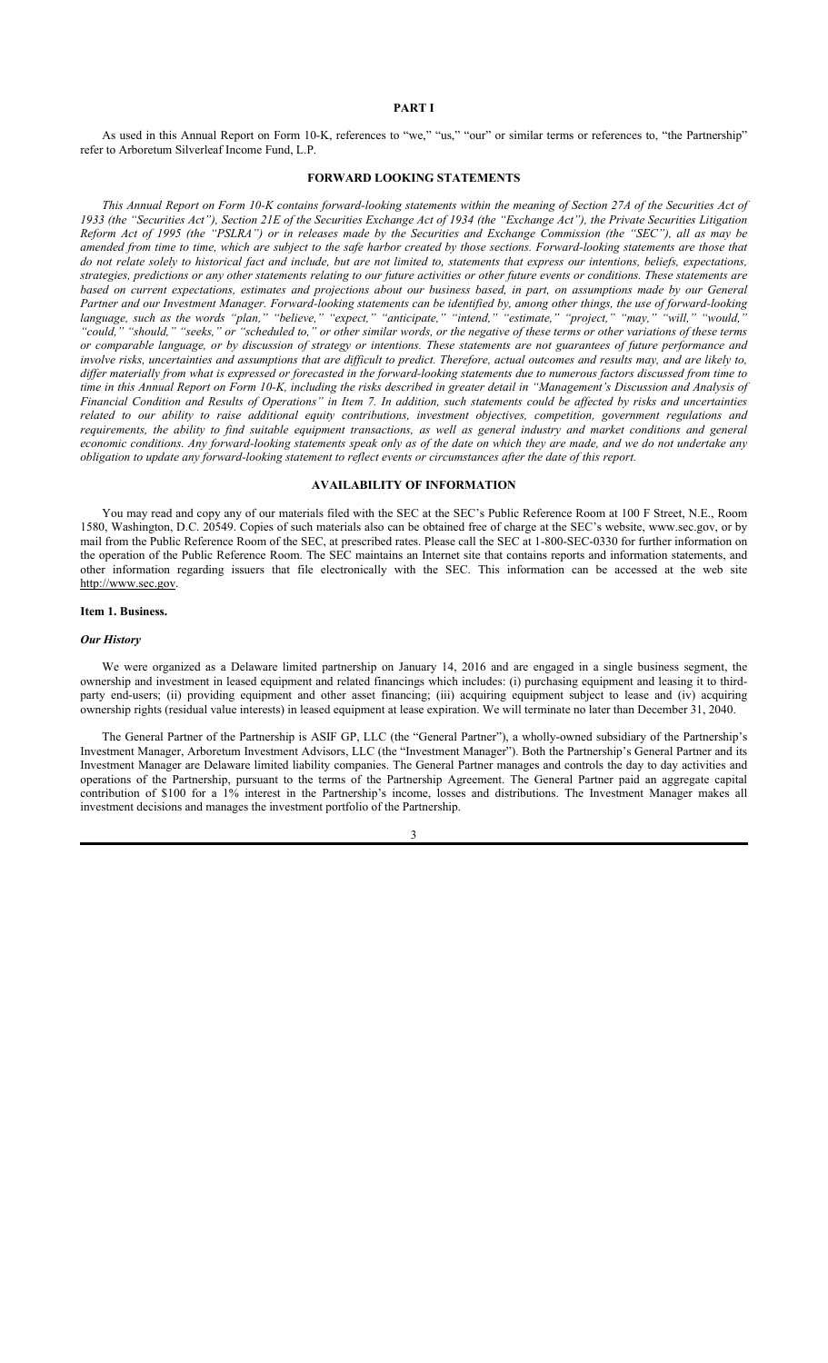# PART I

As used in this Annual Report on Form 10-K, references to "we," "us," "our" or similar terms or references to, "the Partnership" refer to Arboretum Silverleaf Income Fund, L.P.

## FORWARD LOOKING STATEMENTS

*This Annual Report on Form 10-K contains forward-looking statements within the meaning of Section 27A of the Securities Act of 1933 (the "Securities Act"), Section 21E of the Securities Exchange Act of 1934 (the "Exchange Act"), the Private Securities Litigation Reform Act of 1995 (the "PSLRA") or in releases made by the Securities and Exchange Commission (the "SEC"), all as may be amended from time to time, which are subject to the safe harbor created by those sections. Forward-looking statements are those that do not relate solely to historical fact and include, but are not limited to, statements that express our intentions, beliefs, expectations, strategies, predictions or any other statements relating to our future activities or other future events or conditions. These statements are based on current expectations, estimates and projections about our business based, in part, on assumptions made by our General Partner and our Investment Manager. Forward-looking statements can be identified by, among other things, the use of forward-looking language, such as the words "plan," "believe," "expect," "anticipate," "intend," "estimate," "project," "may," "will," "would," "could," "should," "seeks," or "scheduled to," or other similar words, or the negative of these terms or other variations of these terms or comparable language, or by discussion of strategy or intentions. These statements are not guarantees of future performance and involve risks, uncertainties and assumptions that are difficult to predict. Therefore, actual outcomes and results may, and are likely to, differ materially from what is expressed or forecasted in the forward-looking statements due to numerous factors discussed from time to time in this Annual Report on Form 10-K, including the risks described in greater detail in "Management's Discussion and Analysis of Financial Condition and Results of Operations" in Item 7. In addition, such statements could be affected by risks and uncertainties related to our ability to raise additional equity contributions, investment objectives, competition, government regulations and requirements, the ability to find suitable equipment transactions, as well as general industry and market conditions and general economic conditions. Any forward-looking statements speak only as of the date on which they are made, and we do not undertake any obligation to update any forward-looking statement to reflect events or circumstances after the date of this report.*

## AVAILABILITY OF INFORMATION

You may read and copy any of our materials filed with the SEC at the SEC's Public Reference Room at 100 F Street, N.E., Room 1580, Washington, D.C. 20549. Copies of such materials also can be obtained free of charge at the SEC's website, www.sec.gov, or by mail from the Public Reference Room of the SEC, at prescribed rates. Please call the SEC at 1-800-SEC-0330 for further information on the operation of the Public Reference Room. The SEC maintains an Internet site that contains reports and information statements, and other information regarding issuers that file electronically with the SEC. This information can be accessed at the web site http://www.sec.gov.

### Item 1. Business.

#### *Our History*

We were organized as a Delaware limited partnership on January 14, 2016 and are engaged in a single business segment, the ownership and investment in leased equipment and related financings which includes: (i) purchasing equipment and leasing it to third-party end-users; (ii) providing equipment and other asset financing; (iii) acquiring equipment subject to lease and (iv) acquiring ownership rights (residual value interests) in leased equipment at lease expiration. We will terminate no later than December 31, 2040.

The General Partner of the Partnership is ASIF GP, LLC (the "General Partner"), a wholly-owned subsidiary of the Partnership's Investment Manager, Arboretum Investment Advisors, LLC (the "Investment Manager"). Both the Partnership's General Partner and its Investment Manager are Delaware limited liability companies. The General Partner manages and controls the day to day activities and operations of the Partnership, pursuant to the terms of the Partnership Agreement. The General Partner paid an aggregate capital contribution of $100 for a 1% interest in the Partnership's income, losses and distributions. The Investment Manager makes all investment decisions and manages the investment portfolio of the Partnership.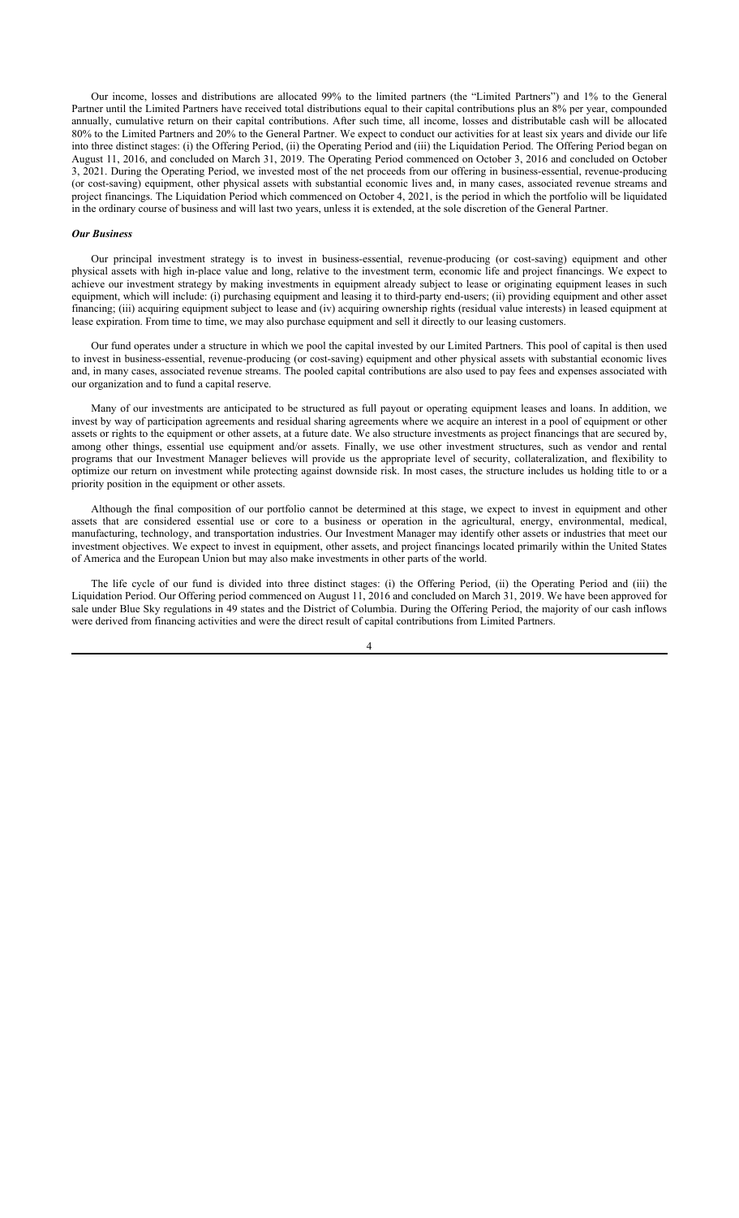Our income, losses and distributions are allocated 99% to the limited partners (the "Limited Partners") and 1% to the General Partner until the Limited Partners have received total distributions equal to their capital contributions plus an 8% per year, compounded annually, cumulative return on their capital contributions. After such time, all income, losses and distributable cash will be allocated 80% to the Limited Partners and 20% to the General Partner. We expect to conduct our activities for at least six years and divide our life into three distinct stages: (i) the Offering Period, (ii) the Operating Period and (iii) the Liquidation Period. The Offering Period began on August 11, 2016, and concluded on March 31, 2019. The Operating Period commenced on October 3, 2016 and concluded on October 3, 2021. During the Operating Period, we invested most of the net proceeds from our offering in business-essential, revenue-producing (or cost-saving) equipment, other physical assets with substantial economic lives and, in many cases, associated revenue streams and project financings. The Liquidation Period which commenced on October 4, 2021, is the period in which the portfolio will be liquidated in the ordinary course of business and will last two years, unless it is extended, at the sole discretion of the General Partner.

***Our Business***

Our principal investment strategy is to invest in business-essential, revenue-producing (or cost-saving) equipment and other physical assets with high in-place value and long, relative to the investment term, economic life and project financings. We expect to achieve our investment strategy by making investments in equipment already subject to lease or originating equipment leases in such equipment, which will include: (i) purchasing equipment and leasing it to third-party end-users; (ii) providing equipment and other asset financing; (iii) acquiring equipment subject to lease and (iv) acquiring ownership rights (residual value interests) in leased equipment at lease expiration. From time to time, we may also purchase equipment and sell it directly to our leasing customers.

Our fund operates under a structure in which we pool the capital invested by our Limited Partners. This pool of capital is then used to invest in business-essential, revenue-producing (or cost-saving) equipment and other physical assets with substantial economic lives and, in many cases, associated revenue streams. The pooled capital contributions are also used to pay fees and expenses associated with our organization and to fund a capital reserve.

Many of our investments are anticipated to be structured as full payout or operating equipment leases and loans. In addition, we invest by way of participation agreements and residual sharing agreements where we acquire an interest in a pool of equipment or other assets or rights to the equipment or other assets, at a future date. We also structure investments as project financings that are secured by, among other things, essential use equipment and/or assets. Finally, we use other investment structures, such as vendor and rental programs that our Investment Manager believes will provide us the appropriate level of security, collateralization, and flexibility to optimize our return on investment while protecting against downside risk. In most cases, the structure includes us holding title to or a priority position in the equipment or other assets.

Although the final composition of our portfolio cannot be determined at this stage, we expect to invest in equipment and other assets that are considered essential use or core to a business or operation in the agricultural, energy, environmental, medical, manufacturing, technology, and transportation industries. Our Investment Manager may identify other assets or industries that meet our investment objectives. We expect to invest in equipment, other assets, and project financings located primarily within the United States of America and the European Union but may also make investments in other parts of the world.

The life cycle of our fund is divided into three distinct stages: (i) the Offering Period, (ii) the Operating Period and (iii) the Liquidation Period. Our Offering period commenced on August 11, 2016 and concluded on March 31, 2019. We have been approved for sale under Blue Sky regulations in 49 states and the District of Columbia. During the Offering Period, the majority of our cash inflows were derived from financing activities and were the direct result of capital contributions from Limited Partners.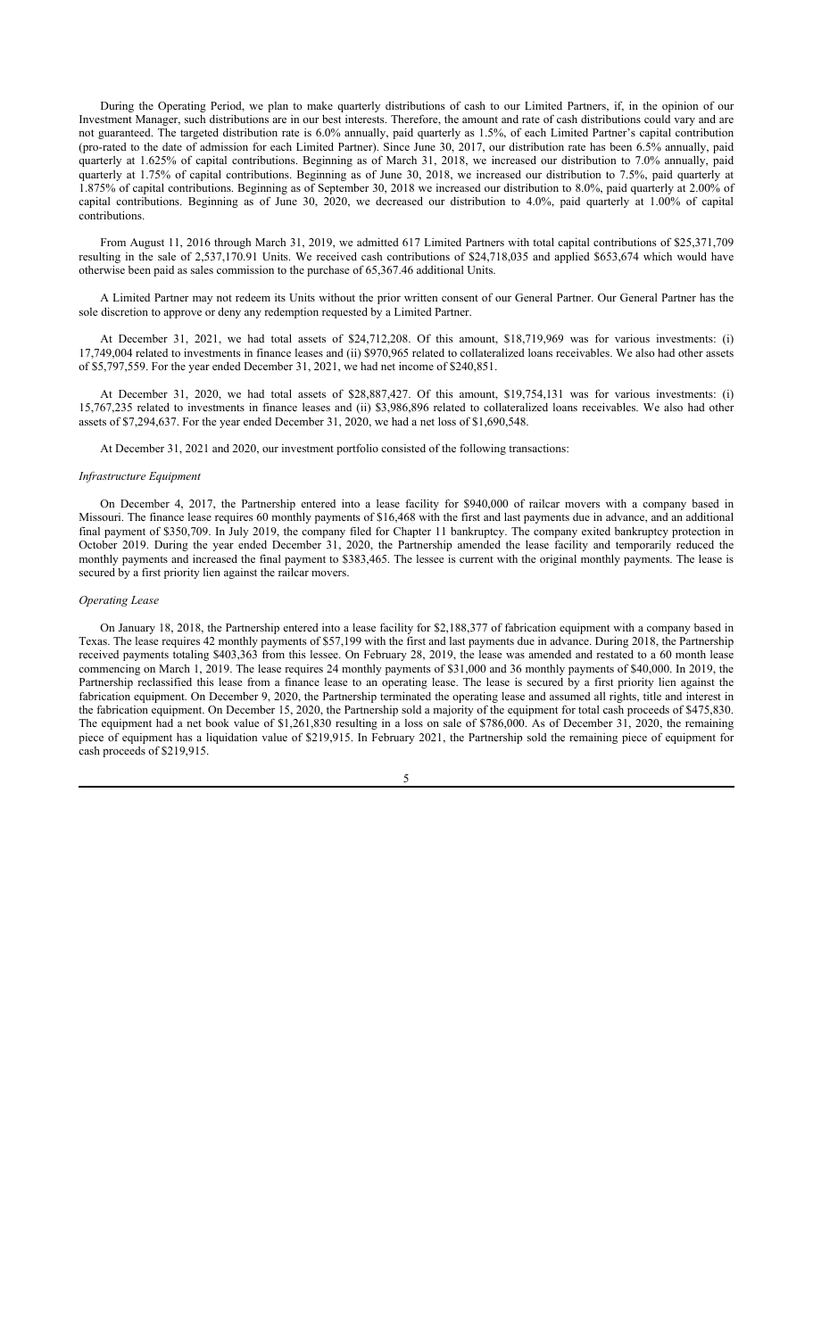During the Operating Period, we plan to make quarterly distributions of cash to our Limited Partners, if, in the opinion of our Investment Manager, such distributions are in our best interests. Therefore, the amount and rate of cash distributions could vary and are not guaranteed. The targeted distribution rate is 6.0% annually, paid quarterly as 1.5%, of each Limited Partner's capital contribution (pro-rated to the date of admission for each Limited Partner). Since June 30, 2017, our distribution rate has been 6.5% annually, paid quarterly at 1.625% of capital contributions. Beginning as of March 31, 2018, we increased our distribution to 7.0% annually, paid quarterly at 1.75% of capital contributions. Beginning as of June 30, 2018, we increased our distribution to 7.5%, paid quarterly at 1.875% of capital contributions. Beginning as of September 30, 2018 we increased our distribution to 8.0%, paid quarterly at 2.00% of capital contributions. Beginning as of June 30, 2020, we decreased our distribution to 4.0%, paid quarterly at 1.00% of capital contributions.

From August 11, 2016 through March 31, 2019, we admitted 617 Limited Partners with total capital contributions of $25,371,709 resulting in the sale of 2,537,170.91 Units. We received cash contributions of $24,718,035 and applied $653,674 which would have otherwise been paid as sales commission to the purchase of 65,367.46 additional Units.

A Limited Partner may not redeem its Units without the prior written consent of our General Partner. Our General Partner has the sole discretion to approve or deny any redemption requested by a Limited Partner.

At December 31, 2021, we had total assets of $24,712,208. Of this amount, $18,719,969 was for various investments: (i) 17,749,004 related to investments in finance leases and (ii) $970,965 related to collateralized loans receivables. We also had other assets of $5,797,559. For the year ended December 31, 2021, we had net income of $240,851.

At December 31, 2020, we had total assets of $28,887,427. Of this amount, $19,754,131 was for various investments: (i) 15,767,235 related to investments in finance leases and (ii) $3,986,896 related to collateralized loans receivables. We also had other assets of $7,294,637. For the year ended December 31, 2020, we had a net loss of $1,690,548.

At December 31, 2021 and 2020, our investment portfolio consisted of the following transactions:

*Infrastructure Equipment*

On December 4, 2017, the Partnership entered into a lease facility for $940,000 of railcar movers with a company based in Missouri. The finance lease requires 60 monthly payments of $16,468 with the first and last payments due in advance, and an additional final payment of $350,709. In July 2019, the company filed for Chapter 11 bankruptcy. The company exited bankruptcy protection in October 2019. During the year ended December 31, 2020, the Partnership amended the lease facility and temporarily reduced the monthly payments and increased the final payment to $383,465. The lessee is current with the original monthly payments. The lease is secured by a first priority lien against the railcar movers.

*Operating Lease*

On January 18, 2018, the Partnership entered into a lease facility for $2,188,377 of fabrication equipment with a company based in Texas. The lease requires 42 monthly payments of $57,199 with the first and last payments due in advance. During 2018, the Partnership received payments totaling $403,363 from this lessee. On February 28, 2019, the lease was amended and restated to a 60 month lease commencing on March 1, 2019. The lease requires 24 monthly payments of $31,000 and 36 monthly payments of $40,000. In 2019, the Partnership reclassified this lease from a finance lease to an operating lease. The lease is secured by a first priority lien against the fabrication equipment. On December 9, 2020, the Partnership terminated the operating lease and assumed all rights, title and interest in the fabrication equipment. On December 15, 2020, the Partnership sold a majority of the equipment for total cash proceeds of $475,830. The equipment had a net book value of $1,261,830 resulting in a loss on sale of $786,000. As of December 31, 2020, the remaining piece of equipment has a liquidation value of $219,915. In February 2021, the Partnership sold the remaining piece of equipment for cash proceeds of $219,915.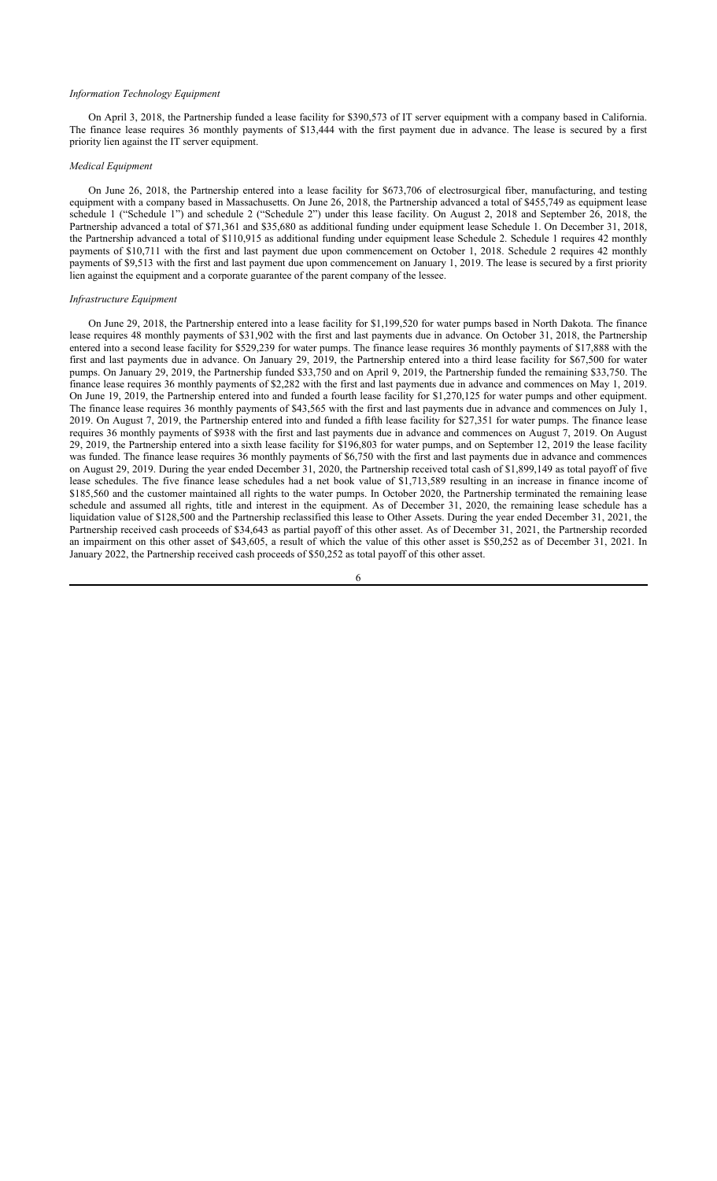*Information Technology Equipment*

On April 3, 2018, the Partnership funded a lease facility for $390,573 of IT server equipment with a company based in California. The finance lease requires 36 monthly payments of $13,444 with the first payment due in advance. The lease is secured by a first priority lien against the IT server equipment.

*Medical Equipment*

On June 26, 2018, the Partnership entered into a lease facility for $673,706 of electrosurgical fiber, manufacturing, and testing equipment with a company based in Massachusetts. On June 26, 2018, the Partnership advanced a total of $455,749 as equipment lease schedule 1 ("Schedule 1") and schedule 2 ("Schedule 2") under this lease facility. On August 2, 2018 and September 26, 2018, the Partnership advanced a total of $71,361 and $35,680 as additional funding under equipment lease Schedule 1. On December 31, 2018, the Partnership advanced a total of $110,915 as additional funding under equipment lease Schedule 2. Schedule 1 requires 42 monthly payments of $10,711 with the first and last payment due upon commencement on October 1, 2018. Schedule 2 requires 42 monthly payments of $9,513 with the first and last payment due upon commencement on January 1, 2019. The lease is secured by a first priority lien against the equipment and a corporate guarantee of the parent company of the lessee.

*Infrastructure Equipment*

On June 29, 2018, the Partnership entered into a lease facility for $1,199,520 for water pumps based in North Dakota. The finance lease requires 48 monthly payments of $31,902 with the first and last payments due in advance. On October 31, 2018, the Partnership entered into a second lease facility for $529,239 for water pumps. The finance lease requires 36 monthly payments of $17,888 with the first and last payments due in advance. On January 29, 2019, the Partnership entered into a third lease facility for $67,500 for water pumps. On January 29, 2019, the Partnership funded $33,750 and on April 9, 2019, the Partnership funded the remaining $33,750. The finance lease requires 36 monthly payments of $2,282 with the first and last payments due in advance and commences on May 1, 2019. On June 19, 2019, the Partnership entered into and funded a fourth lease facility for $1,270,125 for water pumps and other equipment. The finance lease requires 36 monthly payments of $43,565 with the first and last payments due in advance and commences on July 1, 2019. On August 7, 2019, the Partnership entered into and funded a fifth lease facility for $27,351 for water pumps. The finance lease requires 36 monthly payments of $938 with the first and last payments due in advance and commences on August 7, 2019. On August 29, 2019, the Partnership entered into a sixth lease facility for $196,803 for water pumps, and on September 12, 2019 the lease facility was funded. The finance lease requires 36 monthly payments of $6,750 with the first and last payments due in advance and commences on August 29, 2019. During the year ended December 31, 2020, the Partnership received total cash of $1,899,149 as total payoff of five lease schedules. The five finance lease schedules had a net book value of $1,713,589 resulting in an increase in finance income of $185,560 and the customer maintained all rights to the water pumps. In October 2020, the Partnership terminated the remaining lease schedule and assumed all rights, title and interest in the equipment. As of December 31, 2020, the remaining lease schedule has a liquidation value of $128,500 and the Partnership reclassified this lease to Other Assets. During the year ended December 31, 2021, the Partnership received cash proceeds of $34,643 as partial payoff of this other asset. As of December 31, 2021, the Partnership recorded an impairment on this other asset of $43,605, a result of which the value of this other asset is $50,252 as of December 31, 2021. In January 2022, the Partnership received cash proceeds of $50,252 as total payoff of this other asset.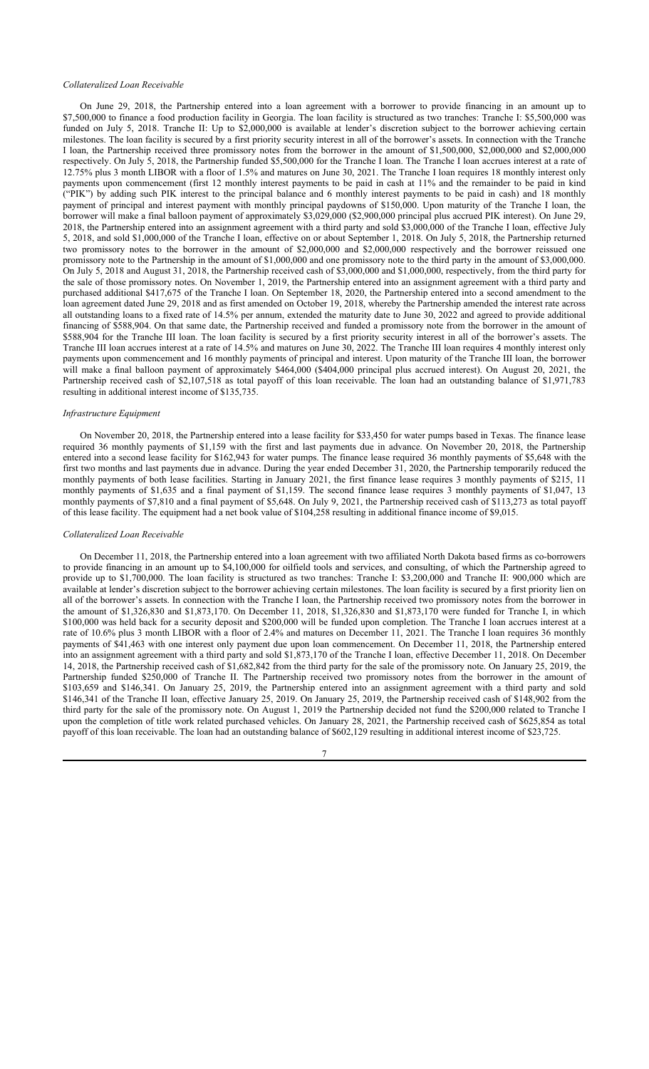*Collateralized Loan Receivable*

On June 29, 2018, the Partnership entered into a loan agreement with a borrower to provide financing in an amount up to $7,500,000 to finance a food production facility in Georgia. The loan facility is structured as two tranches: Tranche I: $5,500,000 was funded on July 5, 2018. Tranche II: Up to $2,000,000 is available at lender's discretion subject to the borrower achieving certain milestones. The loan facility is secured by a first priority security interest in all of the borrower's assets. In connection with the Tranche I loan, the Partnership received three promissory notes from the borrower in the amount of $1,500,000, $2,000,000 and $2,000,000 respectively. On July 5, 2018, the Partnership funded $5,500,000 for the Tranche I loan. The Tranche I loan accrues interest at a rate of 12.75% plus 3 month LIBOR with a floor of 1.5% and matures on June 30, 2021. The Tranche I loan requires 18 monthly interest only payments upon commencement (first 12 monthly interest payments to be paid in cash at 11% and the remainder to be paid in kind ("PIK") by adding such PIK interest to the principal balance and 6 monthly interest payments to be paid in cash) and 18 monthly payment of principal and interest payment with monthly principal paydowns of $150,000. Upon maturity of the Tranche I loan, the borrower will make a final balloon payment of approximately $3,029,000 ($2,900,000 principal plus accrued PIK interest). On June 29, 2018, the Partnership entered into an assignment agreement with a third party and sold $3,000,000 of the Tranche I loan, effective July 5, 2018, and sold $1,000,000 of the Tranche I loan, effective on or about September 1, 2018. On July 5, 2018, the Partnership returned two promissory notes to the borrower in the amount of $2,000,000 and $2,000,000 respectively and the borrower reissued one promissory note to the Partnership in the amount of $1,000,000 and one promissory note to the third party in the amount of $3,000,000. On July 5, 2018 and August 31, 2018, the Partnership received cash of $3,000,000 and $1,000,000, respectively, from the third party for the sale of those promissory notes. On November 1, 2019, the Partnership entered into an assignment agreement with a third party and purchased additional $417,675 of the Tranche I loan. On September 18, 2020, the Partnership entered into a second amendment to the loan agreement dated June 29, 2018 and as first amended on October 19, 2018, whereby the Partnership amended the interest rate across all outstanding loans to a fixed rate of 14.5% per annum, extended the maturity date to June 30, 2022 and agreed to provide additional financing of $588,904. On that same date, the Partnership received and funded a promissory note from the borrower in the amount of $588,904 for the Tranche III loan. The loan facility is secured by a first priority security interest in all of the borrower's assets. The Tranche III loan accrues interest at a rate of 14.5% and matures on June 30, 2022. The Tranche III loan requires 4 monthly interest only payments upon commencement and 16 monthly payments of principal and interest. Upon maturity of the Tranche III loan, the borrower will make a final balloon payment of approximately $464,000 ($404,000 principal plus accrued interest). On August 20, 2021, the Partnership received cash of $2,107,518 as total payoff of this loan receivable. The loan had an outstanding balance of $1,971,783 resulting in additional interest income of $135,735.

*Infrastructure Equipment*

On November 20, 2018, the Partnership entered into a lease facility for $33,450 for water pumps based in Texas. The finance lease required 36 monthly payments of $1,159 with the first and last payments due in advance. On November 20, 2018, the Partnership entered into a second lease facility for $162,943 for water pumps. The finance lease required 36 monthly payments of $5,648 with the first two months and last payments due in advance. During the year ended December 31, 2020, the Partnership temporarily reduced the monthly payments of both lease facilities. Starting in January 2021, the first finance lease requires 3 monthly payments of $215, 11 monthly payments of $1,635 and a final payment of $1,159. The second finance lease requires 3 monthly payments of $1,047, 13 monthly payments of $7,810 and a final payment of $5,648. On July 9, 2021, the Partnership received cash of $113,273 as total payoff of this lease facility. The equipment had a net book value of $104,258 resulting in additional finance income of $9,015.

*Collateralized Loan Receivable*

On December 11, 2018, the Partnership entered into a loan agreement with two affiliated North Dakota based firms as co-borrowers to provide financing in an amount up to $4,100,000 for oilfield tools and services, and consulting, of which the Partnership agreed to provide up to $1,700,000. The loan facility is structured as two tranches: Tranche I: $3,200,000 and Tranche II: 900,000 which are available at lender's discretion subject to the borrower achieving certain milestones. The loan facility is secured by a first priority lien on all of the borrower's assets. In connection with the Tranche I loan, the Partnership received two promissory notes from the borrower in the amount of $1,326,830 and $1,873,170. On December 11, 2018, $1,326,830 and $1,873,170 were funded for Tranche I, in which $100,000 was held back for a security deposit and $200,000 will be funded upon completion. The Tranche I loan accrues interest at a rate of 10.6% plus 3 month LIBOR with a floor of 2.4% and matures on December 11, 2021. The Tranche I loan requires 36 monthly payments of $41,463 with one interest only payment due upon loan commencement. On December 11, 2018, the Partnership entered into an assignment agreement with a third party and sold $1,873,170 of the Tranche I loan, effective December 11, 2018. On December 14, 2018, the Partnership received cash of $1,682,842 from the third party for the sale of the promissory note. On January 25, 2019, the Partnership funded $250,000 of Tranche II. The Partnership received two promissory notes from the borrower in the amount of $103,659 and $146,341. On January 25, 2019, the Partnership entered into an assignment agreement with a third party and sold $146,341 of the Tranche II loan, effective January 25, 2019. On January 25, 2019, the Partnership received cash of $148,902 from the third party for the sale of the promissory note. On August 1, 2019 the Partnership decided not fund the $200,000 related to Tranche I upon the completion of title work related purchased vehicles. On January 28, 2021, the Partnership received cash of $625,854 as total payoff of this loan receivable. The loan had an outstanding balance of $602,129 resulting in additional interest income of $23,725.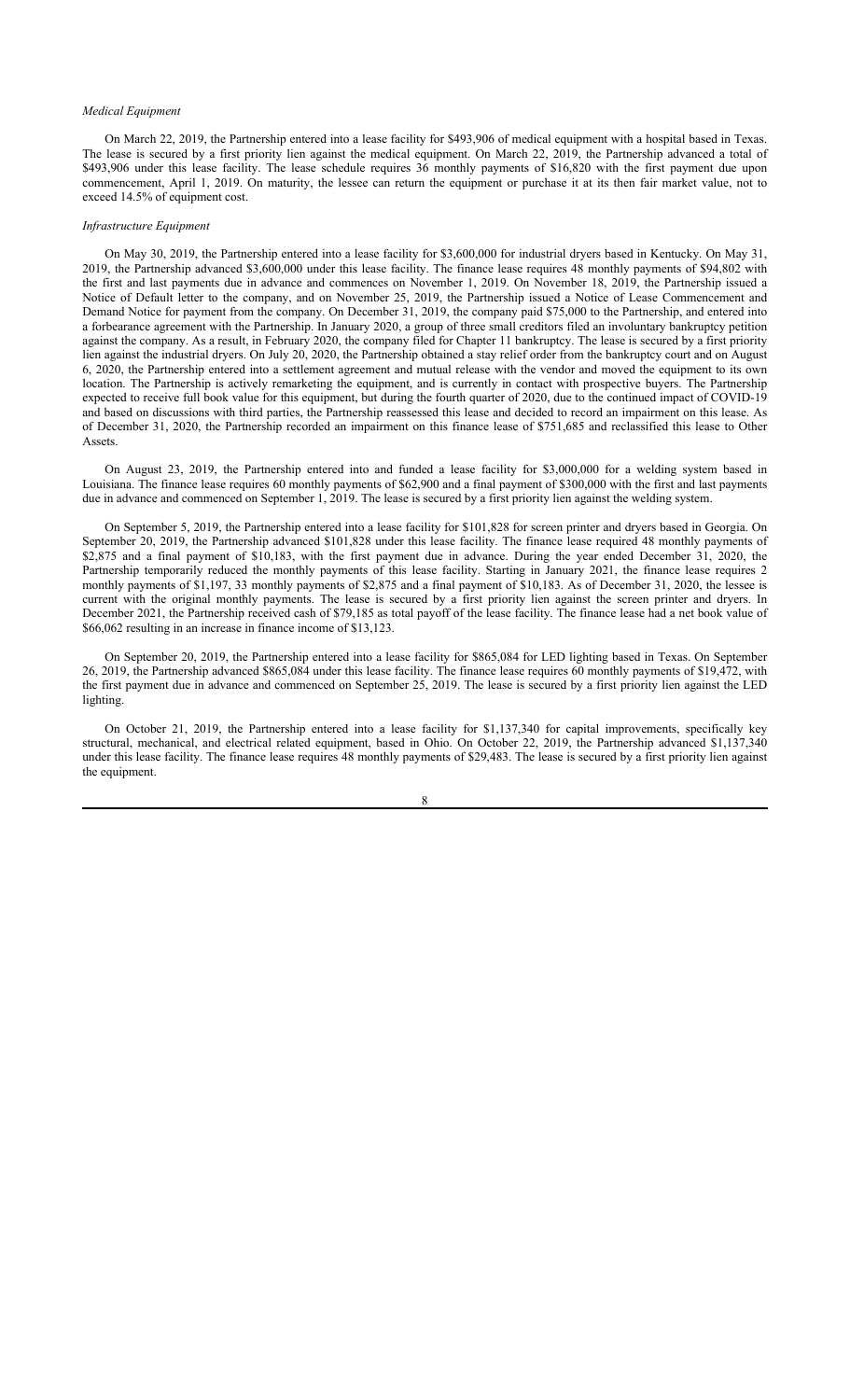*Medical Equipment*

On March 22, 2019, the Partnership entered into a lease facility for $493,906 of medical equipment with a hospital based in Texas. The lease is secured by a first priority lien against the medical equipment. On March 22, 2019, the Partnership advanced a total of $493,906 under this lease facility. The lease schedule requires 36 monthly payments of $16,820 with the first payment due upon commencement, April 1, 2019. On maturity, the lessee can return the equipment or purchase it at its then fair market value, not to exceed 14.5% of equipment cost.

*Infrastructure Equipment*

On May 30, 2019, the Partnership entered into a lease facility for $3,600,000 for industrial dryers based in Kentucky. On May 31, 2019, the Partnership advanced $3,600,000 under this lease facility. The finance lease requires 48 monthly payments of $94,802 with the first and last payments due in advance and commences on November 1, 2019. On November 18, 2019, the Partnership issued a Notice of Default letter to the company, and on November 25, 2019, the Partnership issued a Notice of Lease Commencement and Demand Notice for payment from the company. On December 31, 2019, the company paid $75,000 to the Partnership, and entered into a forbearance agreement with the Partnership. In January 2020, a group of three small creditors filed an involuntary bankruptcy petition against the company. As a result, in February 2020, the company filed for Chapter 11 bankruptcy. The lease is secured by a first priority lien against the industrial dryers. On July 20, 2020, the Partnership obtained a stay relief order from the bankruptcy court and on August 6, 2020, the Partnership entered into a settlement agreement and mutual release with the vendor and moved the equipment to its own location. The Partnership is actively remarketing the equipment, and is currently in contact with prospective buyers. The Partnership expected to receive full book value for this equipment, but during the fourth quarter of 2020, due to the continued impact of COVID-19 and based on discussions with third parties, the Partnership reassessed this lease and decided to record an impairment on this lease. As of December 31, 2020, the Partnership recorded an impairment on this finance lease of $751,685 and reclassified this lease to Other Assets.

On August 23, 2019, the Partnership entered into and funded a lease facility for $3,000,000 for a welding system based in Louisiana. The finance lease requires 60 monthly payments of $62,900 and a final payment of $300,000 with the first and last payments due in advance and commenced on September 1, 2019. The lease is secured by a first priority lien against the welding system.

On September 5, 2019, the Partnership entered into a lease facility for $101,828 for screen printer and dryers based in Georgia. On September 20, 2019, the Partnership advanced $101,828 under this lease facility. The finance lease required 48 monthly payments of $2,875 and a final payment of $10,183, with the first payment due in advance. During the year ended December 31, 2020, the Partnership temporarily reduced the monthly payments of this lease facility. Starting in January 2021, the finance lease requires 2 monthly payments of $1,197, 33 monthly payments of $2,875 and a final payment of $10,183. As of December 31, 2020, the lessee is current with the original monthly payments. The lease is secured by a first priority lien against the screen printer and dryers. In December 2021, the Partnership received cash of $79,185 as total payoff of the lease facility. The finance lease had a net book value of $66,062 resulting in an increase in finance income of $13,123.

On September 20, 2019, the Partnership entered into a lease facility for $865,084 for LED lighting based in Texas. On September 26, 2019, the Partnership advanced $865,084 under this lease facility. The finance lease requires 60 monthly payments of $19,472, with the first payment due in advance and commenced on September 25, 2019. The lease is secured by a first priority lien against the LED lighting.

On October 21, 2019, the Partnership entered into a lease facility for $1,137,340 for capital improvements, specifically key structural, mechanical, and electrical related equipment, based in Ohio. On October 22, 2019, the Partnership advanced $1,137,340 under this lease facility. The finance lease requires 48 monthly payments of $29,483. The lease is secured by a first priority lien against the equipment.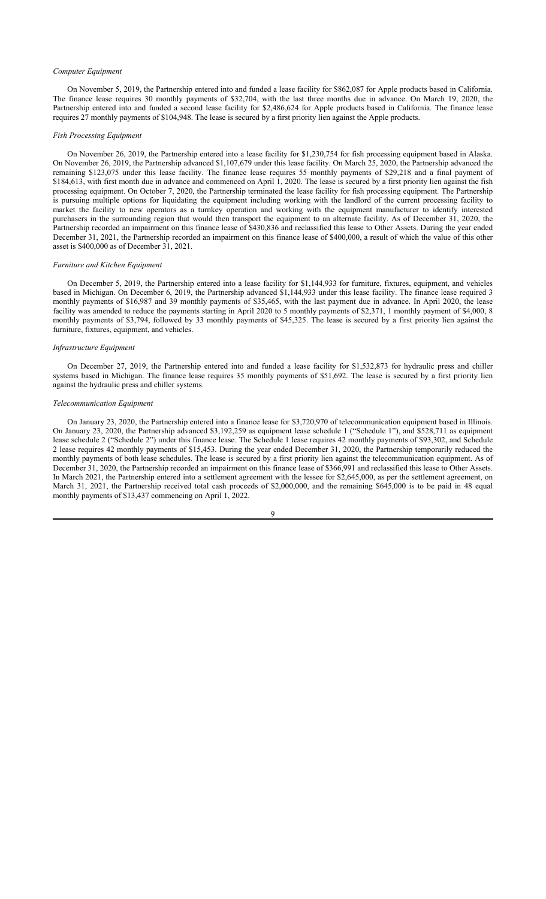*Computer Equipment*

On November 5, 2019, the Partnership entered into and funded a lease facility for $862,087 for Apple products based in California. The finance lease requires 30 monthly payments of $32,704, with the last three months due in advance. On March 19, 2020, the Partnership entered into and funded a second lease facility for $2,486,624 for Apple products based in California. The finance lease requires 27 monthly payments of $104,948. The lease is secured by a first priority lien against the Apple products.

*Fish Processing Equipment*

On November 26, 2019, the Partnership entered into a lease facility for $1,230,754 for fish processing equipment based in Alaska. On November 26, 2019, the Partnership advanced $1,107,679 under this lease facility. On March 25, 2020, the Partnership advanced the remaining $123,075 under this lease facility. The finance lease requires 55 monthly payments of $29,218 and a final payment of $184,613, with first month due in advance and commenced on April 1, 2020. The lease is secured by a first priority lien against the fish processing equipment. On October 7, 2020, the Partnership terminated the lease facility for fish processing equipment. The Partnership is pursuing multiple options for liquidating the equipment including working with the landlord of the current processing facility to market the facility to new operators as a turnkey operation and working with the equipment manufacturer to identify interested purchasers in the surrounding region that would then transport the equipment to an alternate facility. As of December 31, 2020, the Partnership recorded an impairment on this finance lease of $430,836 and reclassified this lease to Other Assets. During the year ended December 31, 2021, the Partnership recorded an impairment on this finance lease of $400,000, a result of which the value of this other asset is $400,000 as of December 31, 2021.

*Furniture and Kitchen Equipment*

On December 5, 2019, the Partnership entered into a lease facility for $1,144,933 for furniture, fixtures, equipment, and vehicles based in Michigan. On December 6, 2019, the Partnership advanced $1,144,933 under this lease facility. The finance lease required 3 monthly payments of $16,987 and 39 monthly payments of $35,465, with the last payment due in advance. In April 2020, the lease facility was amended to reduce the payments starting in April 2020 to 5 monthly payments of $2,371, 1 monthly payment of $4,000, 8 monthly payments of $3,794, followed by 33 monthly payments of $45,325. The lease is secured by a first priority lien against the furniture, fixtures, equipment, and vehicles.

*Infrastructure Equipment*

On December 27, 2019, the Partnership entered into and funded a lease facility for $1,532,873 for hydraulic press and chiller systems based in Michigan. The finance lease requires 35 monthly payments of $51,692. The lease is secured by a first priority lien against the hydraulic press and chiller systems.

*Telecommunication Equipment*

On January 23, 2020, the Partnership entered into a finance lease for $3,720,970 of telecommunication equipment based in Illinois. On January 23, 2020, the Partnership advanced $3,192,259 as equipment lease schedule 1 ("Schedule 1"), and $528,711 as equipment lease schedule 2 ("Schedule 2") under this finance lease. The Schedule 1 lease requires 42 monthly payments of $93,302, and Schedule 2 lease requires 42 monthly payments of $15,453. During the year ended December 31, 2020, the Partnership temporarily reduced the monthly payments of both lease schedules. The lease is secured by a first priority lien against the telecommunication equipment. As of December 31, 2020, the Partnership recorded an impairment on this finance lease of $366,991 and reclassified this lease to Other Assets. In March 2021, the Partnership entered into a settlement agreement with the lessee for $2,645,000, as per the settlement agreement, on March 31, 2021, the Partnership received total cash proceeds of $2,000,000, and the remaining $645,000 is to be paid in 48 equal monthly payments of $13,437 commencing on April 1, 2022.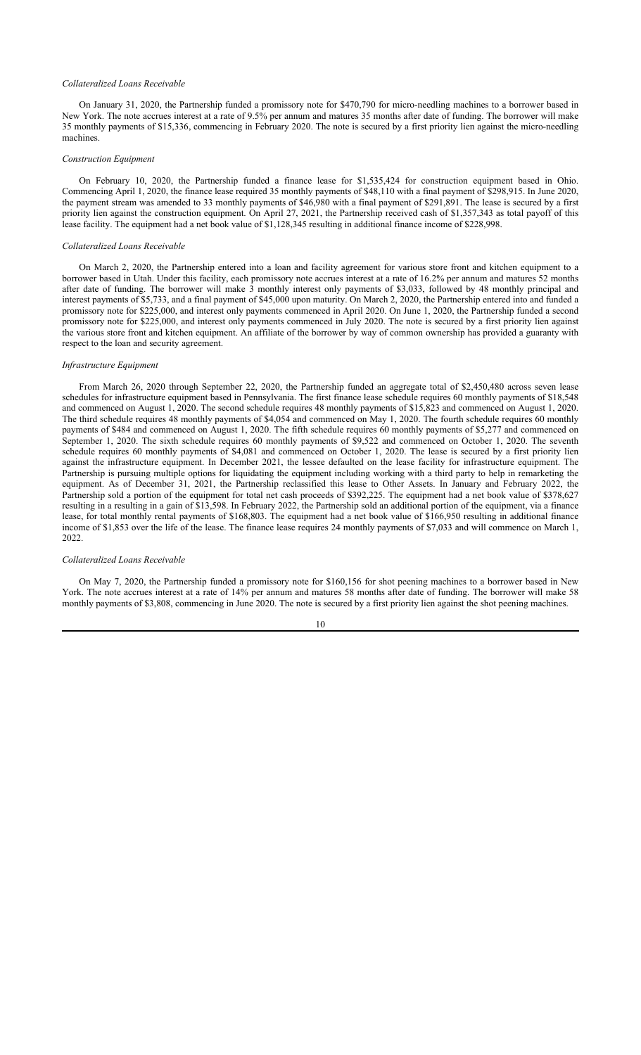*Collateralized Loans Receivable*

On January 31, 2020, the Partnership funded a promissory note for $470,790 for micro-needling machines to a borrower based in New York. The note accrues interest at a rate of 9.5% per annum and matures 35 months after date of funding. The borrower will make 35 monthly payments of $15,336, commencing in February 2020. The note is secured by a first priority lien against the micro-needling machines.

*Construction Equipment*

On February 10, 2020, the Partnership funded a finance lease for $1,535,424 for construction equipment based in Ohio. Commencing April 1, 2020, the finance lease required 35 monthly payments of $48,110 with a final payment of $298,915. In June 2020, the payment stream was amended to 33 monthly payments of $46,980 with a final payment of $291,891. The lease is secured by a first priority lien against the construction equipment. On April 27, 2021, the Partnership received cash of $1,357,343 as total payoff of this lease facility. The equipment had a net book value of $1,128,345 resulting in additional finance income of $228,998.

*Collateralized Loans Receivable*

On March 2, 2020, the Partnership entered into a loan and facility agreement for various store front and kitchen equipment to a borrower based in Utah. Under this facility, each promissory note accrues interest at a rate of 16.2% per annum and matures 52 months after date of funding. The borrower will make 3 monthly interest only payments of $3,033, followed by 48 monthly principal and interest payments of $5,733, and a final payment of $45,000 upon maturity. On March 2, 2020, the Partnership entered into and funded a promissory note for $225,000, and interest only payments commenced in April 2020. On June 1, 2020, the Partnership funded a second promissory note for $225,000, and interest only payments commenced in July 2020. The note is secured by a first priority lien against the various store front and kitchen equipment. An affiliate of the borrower by way of common ownership has provided a guaranty with respect to the loan and security agreement.

*Infrastructure Equipment*

From March 26, 2020 through September 22, 2020, the Partnership funded an aggregate total of $2,450,480 across seven lease schedules for infrastructure equipment based in Pennsylvania. The first finance lease schedule requires 60 monthly payments of $18,548 and commenced on August 1, 2020. The second schedule requires 48 monthly payments of $15,823 and commenced on August 1, 2020. The third schedule requires 48 monthly payments of $4,054 and commenced on May 1, 2020. The fourth schedule requires 60 monthly payments of $484 and commenced on August 1, 2020. The fifth schedule requires 60 monthly payments of $5,277 and commenced on September 1, 2020. The sixth schedule requires 60 monthly payments of $9,522 and commenced on October 1, 2020. The seventh schedule requires 60 monthly payments of $4,081 and commenced on October 1, 2020. The lease is secured by a first priority lien against the infrastructure equipment. In December 2021, the lessee defaulted on the lease facility for infrastructure equipment. The Partnership is pursuing multiple options for liquidating the equipment including working with a third party to help in remarketing the equipment. As of December 31, 2021, the Partnership reclassified this lease to Other Assets. In January and February 2022, the Partnership sold a portion of the equipment for total net cash proceeds of $392,225. The equipment had a net book value of $378,627 resulting in a resulting in a gain of $13,598. In February 2022, the Partnership sold an additional portion of the equipment, via a finance lease, for total monthly rental payments of $168,803. The equipment had a net book value of $166,950 resulting in additional finance income of $1,853 over the life of the lease. The finance lease requires 24 monthly payments of $7,033 and will commence on March 1, 2022.

*Collateralized Loans Receivable*

On May 7, 2020, the Partnership funded a promissory note for $160,156 for shot peening machines to a borrower based in New York. The note accrues interest at a rate of 14% per annum and matures 58 months after date of funding. The borrower will make 58 monthly payments of $3,808, commencing in June 2020. The note is secured by a first priority lien against the shot peening machines.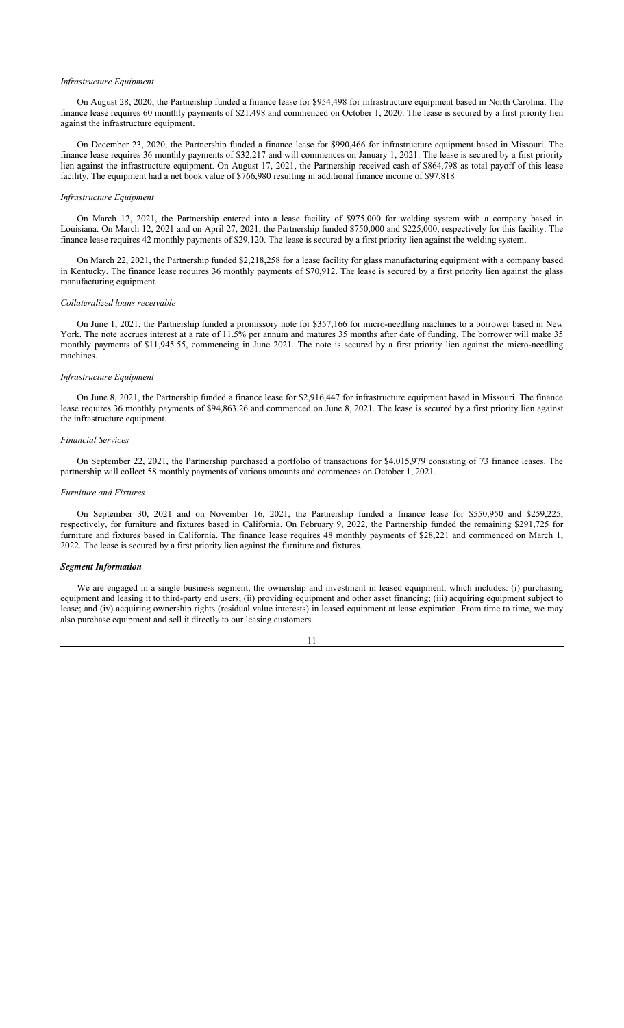*Infrastructure Equipment*

On August 28, 2020, the Partnership funded a finance lease for $954,498 for infrastructure equipment based in North Carolina. The finance lease requires 60 monthly payments of $21,498 and commenced on October 1, 2020. The lease is secured by a first priority lien against the infrastructure equipment.

On December 23, 2020, the Partnership funded a finance lease for $990,466 for infrastructure equipment based in Missouri. The finance lease requires 36 monthly payments of $32,217 and will commences on January 1, 2021. The lease is secured by a first priority lien against the infrastructure equipment. On August 17, 2021, the Partnership received cash of $864,798 as total payoff of this lease facility. The equipment had a net book value of $766,980 resulting in additional finance income of $97,818

*Infrastructure Equipment*

On March 12, 2021, the Partnership entered into a lease facility of $975,000 for welding system with a company based in Louisiana. On March 12, 2021 and on April 27, 2021, the Partnership funded $750,000 and $225,000, respectively for this facility. The finance lease requires 42 monthly payments of $29,120. The lease is secured by a first priority lien against the welding system.

On March 22, 2021, the Partnership funded $2,218,258 for a lease facility for glass manufacturing equipment with a company based in Kentucky. The finance lease requires 36 monthly payments of $70,912. The lease is secured by a first priority lien against the glass manufacturing equipment.

*Collateralized loans receivable*

On June 1, 2021, the Partnership funded a promissory note for $357,166 for micro-needling machines to a borrower based in New York. The note accrues interest at a rate of 11.5% per annum and matures 35 months after date of funding. The borrower will make 35 monthly payments of $11,945.55, commencing in June 2021. The note is secured by a first priority lien against the micro-needling machines.

*Infrastructure Equipment*

On June 8, 2021, the Partnership funded a finance lease for $2,916,447 for infrastructure equipment based in Missouri. The finance lease requires 36 monthly payments of $94,863.26 and commenced on June 8, 2021. The lease is secured by a first priority lien against the infrastructure equipment.

*Financial Services*

On September 22, 2021, the Partnership purchased a portfolio of transactions for $4,015,979 consisting of 73 finance leases. The partnership will collect 58 monthly payments of various amounts and commences on October 1, 2021.

*Furniture and Fixtures*

On September 30, 2021 and on November 16, 2021, the Partnership funded a finance lease for $550,950 and $259,225, respectively, for furniture and fixtures based in California. On February 9, 2022, the Partnership funded the remaining $291,725 for furniture and fixtures based in California. The finance lease requires 48 monthly payments of $28,221 and commenced on March 1, 2022. The lease is secured by a first priority lien against the furniture and fixtures.

***Segment Information***

We are engaged in a single business segment, the ownership and investment in leased equipment, which includes: (i) purchasing equipment and leasing it to third-party end users; (ii) providing equipment and other asset financing; (iii) acquiring equipment subject to lease; and (iv) acquiring ownership rights (residual value interests) in leased equipment at lease expiration. From time to time, we may also purchase equipment and sell it directly to our leasing customers.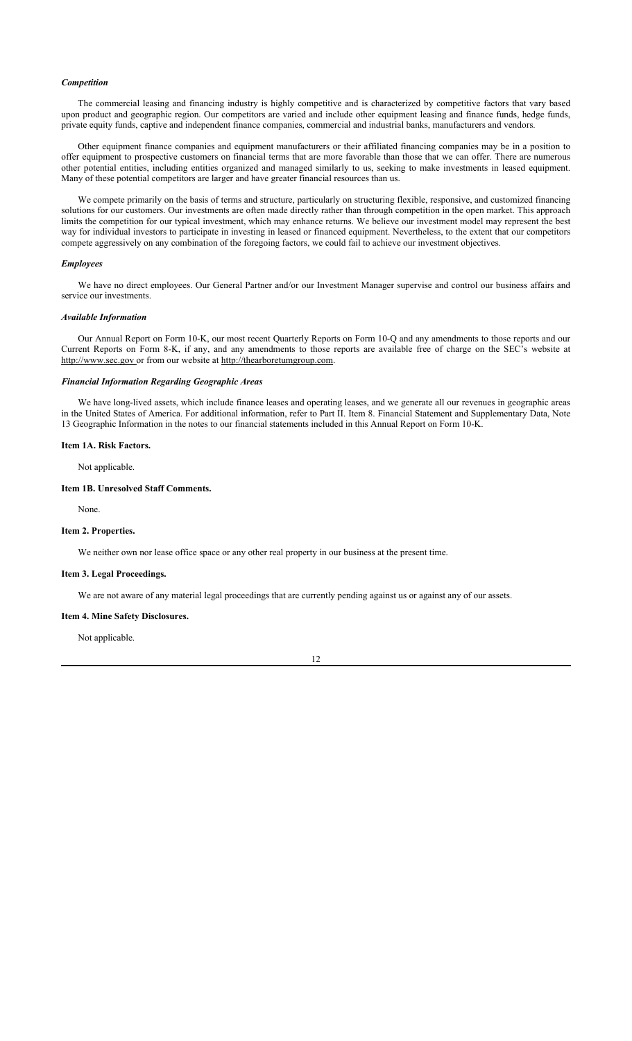### *Competition*

The commercial leasing and financing industry is highly competitive and is characterized by competitive factors that vary based upon product and geographic region. Our competitors are varied and include other equipment leasing and finance funds, hedge funds, private equity funds, captive and independent finance companies, commercial and industrial banks, manufacturers and vendors.

Other equipment finance companies and equipment manufacturers or their affiliated financing companies may be in a position to offer equipment to prospective customers on financial terms that are more favorable than those that we can offer. There are numerous other potential entities, including entities organized and managed similarly to us, seeking to make investments in leased equipment. Many of these potential competitors are larger and have greater financial resources than us.

We compete primarily on the basis of terms and structure, particularly on structuring flexible, responsive, and customized financing solutions for our customers. Our investments are often made directly rather than through competition in the open market. This approach limits the competition for our typical investment, which may enhance returns. We believe our investment model may represent the best way for individual investors to participate in investing in leased or financed equipment. Nevertheless, to the extent that our competitors compete aggressively on any combination of the foregoing factors, we could fail to achieve our investment objectives.

### *Employees*

We have no direct employees. Our General Partner and/or our Investment Manager supervise and control our business affairs and service our investments.

### *Available Information*

Our Annual Report on Form 10-K, our most recent Quarterly Reports on Form 10-Q and any amendments to those reports and our Current Reports on Form 8-K, if any, and any amendments to those reports are available free of charge on the SEC's website at http://www.sec.gov or from our website at http://thearboretumgroup.com.

### *Financial Information Regarding Geographic Areas*

We have long-lived assets, which include finance leases and operating leases, and we generate all our revenues in geographic areas in the United States of America. For additional information, refer to Part II. Item 8. Financial Statement and Supplementary Data, Note 13 Geographic Information in the notes to our financial statements included in this Annual Report on Form 10-K.

## Item 1A. Risk Factors.

Not applicable.

## Item 1B. Unresolved Staff Comments.

None.

## Item 2. Properties.

We neither own nor lease office space or any other real property in our business at the present time.

## Item 3. Legal Proceedings.

We are not aware of any material legal proceedings that are currently pending against us or against any of our assets.

## Item 4. Mine Safety Disclosures.

Not applicable.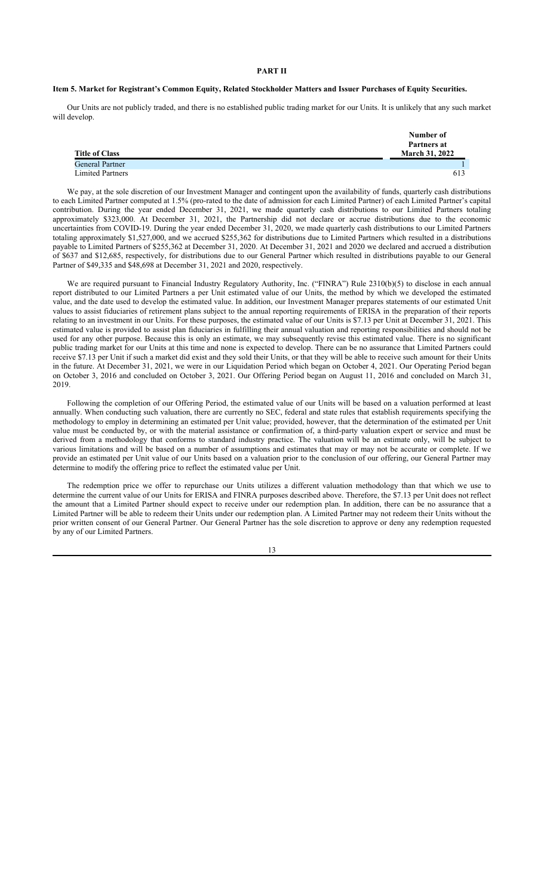# PART II

## Item 5. Market for Registrant's Common Equity, Related Stockholder Matters and Issuer Purchases of Equity Securities.

Our Units are not publicly traded, and there is no established public trading market for our Units. It is unlikely that any such market will develop.

| Title of Class | Number of Partners at March 31, 2022 |
|---|---|
| General Partner | 1 |
| Limited Partners | 613 |

We pay, at the sole discretion of our Investment Manager and contingent upon the availability of funds, quarterly cash distributions to each Limited Partner computed at 1.5% (pro-rated to the date of admission for each Limited Partner) of each Limited Partner's capital contribution. During the year ended December 31, 2021, we made quarterly cash distributions to our Limited Partners totaling approximately $323,000. At December 31, 2021, the Partnership did not declare or accrue distributions due to the economic uncertainties from COVID-19. During the year ended December 31, 2020, we made quarterly cash distributions to our Limited Partners totaling approximately $1,527,000, and we accrued $255,362 for distributions due to Limited Partners which resulted in a distributions payable to Limited Partners of $255,362 at December 31, 2020. At December 31, 2021 and 2020 we declared and accrued a distribution of $637 and $12,685, respectively, for distributions due to our General Partner which resulted in distributions payable to our General Partner of $49,335 and $48,698 at December 31, 2021 and 2020, respectively.

We are required pursuant to Financial Industry Regulatory Authority, Inc. ("FINRA") Rule 2310(b)(5) to disclose in each annual report distributed to our Limited Partners a per Unit estimated value of our Units, the method by which we developed the estimated value, and the date used to develop the estimated value. In addition, our Investment Manager prepares statements of our estimated Unit values to assist fiduciaries of retirement plans subject to the annual reporting requirements of ERISA in the preparation of their reports relating to an investment in our Units. For these purposes, the estimated value of our Units is $7.13 per Unit at December 31, 2021. This estimated value is provided to assist plan fiduciaries in fulfilling their annual valuation and reporting responsibilities and should not be used for any other purpose. Because this is only an estimate, we may subsequently revise this estimated value. There is no significant public trading market for our Units at this time and none is expected to develop. There can be no assurance that Limited Partners could receive $7.13 per Unit if such a market did exist and they sold their Units, or that they will be able to receive such amount for their Units in the future. At December 31, 2021, we were in our Liquidation Period which began on October 4, 2021. Our Operating Period began on October 3, 2016 and concluded on October 3, 2021. Our Offering Period began on August 11, 2016 and concluded on March 31, 2019.

Following the completion of our Offering Period, the estimated value of our Units will be based on a valuation performed at least annually. When conducting such valuation, there are currently no SEC, federal and state rules that establish requirements specifying the methodology to employ in determining an estimated per Unit value; provided, however, that the determination of the estimated per Unit value must be conducted by, or with the material assistance or confirmation of, a third-party valuation expert or service and must be derived from a methodology that conforms to standard industry practice. The valuation will be an estimate only, will be subject to various limitations and will be based on a number of assumptions and estimates that may or may not be accurate or complete. If we provide an estimated per Unit value of our Units based on a valuation prior to the conclusion of our offering, our General Partner may determine to modify the offering price to reflect the estimated value per Unit.

The redemption price we offer to repurchase our Units utilizes a different valuation methodology than that which we use to determine the current value of our Units for ERISA and FINRA purposes described above. Therefore, the $7.13 per Unit does not reflect the amount that a Limited Partner should expect to receive under our redemption plan. In addition, there can be no assurance that a Limited Partner will be able to redeem their Units under our redemption plan. A Limited Partner may not redeem their Units without the prior written consent of our General Partner. Our General Partner has the sole discretion to approve or deny any redemption requested by any of our Limited Partners.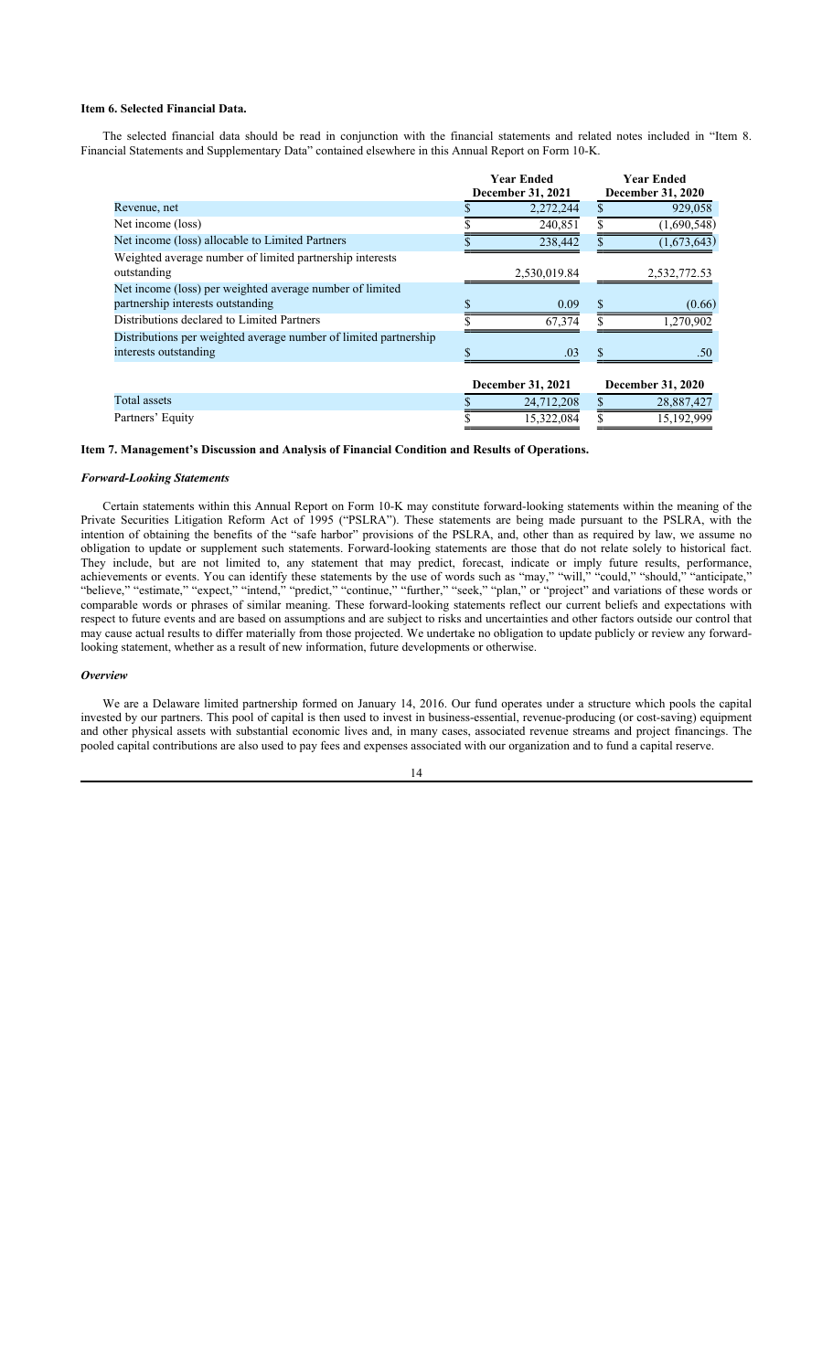### Item 6. Selected Financial Data.

The selected financial data should be read in conjunction with the financial statements and related notes included in "Item 8. Financial Statements and Supplementary Data" contained elsewhere in this Annual Report on Form 10-K.

| | Year Ended December 31, 2021 | Year Ended December 31, 2020 |
|---|---|---|
| Revenue, net | $ 2,272,244 | $ 929,058 |
| Net income (loss) | $ 240,851 | $ (1,690,548) |
| Net income (loss) allocable to Limited Partners | $ 238,442 | $ (1,673,643) |
| Weighted average number of limited partnership interests outstanding | 2,530,019.84 | 2,532,772.53 |
| Net income (loss) per weighted average number of limited partnership interests outstanding | $ 0.09 | $ (0.66) |
| Distributions declared to Limited Partners | $ 67,374 | $ 1,270,902 |
| Distributions per weighted average number of limited partnership interests outstanding | $ .03 | $ .50 |

| | December 31, 2021 | December 31, 2020 |
|---|---|---|
| Total assets | $ 24,712,208 | $ 28,887,427 |
| Partners' Equity | $ 15,322,084 | $ 15,192,999 |

### Item 7. Management's Discussion and Analysis of Financial Condition and Results of Operations.

***Forward-Looking Statements***

Certain statements within this Annual Report on Form 10-K may constitute forward-looking statements within the meaning of the Private Securities Litigation Reform Act of 1995 ("PSLRA"). These statements are being made pursuant to the PSLRA, with the intention of obtaining the benefits of the "safe harbor" provisions of the PSLRA, and, other than as required by law, we assume no obligation to update or supplement such statements. Forward-looking statements are those that do not relate solely to historical fact. They include, but are not limited to, any statement that may predict, forecast, indicate or imply future results, performance, achievements or events. You can identify these statements by the use of words such as "may," "will," "could," "should," "anticipate," "believe," "estimate," "expect," "intend," "predict," "continue," "further," "seek," "plan," or "project" and variations of these words or comparable words or phrases of similar meaning. These forward-looking statements reflect our current beliefs and expectations with respect to future events and are based on assumptions and are subject to risks and uncertainties and other factors outside our control that may cause actual results to differ materially from those projected. We undertake no obligation to update publicly or review any forward-looking statement, whether as a result of new information, future developments or otherwise.

***Overview***

We are a Delaware limited partnership formed on January 14, 2016. Our fund operates under a structure which pools the capital invested by our partners. This pool of capital is then used to invest in business-essential, revenue-producing (or cost-saving) equipment and other physical assets with substantial economic lives and, in many cases, associated revenue streams and project financings. The pooled capital contributions are also used to pay fees and expenses associated with our organization and to fund a capital reserve.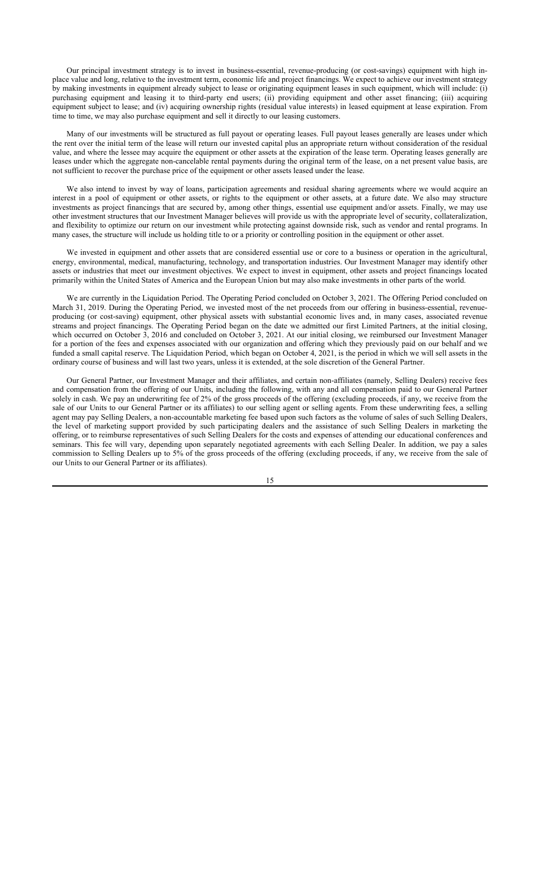Our principal investment strategy is to invest in business-essential, revenue-producing (or cost-savings) equipment with high in-place value and long, relative to the investment term, economic life and project financings. We expect to achieve our investment strategy by making investments in equipment already subject to lease or originating equipment leases in such equipment, which will include: (i) purchasing equipment and leasing it to third-party end users; (ii) providing equipment and other asset financing; (iii) acquiring equipment subject to lease; and (iv) acquiring ownership rights (residual value interests) in leased equipment at lease expiration. From time to time, we may also purchase equipment and sell it directly to our leasing customers.

Many of our investments will be structured as full payout or operating leases. Full payout leases generally are leases under which the rent over the initial term of the lease will return our invested capital plus an appropriate return without consideration of the residual value, and where the lessee may acquire the equipment or other assets at the expiration of the lease term. Operating leases generally are leases under which the aggregate non-cancelable rental payments during the original term of the lease, on a net present value basis, are not sufficient to recover the purchase price of the equipment or other assets leased under the lease.

We also intend to invest by way of loans, participation agreements and residual sharing agreements where we would acquire an interest in a pool of equipment or other assets, or rights to the equipment or other assets, at a future date. We also may structure investments as project financings that are secured by, among other things, essential use equipment and/or assets. Finally, we may use other investment structures that our Investment Manager believes will provide us with the appropriate level of security, collateralization, and flexibility to optimize our return on our investment while protecting against downside risk, such as vendor and rental programs. In many cases, the structure will include us holding title to or a priority or controlling position in the equipment or other asset.

We invested in equipment and other assets that are considered essential use or core to a business or operation in the agricultural, energy, environmental, medical, manufacturing, technology, and transportation industries. Our Investment Manager may identify other assets or industries that meet our investment objectives. We expect to invest in equipment, other assets and project financings located primarily within the United States of America and the European Union but may also make investments in other parts of the world.

We are currently in the Liquidation Period. The Operating Period concluded on October 3, 2021. The Offering Period concluded on March 31, 2019. During the Operating Period, we invested most of the net proceeds from our offering in business-essential, revenue-producing (or cost-saving) equipment, other physical assets with substantial economic lives and, in many cases, associated revenue streams and project financings. The Operating Period began on the date we admitted our first Limited Partners, at the initial closing, which occurred on October 3, 2016 and concluded on October 3, 2021. At our initial closing, we reimbursed our Investment Manager for a portion of the fees and expenses associated with our organization and offering which they previously paid on our behalf and we funded a small capital reserve. The Liquidation Period, which began on October 4, 2021, is the period in which we will sell assets in the ordinary course of business and will last two years, unless it is extended, at the sole discretion of the General Partner.

Our General Partner, our Investment Manager and their affiliates, and certain non-affiliates (namely, Selling Dealers) receive fees and compensation from the offering of our Units, including the following, with any and all compensation paid to our General Partner solely in cash. We pay an underwriting fee of 2% of the gross proceeds of the offering (excluding proceeds, if any, we receive from the sale of our Units to our General Partner or its affiliates) to our selling agent or selling agents. From these underwriting fees, a selling agent may pay Selling Dealers, a non-accountable marketing fee based upon such factors as the volume of sales of such Selling Dealers, the level of marketing support provided by such participating dealers and the assistance of such Selling Dealers in marketing the offering, or to reimburse representatives of such Selling Dealers for the costs and expenses of attending our educational conferences and seminars. This fee will vary, depending upon separately negotiated agreements with each Selling Dealer. In addition, we pay a sales commission to Selling Dealers up to 5% of the gross proceeds of the offering (excluding proceeds, if any, we receive from the sale of our Units to our General Partner or its affiliates).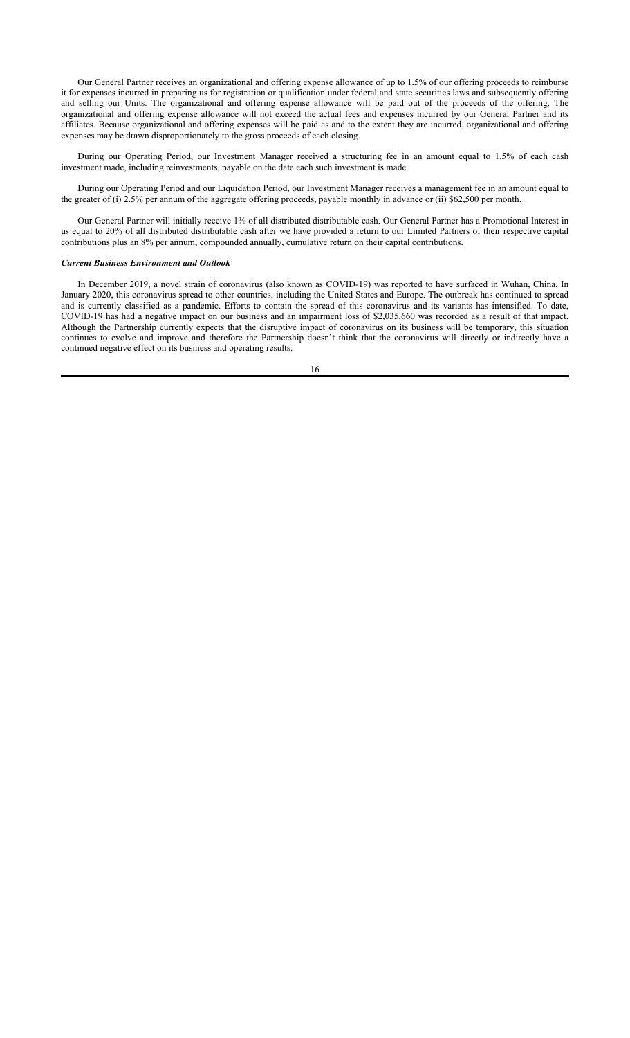Our General Partner receives an organizational and offering expense allowance of up to 1.5% of our offering proceeds to reimburse it for expenses incurred in preparing us for registration or qualification under federal and state securities laws and subsequently offering and selling our Units. The organizational and offering expense allowance will be paid out of the proceeds of the offering. The organizational and offering expense allowance will not exceed the actual fees and expenses incurred by our General Partner and its affiliates. Because organizational and offering expenses will be paid as and to the extent they are incurred, organizational and offering expenses may be drawn disproportionately to the gross proceeds of each closing.

During our Operating Period, our Investment Manager received a structuring fee in an amount equal to 1.5% of each cash investment made, including reinvestments, payable on the date each such investment is made.

During our Operating Period and our Liquidation Period, our Investment Manager receives a management fee in an amount equal to the greater of (i) 2.5% per annum of the aggregate offering proceeds, payable monthly in advance or (ii) $62,500 per month.

Our General Partner will initially receive 1% of all distributed distributable cash. Our General Partner has a Promotional Interest in us equal to 20% of all distributed distributable cash after we have provided a return to our Limited Partners of their respective capital contributions plus an 8% per annum, compounded annually, cumulative return on their capital contributions.

***Current Business Environment and Outlook***

In December 2019, a novel strain of coronavirus (also known as COVID-19) was reported to have surfaced in Wuhan, China. In January 2020, this coronavirus spread to other countries, including the United States and Europe. The outbreak has continued to spread and is currently classified as a pandemic. Efforts to contain the spread of this coronavirus and its variants has intensified. To date, COVID-19 has had a negative impact on our business and an impairment loss of $2,035,660 was recorded as a result of that impact. Although the Partnership currently expects that the disruptive impact of coronavirus on its business will be temporary, this situation continues to evolve and improve and therefore the Partnership doesn't think that the coronavirus will directly or indirectly have a continued negative effect on its business and operating results.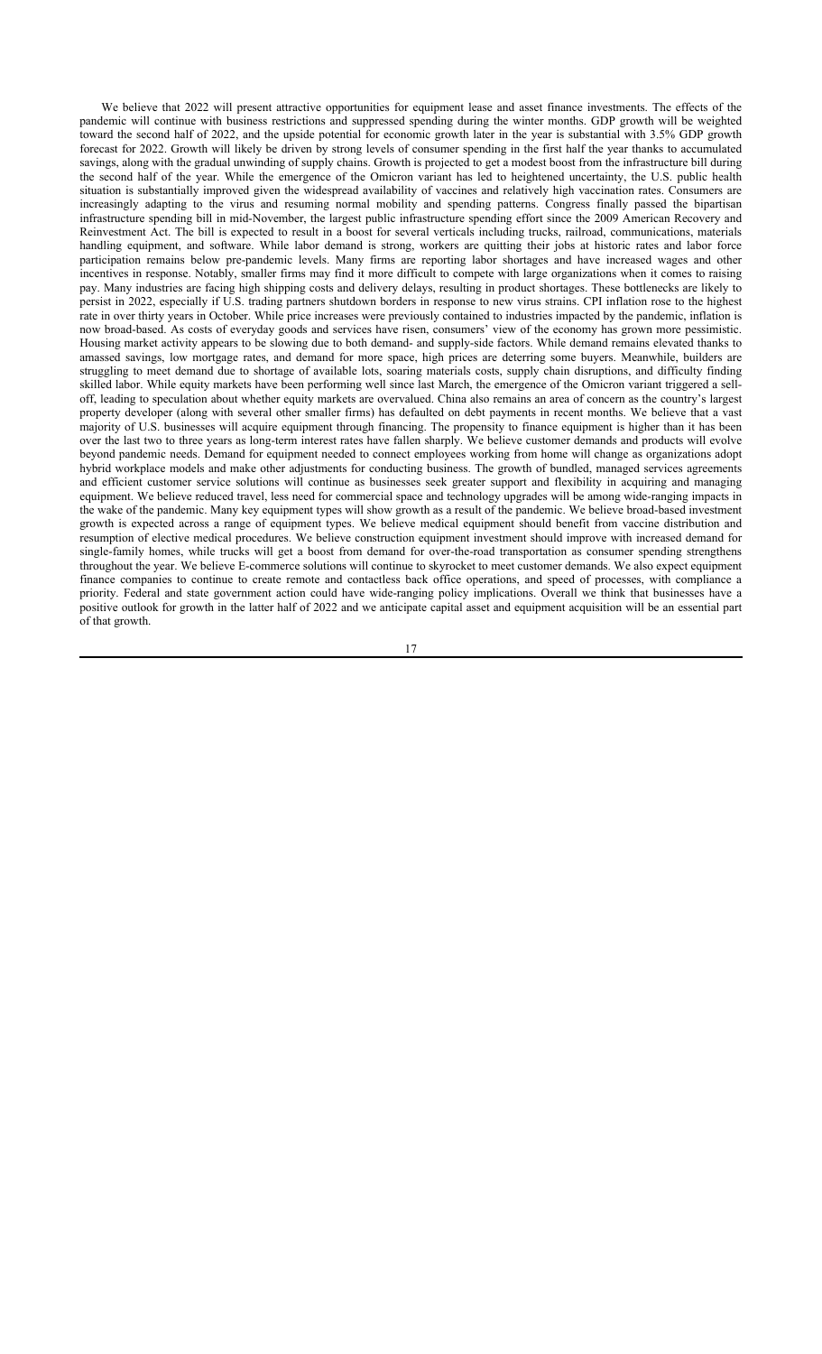We believe that 2022 will present attractive opportunities for equipment lease and asset finance investments. The effects of the pandemic will continue with business restrictions and suppressed spending during the winter months. GDP growth will be weighted toward the second half of 2022, and the upside potential for economic growth later in the year is substantial with 3.5% GDP growth forecast for 2022. Growth will likely be driven by strong levels of consumer spending in the first half the year thanks to accumulated savings, along with the gradual unwinding of supply chains. Growth is projected to get a modest boost from the infrastructure bill during the second half of the year. While the emergence of the Omicron variant has led to heightened uncertainty, the U.S. public health situation is substantially improved given the widespread availability of vaccines and relatively high vaccination rates. Consumers are increasingly adapting to the virus and resuming normal mobility and spending patterns. Congress finally passed the bipartisan infrastructure spending bill in mid-November, the largest public infrastructure spending effort since the 2009 American Recovery and Reinvestment Act. The bill is expected to result in a boost for several verticals including trucks, railroad, communications, materials handling equipment, and software. While labor demand is strong, workers are quitting their jobs at historic rates and labor force participation remains below pre-pandemic levels. Many firms are reporting labor shortages and have increased wages and other incentives in response. Notably, smaller firms may find it more difficult to compete with large organizations when it comes to raising pay. Many industries are facing high shipping costs and delivery delays, resulting in product shortages. These bottlenecks are likely to persist in 2022, especially if U.S. trading partners shutdown borders in response to new virus strains. CPI inflation rose to the highest rate in over thirty years in October. While price increases were previously contained to industries impacted by the pandemic, inflation is now broad-based. As costs of everyday goods and services have risen, consumers' view of the economy has grown more pessimistic. Housing market activity appears to be slowing due to both demand- and supply-side factors. While demand remains elevated thanks to amassed savings, low mortgage rates, and demand for more space, high prices are deterring some buyers. Meanwhile, builders are struggling to meet demand due to shortage of available lots, soaring materials costs, supply chain disruptions, and difficulty finding skilled labor. While equity markets have been performing well since last March, the emergence of the Omicron variant triggered a sell-off, leading to speculation about whether equity markets are overvalued. China also remains an area of concern as the country's largest property developer (along with several other smaller firms) has defaulted on debt payments in recent months. We believe that a vast majority of U.S. businesses will acquire equipment through financing. The propensity to finance equipment is higher than it has been over the last two to three years as long-term interest rates have fallen sharply. We believe customer demands and products will evolve beyond pandemic needs. Demand for equipment needed to connect employees working from home will change as organizations adopt hybrid workplace models and make other adjustments for conducting business. The growth of bundled, managed services agreements and efficient customer service solutions will continue as businesses seek greater support and flexibility in acquiring and managing equipment. We believe reduced travel, less need for commercial space and technology upgrades will be among wide-ranging impacts in the wake of the pandemic. Many key equipment types will show growth as a result of the pandemic. We believe broad-based investment growth is expected across a range of equipment types. We believe medical equipment should benefit from vaccine distribution and resumption of elective medical procedures. We believe construction equipment investment should improve with increased demand for single-family homes, while trucks will get a boost from demand for over-the-road transportation as consumer spending strengthens throughout the year. We believe E-commerce solutions will continue to skyrocket to meet customer demands. We also expect equipment finance companies to continue to create remote and contactless back office operations, and speed of processes, with compliance a priority. Federal and state government action could have wide-ranging policy implications. Overall we think that businesses have a positive outlook for growth in the latter half of 2022 and we anticipate capital asset and equipment acquisition will be an essential part of that growth.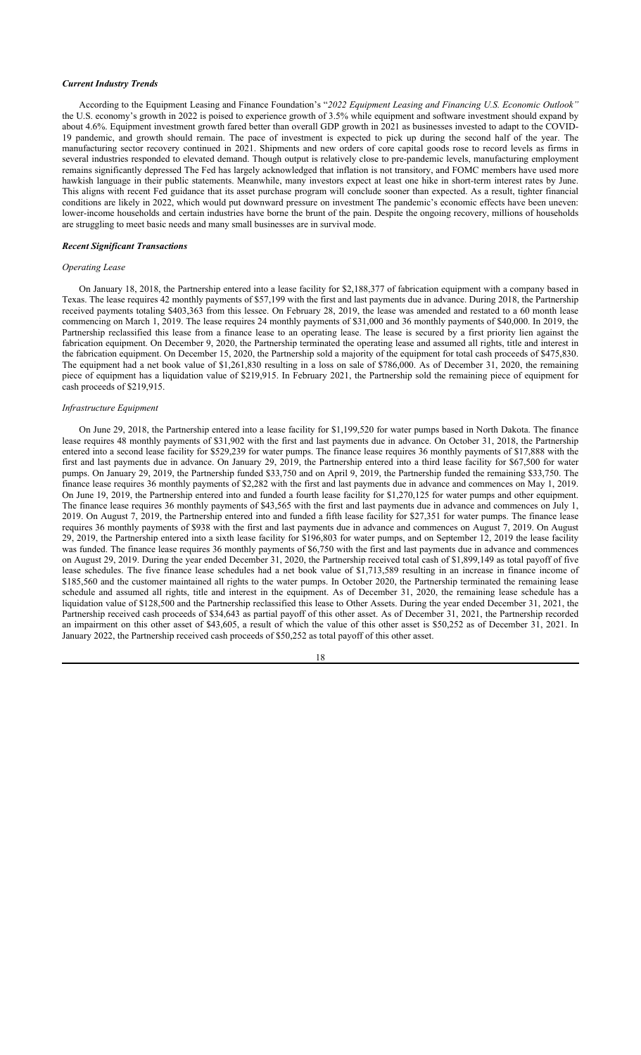### *Current Industry Trends*

According to the Equipment Leasing and Finance Foundation's "*2022 Equipment Leasing and Financing U.S. Economic Outlook"* the U.S. economy's growth in 2022 is poised to experience growth of 3.5% while equipment and software investment should expand by about 4.6%. Equipment investment growth fared better than overall GDP growth in 2021 as businesses invested to adapt to the COVID-19 pandemic, and growth should remain. The pace of investment is expected to pick up during the second half of the year. The manufacturing sector recovery continued in 2021. Shipments and new orders of core capital goods rose to record levels as firms in several industries responded to elevated demand. Though output is relatively close to pre-pandemic levels, manufacturing employment remains significantly depressed The Fed has largely acknowledged that inflation is not transitory, and FOMC members have used more hawkish language in their public statements. Meanwhile, many investors expect at least one hike in short-term interest rates by June. This aligns with recent Fed guidance that its asset purchase program will conclude sooner than expected. As a result, tighter financial conditions are likely in 2022, which would put downward pressure on investment The pandemic's economic effects have been uneven: lower-income households and certain industries have borne the brunt of the pain. Despite the ongoing recovery, millions of households are struggling to meet basic needs and many small businesses are in survival mode.

### *Recent Significant Transactions*

#### *Operating Lease*

On January 18, 2018, the Partnership entered into a lease facility for $2,188,377 of fabrication equipment with a company based in Texas. The lease requires 42 monthly payments of $57,199 with the first and last payments due in advance. During 2018, the Partnership received payments totaling $403,363 from this lessee. On February 28, 2019, the lease was amended and restated to a 60 month lease commencing on March 1, 2019. The lease requires 24 monthly payments of $31,000 and 36 monthly payments of $40,000. In 2019, the Partnership reclassified this lease from a finance lease to an operating lease. The lease is secured by a first priority lien against the fabrication equipment. On December 9, 2020, the Partnership terminated the operating lease and assumed all rights, title and interest in the fabrication equipment. On December 15, 2020, the Partnership sold a majority of the equipment for total cash proceeds of $475,830. The equipment had a net book value of $1,261,830 resulting in a loss on sale of $786,000. As of December 31, 2020, the remaining piece of equipment has a liquidation value of $219,915. In February 2021, the Partnership sold the remaining piece of equipment for cash proceeds of $219,915.

#### *Infrastructure Equipment*

On June 29, 2018, the Partnership entered into a lease facility for $1,199,520 for water pumps based in North Dakota. The finance lease requires 48 monthly payments of $31,902 with the first and last payments due in advance. On October 31, 2018, the Partnership entered into a second lease facility for $529,239 for water pumps. The finance lease requires 36 monthly payments of $17,888 with the first and last payments due in advance. On January 29, 2019, the Partnership entered into a third lease facility for $67,500 for water pumps. On January 29, 2019, the Partnership funded $33,750 and on April 9, 2019, the Partnership funded the remaining $33,750. The finance lease requires 36 monthly payments of $2,282 with the first and last payments due in advance and commences on May 1, 2019. On June 19, 2019, the Partnership entered into and funded a fourth lease facility for $1,270,125 for water pumps and other equipment. The finance lease requires 36 monthly payments of $43,565 with the first and last payments due in advance and commences on July 1, 2019. On August 7, 2019, the Partnership entered into and funded a fifth lease facility for $27,351 for water pumps. The finance lease requires 36 monthly payments of $938 with the first and last payments due in advance and commences on August 7, 2019. On August 29, 2019, the Partnership entered into a sixth lease facility for $196,803 for water pumps, and on September 12, 2019 the lease facility was funded. The finance lease requires 36 monthly payments of $6,750 with the first and last payments due in advance and commences on August 29, 2019. During the year ended December 31, 2020, the Partnership received total cash of $1,899,149 as total payoff of five lease schedules. The five finance lease schedules had a net book value of $1,713,589 resulting in an increase in finance income of $185,560 and the customer maintained all rights to the water pumps. In October 2020, the Partnership terminated the remaining lease schedule and assumed all rights, title and interest in the equipment. As of December 31, 2020, the remaining lease schedule has a liquidation value of $128,500 and the Partnership reclassified this lease to Other Assets. During the year ended December 31, 2021, the Partnership received cash proceeds of $34,643 as partial payoff of this other asset. As of December 31, 2021, the Partnership recorded an impairment on this other asset of $43,605, a result of which the value of this other asset is $50,252 as of December 31, 2021. In January 2022, the Partnership received cash proceeds of $50,252 as total payoff of this other asset.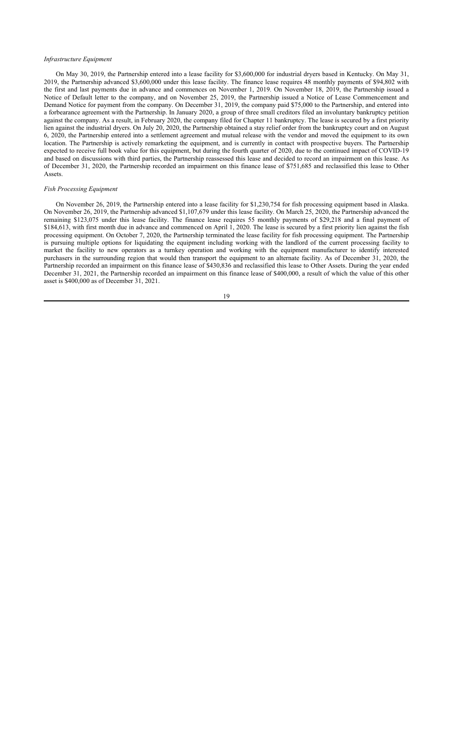*Infrastructure Equipment*

On May 30, 2019, the Partnership entered into a lease facility for $3,600,000 for industrial dryers based in Kentucky. On May 31, 2019, the Partnership advanced $3,600,000 under this lease facility. The finance lease requires 48 monthly payments of $94,802 with the first and last payments due in advance and commences on November 1, 2019. On November 18, 2019, the Partnership issued a Notice of Default letter to the company, and on November 25, 2019, the Partnership issued a Notice of Lease Commencement and Demand Notice for payment from the company. On December 31, 2019, the company paid $75,000 to the Partnership, and entered into a forbearance agreement with the Partnership. In January 2020, a group of three small creditors filed an involuntary bankruptcy petition against the company. As a result, in February 2020, the company filed for Chapter 11 bankruptcy. The lease is secured by a first priority lien against the industrial dryers. On July 20, 2020, the Partnership obtained a stay relief order from the bankruptcy court and on August 6, 2020, the Partnership entered into a settlement agreement and mutual release with the vendor and moved the equipment to its own location. The Partnership is actively remarketing the equipment, and is currently in contact with prospective buyers. The Partnership expected to receive full book value for this equipment, but during the fourth quarter of 2020, due to the continued impact of COVID-19 and based on discussions with third parties, the Partnership reassessed this lease and decided to record an impairment on this lease. As of December 31, 2020, the Partnership recorded an impairment on this finance lease of $751,685 and reclassified this lease to Other Assets.

*Fish Processing Equipment*

On November 26, 2019, the Partnership entered into a lease facility for $1,230,754 for fish processing equipment based in Alaska. On November 26, 2019, the Partnership advanced $1,107,679 under this lease facility. On March 25, 2020, the Partnership advanced the remaining $123,075 under this lease facility. The finance lease requires 55 monthly payments of $29,218 and a final payment of $184,613, with first month due in advance and commenced on April 1, 2020. The lease is secured by a first priority lien against the fish processing equipment. On October 7, 2020, the Partnership terminated the lease facility for fish processing equipment. The Partnership is pursuing multiple options for liquidating the equipment including working with the landlord of the current processing facility to market the facility to new operators as a turnkey operation and working with the equipment manufacturer to identify interested purchasers in the surrounding region that would then transport the equipment to an alternate facility. As of December 31, 2020, the Partnership recorded an impairment on this finance lease of $430,836 and reclassified this lease to Other Assets. During the year ended December 31, 2021, the Partnership recorded an impairment on this finance lease of $400,000, a result of which the value of this other asset is $400,000 as of December 31, 2021.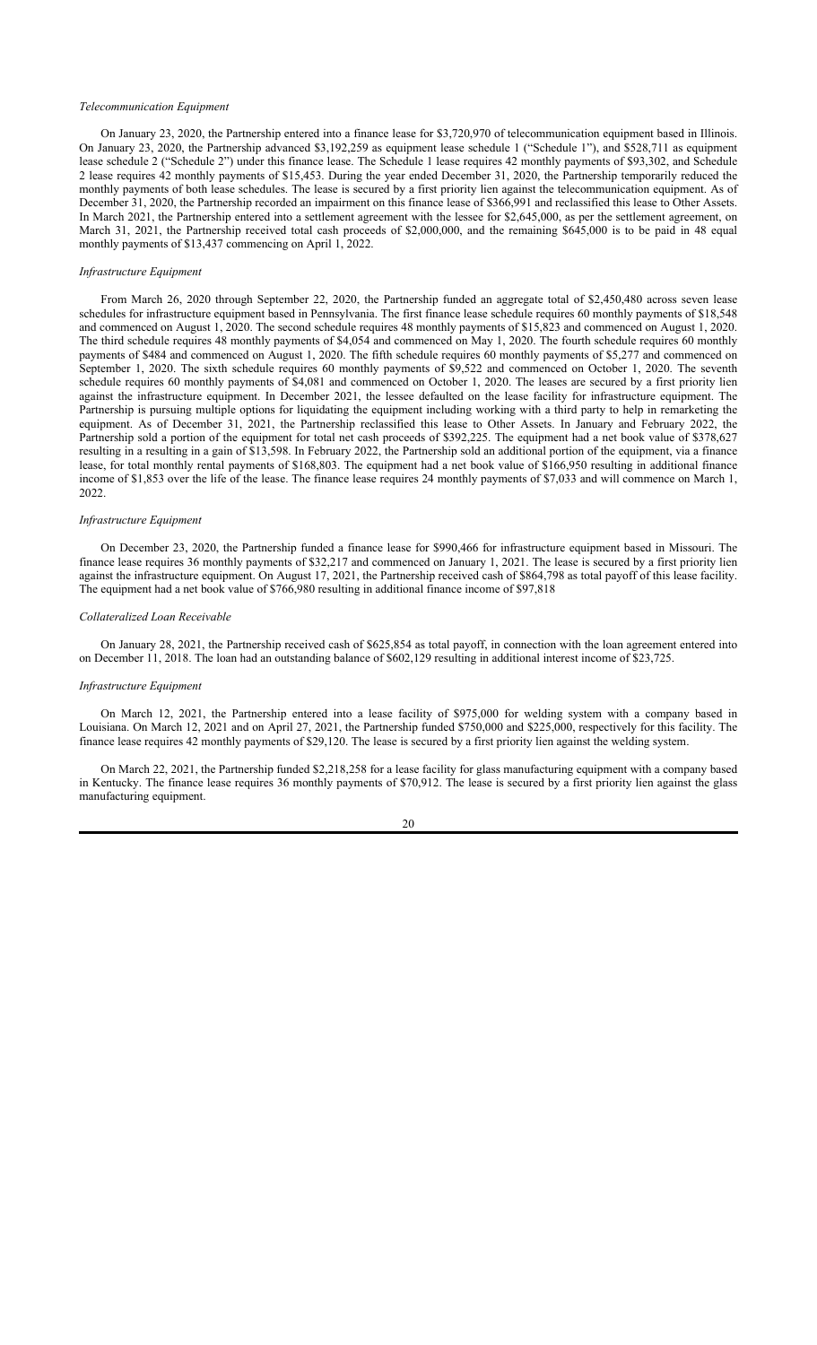*Telecommunication Equipment*

On January 23, 2020, the Partnership entered into a finance lease for $3,720,970 of telecommunication equipment based in Illinois. On January 23, 2020, the Partnership advanced $3,192,259 as equipment lease schedule 1 ("Schedule 1"), and $528,711 as equipment lease schedule 2 ("Schedule 2") under this finance lease. The Schedule 1 lease requires 42 monthly payments of $93,302, and Schedule 2 lease requires 42 monthly payments of $15,453. During the year ended December 31, 2020, the Partnership temporarily reduced the monthly payments of both lease schedules. The lease is secured by a first priority lien against the telecommunication equipment. As of December 31, 2020, the Partnership recorded an impairment on this finance lease of $366,991 and reclassified this lease to Other Assets. In March 2021, the Partnership entered into a settlement agreement with the lessee for $2,645,000, as per the settlement agreement, on March 31, 2021, the Partnership received total cash proceeds of $2,000,000, and the remaining $645,000 is to be paid in 48 equal monthly payments of $13,437 commencing on April 1, 2022.

*Infrastructure Equipment*

From March 26, 2020 through September 22, 2020, the Partnership funded an aggregate total of $2,450,480 across seven lease schedules for infrastructure equipment based in Pennsylvania. The first finance lease schedule requires 60 monthly payments of $18,548 and commenced on August 1, 2020. The second schedule requires 48 monthly payments of $15,823 and commenced on August 1, 2020. The third schedule requires 48 monthly payments of $4,054 and commenced on May 1, 2020. The fourth schedule requires 60 monthly payments of $484 and commenced on August 1, 2020. The fifth schedule requires 60 monthly payments of $5,277 and commenced on September 1, 2020. The sixth schedule requires 60 monthly payments of $9,522 and commenced on October 1, 2020. The seventh schedule requires 60 monthly payments of $4,081 and commenced on October 1, 2020. The leases are secured by a first priority lien against the infrastructure equipment. In December 2021, the lessee defaulted on the lease facility for infrastructure equipment. The Partnership is pursuing multiple options for liquidating the equipment including working with a third party to help in remarketing the equipment. As of December 31, 2021, the Partnership reclassified this lease to Other Assets. In January and February 2022, the Partnership sold a portion of the equipment for total net cash proceeds of $392,225. The equipment had a net book value of $378,627 resulting in a resulting in a gain of $13,598. In February 2022, the Partnership sold an additional portion of the equipment, via a finance lease, for total monthly rental payments of $168,803. The equipment had a net book value of $166,950 resulting in additional finance income of $1,853 over the life of the lease. The finance lease requires 24 monthly payments of $7,033 and will commence on March 1, 2022.

*Infrastructure Equipment*

On December 23, 2020, the Partnership funded a finance lease for $990,466 for infrastructure equipment based in Missouri. The finance lease requires 36 monthly payments of $32,217 and commenced on January 1, 2021. The lease is secured by a first priority lien against the infrastructure equipment. On August 17, 2021, the Partnership received cash of $864,798 as total payoff of this lease facility. The equipment had a net book value of $766,980 resulting in additional finance income of $97,818

*Collateralized Loan Receivable*

On January 28, 2021, the Partnership received cash of $625,854 as total payoff, in connection with the loan agreement entered into on December 11, 2018. The loan had an outstanding balance of $602,129 resulting in additional interest income of $23,725.

*Infrastructure Equipment*

On March 12, 2021, the Partnership entered into a lease facility of $975,000 for welding system with a company based in Louisiana. On March 12, 2021 and on April 27, 2021, the Partnership funded $750,000 and $225,000, respectively for this facility. The finance lease requires 42 monthly payments of $29,120. The lease is secured by a first priority lien against the welding system.

On March 22, 2021, the Partnership funded $2,218,258 for a lease facility for glass manufacturing equipment with a company based in Kentucky. The finance lease requires 36 monthly payments of $70,912. The lease is secured by a first priority lien against the glass manufacturing equipment.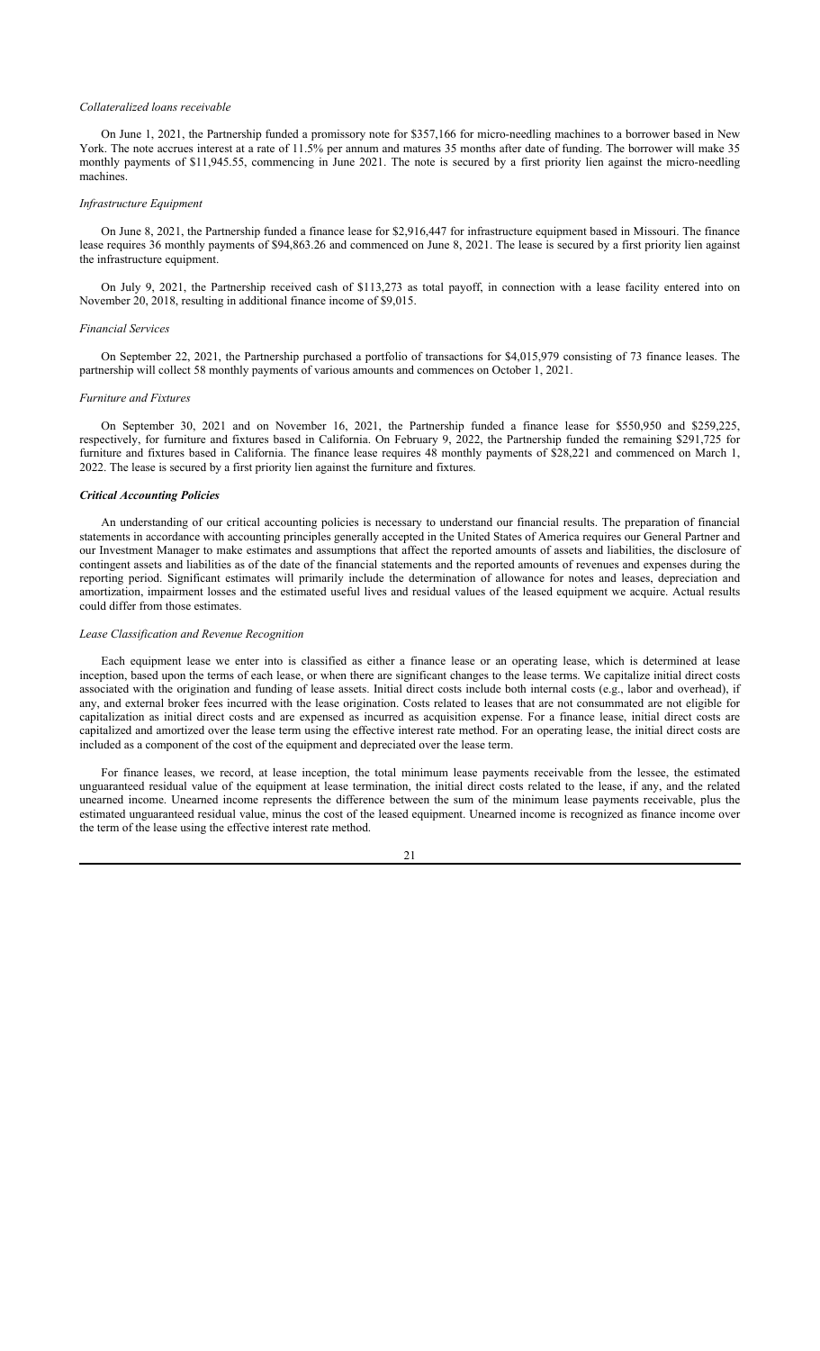*Collateralized loans receivable*

On June 1, 2021, the Partnership funded a promissory note for $357,166 for micro-needling machines to a borrower based in New York. The note accrues interest at a rate of 11.5% per annum and matures 35 months after date of funding. The borrower will make 35 monthly payments of $11,945.55, commencing in June 2021. The note is secured by a first priority lien against the micro-needling machines.

*Infrastructure Equipment*

On June 8, 2021, the Partnership funded a finance lease for $2,916,447 for infrastructure equipment based in Missouri. The finance lease requires 36 monthly payments of $94,863.26 and commenced on June 8, 2021. The lease is secured by a first priority lien against the infrastructure equipment.

On July 9, 2021, the Partnership received cash of $113,273 as total payoff, in connection with a lease facility entered into on November 20, 2018, resulting in additional finance income of $9,015.

*Financial Services*

On September 22, 2021, the Partnership purchased a portfolio of transactions for $4,015,979 consisting of 73 finance leases. The partnership will collect 58 monthly payments of various amounts and commences on October 1, 2021.

*Furniture and Fixtures*

On September 30, 2021 and on November 16, 2021, the Partnership funded a finance lease for $550,950 and $259,225, respectively, for furniture and fixtures based in California. On February 9, 2022, the Partnership funded the remaining $291,725 for furniture and fixtures based in California. The finance lease requires 48 monthly payments of $28,221 and commenced on March 1, 2022. The lease is secured by a first priority lien against the furniture and fixtures.

***Critical Accounting Policies***

An understanding of our critical accounting policies is necessary to understand our financial results. The preparation of financial statements in accordance with accounting principles generally accepted in the United States of America requires our General Partner and our Investment Manager to make estimates and assumptions that affect the reported amounts of assets and liabilities, the disclosure of contingent assets and liabilities as of the date of the financial statements and the reported amounts of revenues and expenses during the reporting period. Significant estimates will primarily include the determination of allowance for notes and leases, depreciation and amortization, impairment losses and the estimated useful lives and residual values of the leased equipment we acquire. Actual results could differ from those estimates.

*Lease Classification and Revenue Recognition*

Each equipment lease we enter into is classified as either a finance lease or an operating lease, which is determined at lease inception, based upon the terms of each lease, or when there are significant changes to the lease terms. We capitalize initial direct costs associated with the origination and funding of lease assets. Initial direct costs include both internal costs (e.g., labor and overhead), if any, and external broker fees incurred with the lease origination. Costs related to leases that are not consummated are not eligible for capitalization as initial direct costs and are expensed as incurred as acquisition expense. For a finance lease, initial direct costs are capitalized and amortized over the lease term using the effective interest rate method. For an operating lease, the initial direct costs are included as a component of the cost of the equipment and depreciated over the lease term.

For finance leases, we record, at lease inception, the total minimum lease payments receivable from the lessee, the estimated unguaranteed residual value of the equipment at lease termination, the initial direct costs related to the lease, if any, and the related unearned income. Unearned income represents the difference between the sum of the minimum lease payments receivable, plus the estimated unguaranteed residual value, minus the cost of the leased equipment. Unearned income is recognized as finance income over the term of the lease using the effective interest rate method.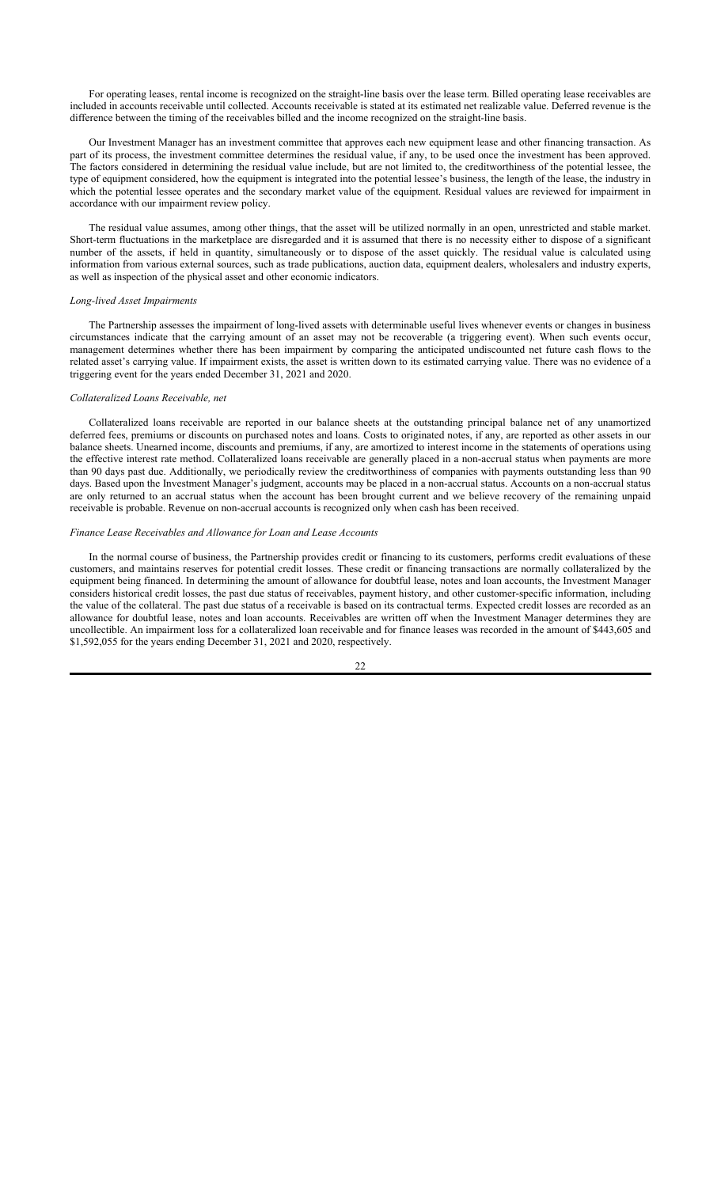For operating leases, rental income is recognized on the straight-line basis over the lease term. Billed operating lease receivables are included in accounts receivable until collected. Accounts receivable is stated at its estimated net realizable value. Deferred revenue is the difference between the timing of the receivables billed and the income recognized on the straight-line basis.

Our Investment Manager has an investment committee that approves each new equipment lease and other financing transaction. As part of its process, the investment committee determines the residual value, if any, to be used once the investment has been approved. The factors considered in determining the residual value include, but are not limited to, the creditworthiness of the potential lessee, the type of equipment considered, how the equipment is integrated into the potential lessee's business, the length of the lease, the industry in which the potential lessee operates and the secondary market value of the equipment. Residual values are reviewed for impairment in accordance with our impairment review policy.

The residual value assumes, among other things, that the asset will be utilized normally in an open, unrestricted and stable market. Short-term fluctuations in the marketplace are disregarded and it is assumed that there is no necessity either to dispose of a significant number of the assets, if held in quantity, simultaneously or to dispose of the asset quickly. The residual value is calculated using information from various external sources, such as trade publications, auction data, equipment dealers, wholesalers and industry experts, as well as inspection of the physical asset and other economic indicators.

*Long-lived Asset Impairments*

The Partnership assesses the impairment of long-lived assets with determinable useful lives whenever events or changes in business circumstances indicate that the carrying amount of an asset may not be recoverable (a triggering event). When such events occur, management determines whether there has been impairment by comparing the anticipated undiscounted net future cash flows to the related asset's carrying value. If impairment exists, the asset is written down to its estimated carrying value. There was no evidence of a triggering event for the years ended December 31, 2021 and 2020.

*Collateralized Loans Receivable, net*

Collateralized loans receivable are reported in our balance sheets at the outstanding principal balance net of any unamortized deferred fees, premiums or discounts on purchased notes and loans. Costs to originated notes, if any, are reported as other assets in our balance sheets. Unearned income, discounts and premiums, if any, are amortized to interest income in the statements of operations using the effective interest rate method. Collateralized loans receivable are generally placed in a non-accrual status when payments are more than 90 days past due. Additionally, we periodically review the creditworthiness of companies with payments outstanding less than 90 days. Based upon the Investment Manager's judgment, accounts may be placed in a non-accrual status. Accounts on a non-accrual status are only returned to an accrual status when the account has been brought current and we believe recovery of the remaining unpaid receivable is probable. Revenue on non-accrual accounts is recognized only when cash has been received.

*Finance Lease Receivables and Allowance for Loan and Lease Accounts*

In the normal course of business, the Partnership provides credit or financing to its customers, performs credit evaluations of these customers, and maintains reserves for potential credit losses. These credit or financing transactions are normally collateralized by the equipment being financed. In determining the amount of allowance for doubtful lease, notes and loan accounts, the Investment Manager considers historical credit losses, the past due status of receivables, payment history, and other customer-specific information, including the value of the collateral. The past due status of a receivable is based on its contractual terms. Expected credit losses are recorded as an allowance for doubtful lease, notes and loan accounts. Receivables are written off when the Investment Manager determines they are uncollectible. An impairment loss for a collateralized loan receivable and for finance leases was recorded in the amount of $443,605 and $1,592,055 for the years ending December 31, 2021 and 2020, respectively.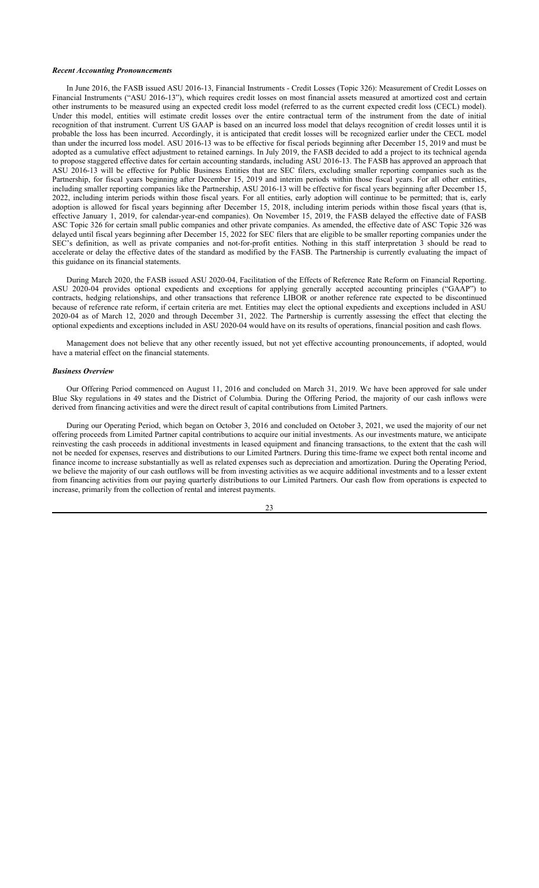### *Recent Accounting Pronouncements*

In June 2016, the FASB issued ASU 2016-13, Financial Instruments - Credit Losses (Topic 326): Measurement of Credit Losses on Financial Instruments ("ASU 2016-13"), which requires credit losses on most financial assets measured at amortized cost and certain other instruments to be measured using an expected credit loss model (referred to as the current expected credit loss (CECL) model). Under this model, entities will estimate credit losses over the entire contractual term of the instrument from the date of initial recognition of that instrument. Current US GAAP is based on an incurred loss model that delays recognition of credit losses until it is probable the loss has been incurred. Accordingly, it is anticipated that credit losses will be recognized earlier under the CECL model than under the incurred loss model. ASU 2016-13 was to be effective for fiscal periods beginning after December 15, 2019 and must be adopted as a cumulative effect adjustment to retained earnings. In July 2019, the FASB decided to add a project to its technical agenda to propose staggered effective dates for certain accounting standards, including ASU 2016-13. The FASB has approved an approach that ASU 2016-13 will be effective for Public Business Entities that are SEC filers, excluding smaller reporting companies such as the Partnership, for fiscal years beginning after December 15, 2019 and interim periods within those fiscal years. For all other entities, including smaller reporting companies like the Partnership, ASU 2016-13 will be effective for fiscal years beginning after December 15, 2022, including interim periods within those fiscal years. For all entities, early adoption will continue to be permitted; that is, early adoption is allowed for fiscal years beginning after December 15, 2018, including interim periods within those fiscal years (that is, effective January 1, 2019, for calendar-year-end companies). On November 15, 2019, the FASB delayed the effective date of FASB ASC Topic 326 for certain small public companies and other private companies. As amended, the effective date of ASC Topic 326 was delayed until fiscal years beginning after December 15, 2022 for SEC filers that are eligible to be smaller reporting companies under the SEC's definition, as well as private companies and not-for-profit entities. Nothing in this staff interpretation 3 should be read to accelerate or delay the effective dates of the standard as modified by the FASB. The Partnership is currently evaluating the impact of this guidance on its financial statements.

During March 2020, the FASB issued ASU 2020-04, Facilitation of the Effects of Reference Rate Reform on Financial Reporting. ASU 2020-04 provides optional expedients and exceptions for applying generally accepted accounting principles ("GAAP") to contracts, hedging relationships, and other transactions that reference LIBOR or another reference rate expected to be discontinued because of reference rate reform, if certain criteria are met. Entities may elect the optional expedients and exceptions included in ASU 2020-04 as of March 12, 2020 and through December 31, 2022. The Partnership is currently assessing the effect that electing the optional expedients and exceptions included in ASU 2020-04 would have on its results of operations, financial position and cash flows.

Management does not believe that any other recently issued, but not yet effective accounting pronouncements, if adopted, would have a material effect on the financial statements.

### *Business Overview*

Our Offering Period commenced on August 11, 2016 and concluded on March 31, 2019. We have been approved for sale under Blue Sky regulations in 49 states and the District of Columbia. During the Offering Period, the majority of our cash inflows were derived from financing activities and were the direct result of capital contributions from Limited Partners.

During our Operating Period, which began on October 3, 2016 and concluded on October 3, 2021, we used the majority of our net offering proceeds from Limited Partner capital contributions to acquire our initial investments. As our investments mature, we anticipate reinvesting the cash proceeds in additional investments in leased equipment and financing transactions, to the extent that the cash will not be needed for expenses, reserves and distributions to our Limited Partners. During this time-frame we expect both rental income and finance income to increase substantially as well as related expenses such as depreciation and amortization. During the Operating Period, we believe the majority of our cash outflows will be from investing activities as we acquire additional investments and to a lesser extent from financing activities from our paying quarterly distributions to our Limited Partners. Our cash flow from operations is expected to increase, primarily from the collection of rental and interest payments.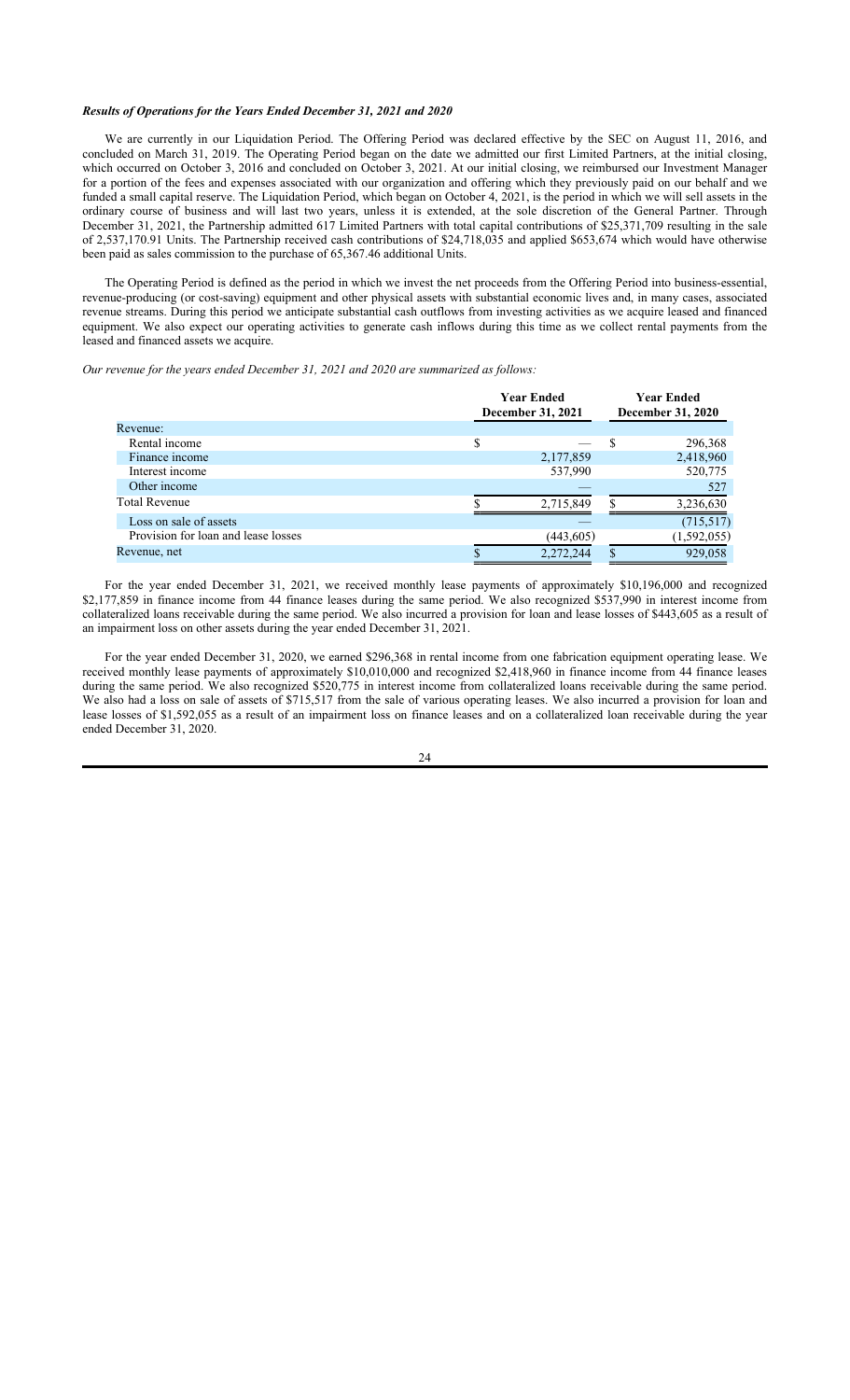### *Results of Operations for the Years Ended December 31, 2021 and 2020*

We are currently in our Liquidation Period. The Offering Period was declared effective by the SEC on August 11, 2016, and concluded on March 31, 2019. The Operating Period began on the date we admitted our first Limited Partners, at the initial closing, which occurred on October 3, 2016 and concluded on October 3, 2021. At our initial closing, we reimbursed our Investment Manager for a portion of the fees and expenses associated with our organization and offering which they previously paid on our behalf and we funded a small capital reserve. The Liquidation Period, which began on October 4, 2021, is the period in which we will sell assets in the ordinary course of business and will last two years, unless it is extended, at the sole discretion of the General Partner. Through December 31, 2021, the Partnership admitted 617 Limited Partners with total capital contributions of $25,371,709 resulting in the sale of 2,537,170.91 Units. The Partnership received cash contributions of $24,718,035 and applied $653,674 which would have otherwise been paid as sales commission to the purchase of 65,367.46 additional Units.

The Operating Period is defined as the period in which we invest the net proceeds from the Offering Period into business-essential, revenue-producing (or cost-saving) equipment and other physical assets with substantial economic lives and, in many cases, associated revenue streams. During this period we anticipate substantial cash outflows from investing activities as we acquire leased and financed equipment. We also expect our operating activities to generate cash inflows during this time as we collect rental payments from the leased and financed assets we acquire.

*Our revenue for the years ended December 31, 2021 and 2020 are summarized as follows:*

| | Year Ended December 31, 2021 | Year Ended December 31, 2020 |
|---|---|---|
| Revenue: | | |
| Rental income | $ — | $ 296,368 |
| Finance income | 2,177,859 | 2,418,960 |
| Interest income | 537,990 | 520,775 |
| Other income | — | 527 |
| Total Revenue | $ 2,715,849 | $ 3,236,630 |
| Loss on sale of assets | — | (715,517) |
| Provision for loan and lease losses | (443,605) | (1,592,055) |
| Revenue, net | $ 2,272,244 | $ 929,058 |

For the year ended December 31, 2021, we received monthly lease payments of approximately $10,196,000 and recognized $2,177,859 in finance income from 44 finance leases during the same period. We also recognized $537,990 in interest income from collateralized loans receivable during the same period. We also incurred a provision for loan and lease losses of $443,605 as a result of an impairment loss on other assets during the year ended December 31, 2021.

For the year ended December 31, 2020, we earned $296,368 in rental income from one fabrication equipment operating lease. We received monthly lease payments of approximately $10,010,000 and recognized $2,418,960 in finance income from 44 finance leases during the same period. We also recognized $520,775 in interest income from collateralized loans receivable during the same period. We also had a loss on sale of assets of $715,517 from the sale of various operating leases. We also incurred a provision for loan and lease losses of $1,592,055 as a result of an impairment loss on finance leases and on a collateralized loan receivable during the year ended December 31, 2020.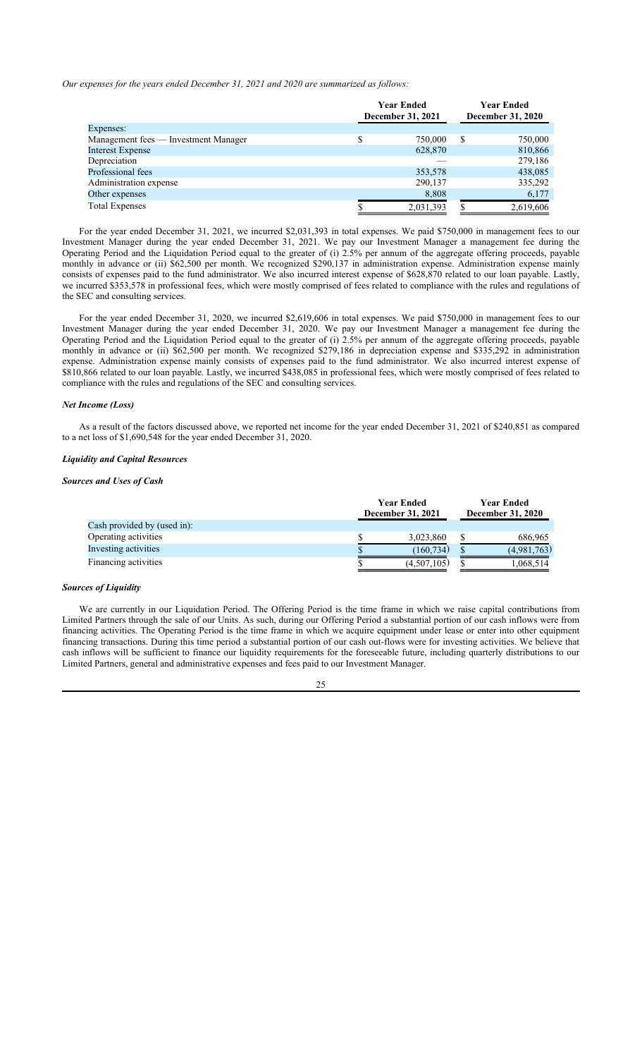*Our expenses for the years ended December 31, 2021 and 2020 are summarized as follows:*

| | Year Ended December 31, 2021 | Year Ended December 31, 2020 |
|---|---|---|
| Expenses: | | |
| Management fees — Investment Manager | $ 750,000 | $ 750,000 |
| Interest Expense | 628,870 | 810,866 |
| Depreciation | — | 279,186 |
| Professional fees | 353,578 | 438,085 |
| Administration expense | 290,137 | 335,292 |
| Other expenses | 8,808 | 6,177 |
| Total Expenses | $ 2,031,393 | $ 2,619,606 |

For the year ended December 31, 2021, we incurred $2,031,393 in total expenses. We paid $750,000 in management fees to our Investment Manager during the year ended December 31, 2021. We pay our Investment Manager a management fee during the Operating Period and the Liquidation Period equal to the greater of (i) 2.5% per annum of the aggregate offering proceeds, payable monthly in advance or (ii) $62,500 per month. We recognized $290,137 in administration expense. Administration expense mainly consists of expenses paid to the fund administrator. We also incurred interest expense of $628,870 related to our loan payable. Lastly, we incurred $353,578 in professional fees, which were mostly comprised of fees related to compliance with the rules and regulations of the SEC and consulting services.

For the year ended December 31, 2020, we incurred $2,619,606 in total expenses. We paid $750,000 in management fees to our Investment Manager during the year ended December 31, 2020. We pay our Investment Manager a management fee during the Operating Period and the Liquidation Period equal to the greater of (i) 2.5% per annum of the aggregate offering proceeds, payable monthly in advance or (ii) $62,500 per month. We recognized $279,186 in depreciation expense and $335,292 in administration expense. Administration expense mainly consists of expenses paid to the fund administrator. We also incurred interest expense of $810,866 related to our loan payable. Lastly, we incurred $438,085 in professional fees, which were mostly comprised of fees related to compliance with the rules and regulations of the SEC and consulting services.

### *Net Income (Loss)*

As a result of the factors discussed above, we reported net income for the year ended December 31, 2021 of $240,851 as compared to a net loss of $1,690,548 for the year ended December 31, 2020.

### *Liquidity and Capital Resources*

### *Sources and Uses of Cash*

| | Year Ended December 31, 2021 | Year Ended December 31, 2020 |
|---|---|---|
| Cash provided by (used in): | | |
| Operating activities | $ 3,023,860 | $ 686,965 |
| Investing activities | $ (160,734) | $ (4,981,763) |
| Financing activities | $ (4,507,105) | $ 1,068,514 |

### *Sources of Liquidity*

We are currently in our Liquidation Period. The Offering Period is the time frame in which we raise capital contributions from Limited Partners through the sale of our Units. As such, during our Offering Period a substantial portion of our cash inflows were from financing activities. The Operating Period is the time frame in which we acquire equipment under lease or enter into other equipment financing transactions. During this time period a substantial portion of our cash out-flows were for investing activities. We believe that cash inflows will be sufficient to finance our liquidity requirements for the foreseeable future, including quarterly distributions to our Limited Partners, general and administrative expenses and fees paid to our Investment Manager.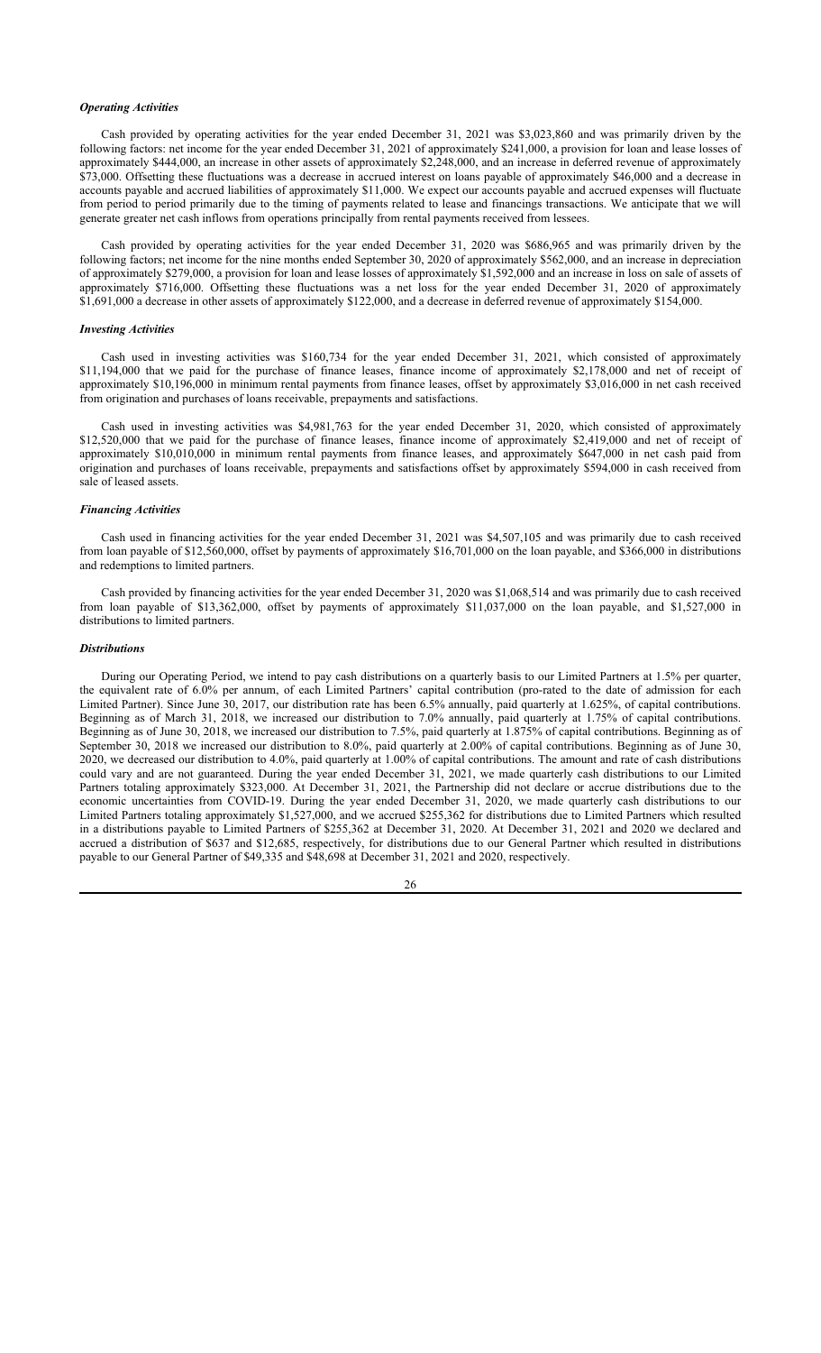### *Operating Activities*

Cash provided by operating activities for the year ended December 31, 2021 was $3,023,860 and was primarily driven by the following factors: net income for the year ended December 31, 2021 of approximately $241,000, a provision for loan and lease losses of approximately $444,000, an increase in other assets of approximately $2,248,000, and an increase in deferred revenue of approximately $73,000. Offsetting these fluctuations was a decrease in accrued interest on loans payable of approximately $46,000 and a decrease in accounts payable and accrued liabilities of approximately $11,000. We expect our accounts payable and accrued expenses will fluctuate from period to period primarily due to the timing of payments related to lease and financings transactions. We anticipate that we will generate greater net cash inflows from operations principally from rental payments received from lessees.

Cash provided by operating activities for the year ended December 31, 2020 was $686,965 and was primarily driven by the following factors; net income for the nine months ended September 30, 2020 of approximately $562,000, and an increase in depreciation of approximately $279,000, a provision for loan and lease losses of approximately $1,592,000 and an increase in loss on sale of assets of approximately $716,000. Offsetting these fluctuations was a net loss for the year ended December 31, 2020 of approximately $1,691,000 a decrease in other assets of approximately $122,000, and a decrease in deferred revenue of approximately $154,000.

### *Investing Activities*

Cash used in investing activities was $160,734 for the year ended December 31, 2021, which consisted of approximately $11,194,000 that we paid for the purchase of finance leases, finance income of approximately $2,178,000 and net of receipt of approximately $10,196,000 in minimum rental payments from finance leases, offset by approximately $3,016,000 in net cash received from origination and purchases of loans receivable, prepayments and satisfactions.

Cash used in investing activities was $4,981,763 for the year ended December 31, 2020, which consisted of approximately $12,520,000 that we paid for the purchase of finance leases, finance income of approximately $2,419,000 and net of receipt of approximately $10,010,000 in minimum rental payments from finance leases, and approximately $647,000 in net cash paid from origination and purchases of loans receivable, prepayments and satisfactions offset by approximately $594,000 in cash received from sale of leased assets.

### *Financing Activities*

Cash used in financing activities for the year ended December 31, 2021 was $4,507,105 and was primarily due to cash received from loan payable of $12,560,000, offset by payments of approximately $16,701,000 on the loan payable, and $366,000 in distributions and redemptions to limited partners.

Cash provided by financing activities for the year ended December 31, 2020 was $1,068,514 and was primarily due to cash received from loan payable of $13,362,000, offset by payments of approximately $11,037,000 on the loan payable, and $1,527,000 in distributions to limited partners.

### *Distributions*

During our Operating Period, we intend to pay cash distributions on a quarterly basis to our Limited Partners at 1.5% per quarter, the equivalent rate of 6.0% per annum, of each Limited Partners' capital contribution (pro-rated to the date of admission for each Limited Partner). Since June 30, 2017, our distribution rate has been 6.5% annually, paid quarterly at 1.625%, of capital contributions. Beginning as of March 31, 2018, we increased our distribution to 7.0% annually, paid quarterly at 1.75% of capital contributions. Beginning as of June 30, 2018, we increased our distribution to 7.5%, paid quarterly at 1.875% of capital contributions. Beginning as of September 30, 2018 we increased our distribution to 8.0%, paid quarterly at 2.00% of capital contributions. Beginning as of June 30, 2020, we decreased our distribution to 4.0%, paid quarterly at 1.00% of capital contributions. The amount and rate of cash distributions could vary and are not guaranteed. During the year ended December 31, 2021, we made quarterly cash distributions to our Limited Partners totaling approximately $323,000. At December 31, 2021, the Partnership did not declare or accrue distributions due to the economic uncertainties from COVID-19. During the year ended December 31, 2020, we made quarterly cash distributions to our Limited Partners totaling approximately $1,527,000, and we accrued $255,362 for distributions due to Limited Partners which resulted in a distributions payable to Limited Partners of $255,362 at December 31, 2020. At December 31, 2021 and 2020 we declared and accrued a distribution of $637 and $12,685, respectively, for distributions due to our General Partner which resulted in distributions payable to our General Partner of $49,335 and $48,698 at December 31, 2021 and 2020, respectively.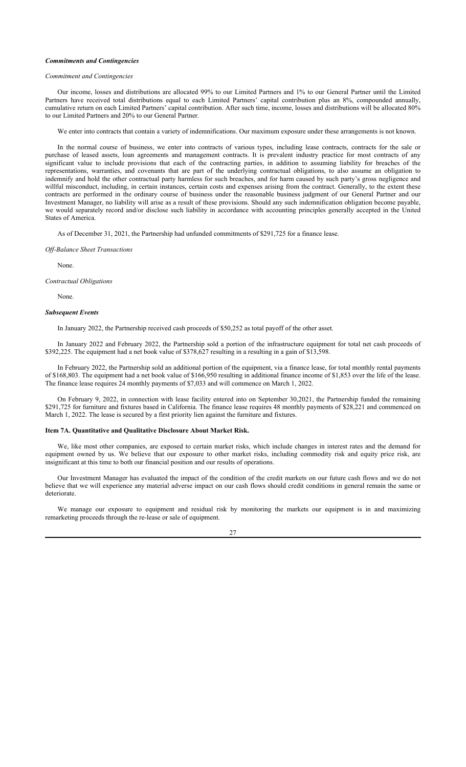### ***Commitments and Contingencies***

*Commitment and Contingencies*

Our income, losses and distributions are allocated 99% to our Limited Partners and 1% to our General Partner until the Limited Partners have received total distributions equal to each Limited Partners' capital contribution plus an 8%, compounded annually, cumulative return on each Limited Partners' capital contribution. After such time, income, losses and distributions will be allocated 80% to our Limited Partners and 20% to our General Partner.

We enter into contracts that contain a variety of indemnifications. Our maximum exposure under these arrangements is not known.

In the normal course of business, we enter into contracts of various types, including lease contracts, contracts for the sale or purchase of leased assets, loan agreements and management contracts. It is prevalent industry practice for most contracts of any significant value to include provisions that each of the contracting parties, in addition to assuming liability for breaches of the representations, warranties, and covenants that are part of the underlying contractual obligations, to also assume an obligation to indemnify and hold the other contractual party harmless for such breaches, and for harm caused by such party's gross negligence and willful misconduct, including, in certain instances, certain costs and expenses arising from the contract. Generally, to the extent these contracts are performed in the ordinary course of business under the reasonable business judgment of our General Partner and our Investment Manager, no liability will arise as a result of these provisions. Should any such indemnification obligation become payable, we would separately record and/or disclose such liability in accordance with accounting principles generally accepted in the United States of America.

As of December 31, 2021, the Partnership had unfunded commitments of $291,725 for a finance lease.

*Off-Balance Sheet Transactions*

None.

*Contractual Obligations*

None.

### ***Subsequent Events***

In January 2022, the Partnership received cash proceeds of $50,252 as total payoff of the other asset.

In January 2022 and February 2022, the Partnership sold a portion of the infrastructure equipment for total net cash proceeds of $392,225. The equipment had a net book value of $378,627 resulting in a resulting in a gain of $13,598.

In February 2022, the Partnership sold an additional portion of the equipment, via a finance lease, for total monthly rental payments of $168,803. The equipment had a net book value of $166,950 resulting in additional finance income of $1,853 over the life of the lease. The finance lease requires 24 monthly payments of $7,033 and will commence on March 1, 2022.

On February 9, 2022, in connection with lease facility entered into on September 30,2021, the Partnership funded the remaining $291,725 for furniture and fixtures based in California. The finance lease requires 48 monthly payments of $28,221 and commenced on March 1, 2022. The lease is secured by a first priority lien against the furniture and fixtures.

## **Item 7A. Quantitative and Qualitative Disclosure About Market Risk.**

We, like most other companies, are exposed to certain market risks, which include changes in interest rates and the demand for equipment owned by us. We believe that our exposure to other market risks, including commodity risk and equity price risk, are insignificant at this time to both our financial position and our results of operations.

Our Investment Manager has evaluated the impact of the condition of the credit markets on our future cash flows and we do not believe that we will experience any material adverse impact on our cash flows should credit conditions in general remain the same or deteriorate.

We manage our exposure to equipment and residual risk by monitoring the markets our equipment is in and maximizing remarketing proceeds through the re-lease or sale of equipment.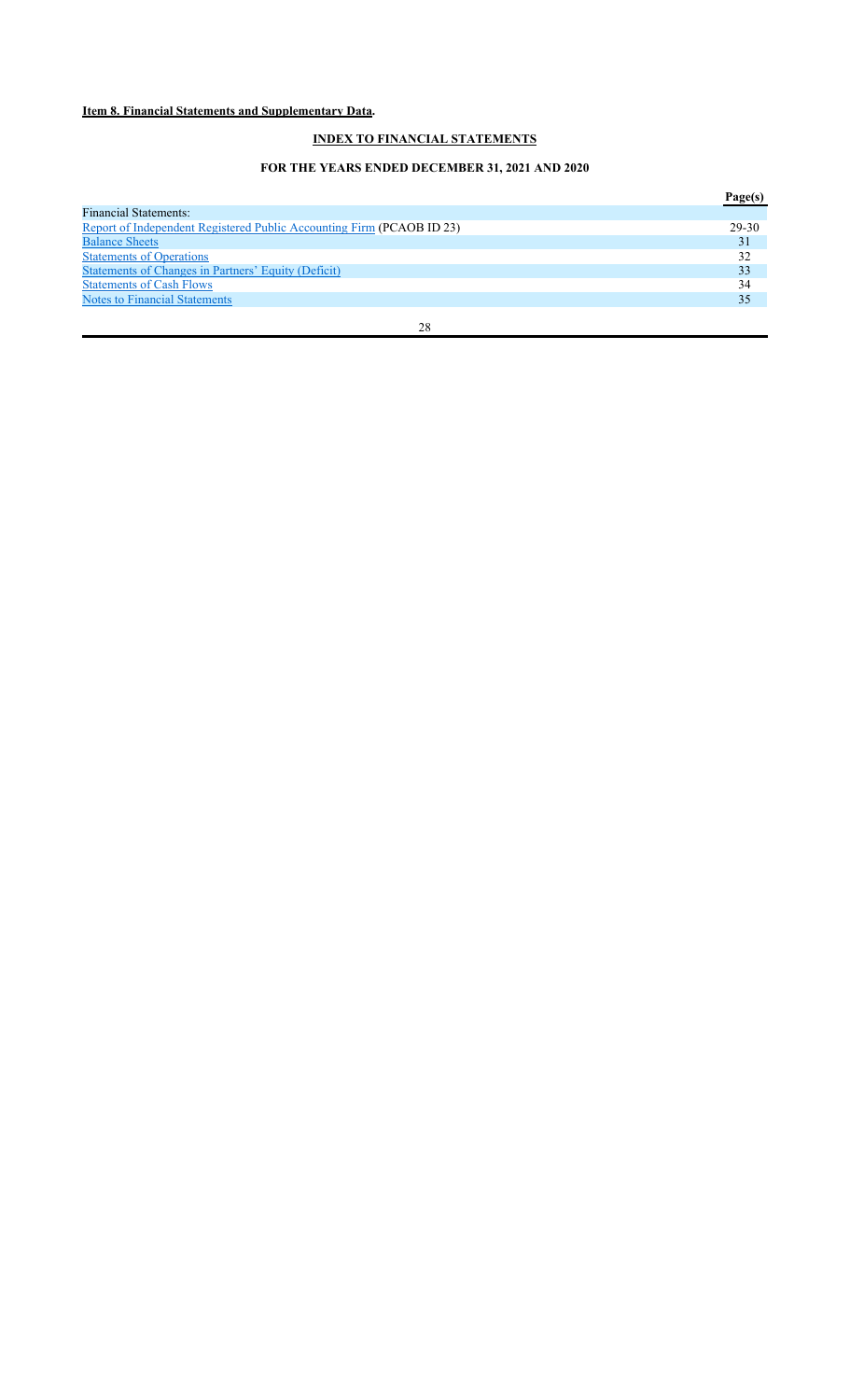**Item 8. Financial Statements and Supplementary Data.**

## INDEX TO FINANCIAL STATEMENTS

### FOR THE YEARS ENDED DECEMBER 31, 2021 AND 2020

| | Page(s) |
|---|---|
| Financial Statements: | |
| Report of Independent Registered Public Accounting Firm (PCAOB ID 23) | 29-30 |
| Balance Sheets | 31 |
| Statements of Operations | 32 |
| Statements of Changes in Partners' Equity (Deficit) | 33 |
| Statements of Cash Flows | 34 |
| Notes to Financial Statements | 35 |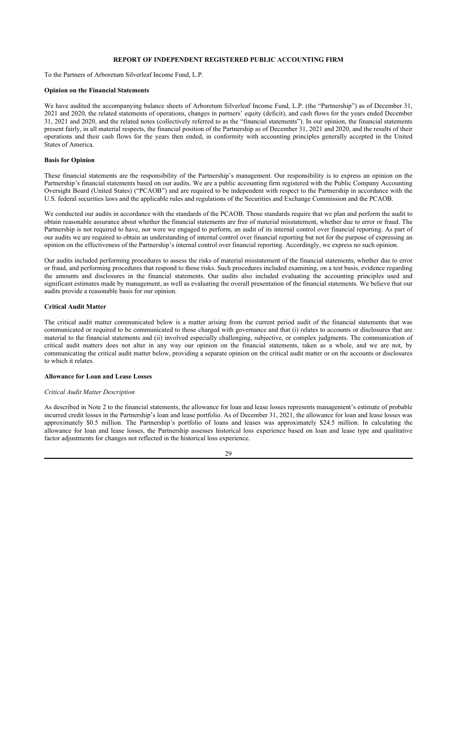## REPORT OF INDEPENDENT REGISTERED PUBLIC ACCOUNTING FIRM

To the Partners of Arboretum Silverleaf Income Fund, L.P.

**Opinion on the Financial Statements**

We have audited the accompanying balance sheets of Arboretum Silverleaf Income Fund, L.P. (the "Partnership") as of December 31, 2021 and 2020, the related statements of operations, changes in partners' equity (deficit), and cash flows for the years ended December 31, 2021 and 2020, and the related notes (collectively referred to as the "financial statements"). In our opinion, the financial statements present fairly, in all material respects, the financial position of the Partnership as of December 31, 2021 and 2020, and the results of their operations and their cash flows for the years then ended, in conformity with accounting principles generally accepted in the United States of America.

**Basis for Opinion**

These financial statements are the responsibility of the Partnership's management. Our responsibility is to express an opinion on the Partnership's financial statements based on our audits. We are a public accounting firm registered with the Public Company Accounting Oversight Board (United States) ("PCAOB") and are required to be independent with respect to the Partnership in accordance with the U.S. federal securities laws and the applicable rules and regulations of the Securities and Exchange Commission and the PCAOB.

We conducted our audits in accordance with the standards of the PCAOB. Those standards require that we plan and perform the audit to obtain reasonable assurance about whether the financial statements are free of material misstatement, whether due to error or fraud. The Partnership is not required to have, nor were we engaged to perform, an audit of its internal control over financial reporting. As part of our audits we are required to obtain an understanding of internal control over financial reporting but not for the purpose of expressing an opinion on the effectiveness of the Partnership's internal control over financial reporting. Accordingly, we express no such opinion.

Our audits included performing procedures to assess the risks of material misstatement of the financial statements, whether due to error or fraud, and performing procedures that respond to those risks. Such procedures included examining, on a test basis, evidence regarding the amounts and disclosures in the financial statements. Our audits also included evaluating the accounting principles used and significant estimates made by management, as well as evaluating the overall presentation of the financial statements. We believe that our audits provide a reasonable basis for our opinion.

**Critical Audit Matter**

The critical audit matter communicated below is a matter arising from the current period audit of the financial statements that was communicated or required to be communicated to those charged with governance and that (i) relates to accounts or disclosures that are material to the financial statements and (ii) involved especially challenging, subjective, or complex judgments. The communication of critical audit matters does not alter in any way our opinion on the financial statements, taken as a whole, and we are not, by communicating the critical audit matter below, providing a separate opinion on the critical audit matter or on the accounts or disclosures to which it relates.

**Allowance for Loan and Lease Losses**

*Critical Audit Matter Description*

As described in Note 2 to the financial statements, the allowance for loan and lease losses represents management's estimate of probable incurred credit losses in the Partnership's loan and lease portfolio. As of December 31, 2021, the allowance for loan and lease losses was approximately $0.5 million. The Partnership's portfolio of loans and leases was approximately $24.5 million. In calculating the allowance for loan and lease losses, the Partnership assesses historical loss experience based on loan and lease type and qualitative factor adjustments for changes not reflected in the historical loss experience.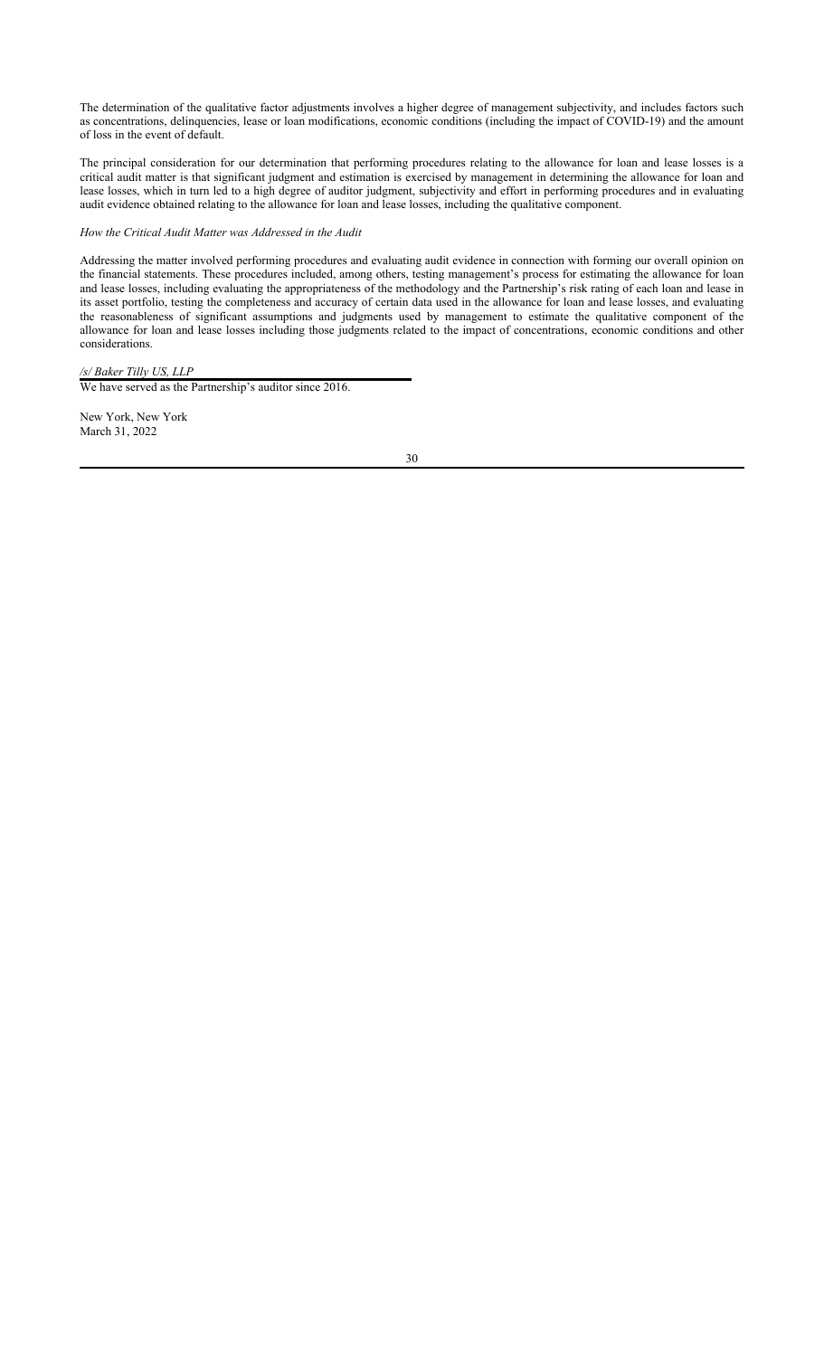The determination of the qualitative factor adjustments involves a higher degree of management subjectivity, and includes factors such as concentrations, delinquencies, lease or loan modifications, economic conditions (including the impact of COVID-19) and the amount of loss in the event of default.

The principal consideration for our determination that performing procedures relating to the allowance for loan and lease losses is a critical audit matter is that significant judgment and estimation is exercised by management in determining the allowance for loan and lease losses, which in turn led to a high degree of auditor judgment, subjectivity and effort in performing procedures and in evaluating audit evidence obtained relating to the allowance for loan and lease losses, including the qualitative component.

*How the Critical Audit Matter was Addressed in the Audit*

Addressing the matter involved performing procedures and evaluating audit evidence in connection with forming our overall opinion on the financial statements. These procedures included, among others, testing management's process for estimating the allowance for loan and lease losses, including evaluating the appropriateness of the methodology and the Partnership's risk rating of each loan and lease in its asset portfolio, testing the completeness and accuracy of certain data used in the allowance for loan and lease losses, and evaluating the reasonableness of significant assumptions and judgments used by management to estimate the qualitative component of the allowance for loan and lease losses including those judgments related to the impact of concentrations, economic conditions and other considerations.

*/s/ Baker Tilly US, LLP*

We have served as the Partnership's auditor since 2016.

New York, New York
March 31, 2022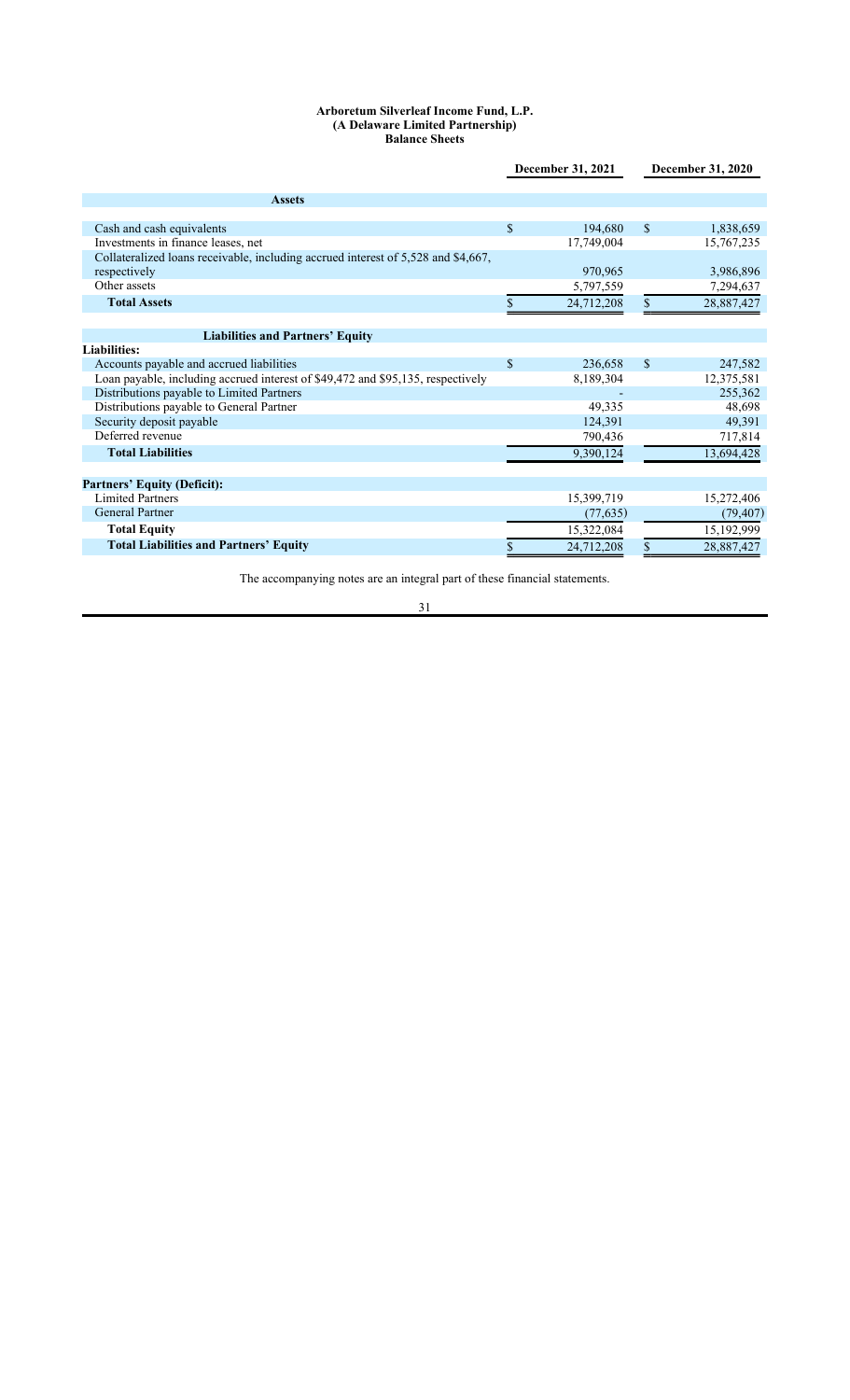**Arboretum Silverleaf Income Fund, L.P.**
**(A Delaware Limited Partnership)**
**Balance Sheets**

| | December 31, 2021 | December 31, 2020 |
|---|---|---|
| **Assets** | | |
| Cash and cash equivalents | $ 194,680 | $ 1,838,659 |
| Investments in finance leases, net | 17,749,004 | 15,767,235 |
| Collateralized loans receivable, including accrued interest of 5,528 and $4,667, respectively | 970,965 | 3,986,896 |
| Other assets | 5,797,559 | 7,294,637 |
| **Total Assets** | $ 24,712,208 | $ 28,887,427 |
| **Liabilities and Partners' Equity** | | |
| **Liabilities:** | | |
| Accounts payable and accrued liabilities | $ 236,658 | $ 247,582 |
| Loan payable, including accrued interest of $49,472 and $95,135, respectively | 8,189,304 | 12,375,581 |
| Distributions payable to Limited Partners | - | 255,362 |
| Distributions payable to General Partner | 49,335 | 48,698 |
| Security deposit payable | 124,391 | 49,391 |
| Deferred revenue | 790,436 | 717,814 |
| **Total Liabilities** | 9,390,124 | 13,694,428 |
| **Partners' Equity (Deficit):** | | |
| Limited Partners | 15,399,719 | 15,272,406 |
| General Partner | (77,635) | (79,407) |
| **Total Equity** | 15,322,084 | 15,192,999 |
| **Total Liabilities and Partners' Equity** | $ 24,712,208 | $ 28,887,427 |

The accompanying notes are an integral part of these financial statements.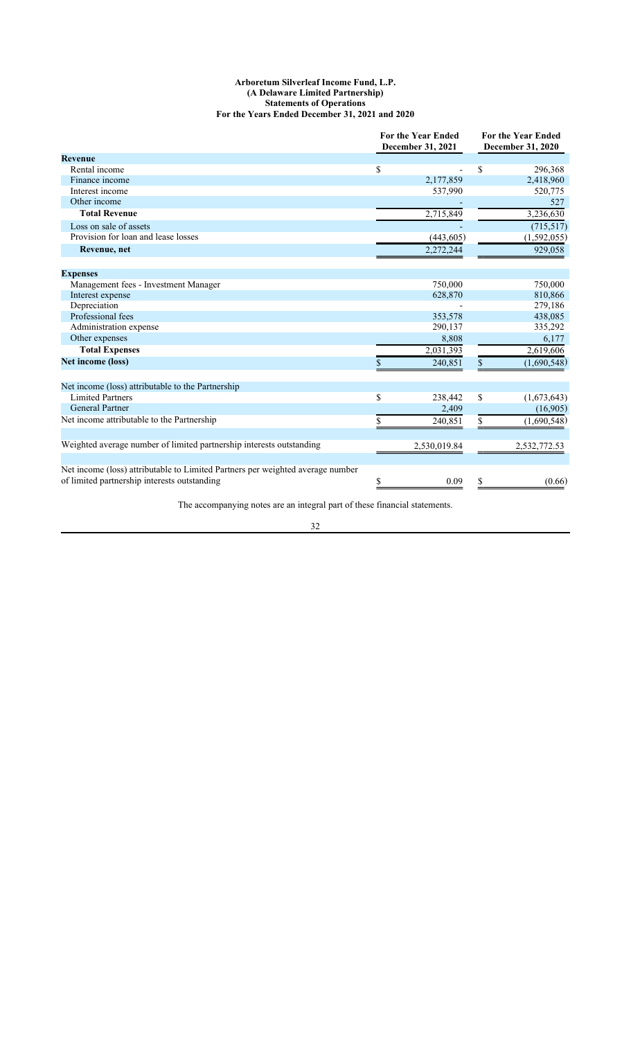**Arboretum Silverleaf Income Fund, L.P.**
**(A Delaware Limited Partnership)**
**Statements of Operations**
**For the Years Ended December 31, 2021 and 2020**

| | For the Year Ended December 31, 2021 | For the Year Ended December 31, 2020 |
|---|---|---|
| **Revenue** | | |
| Rental income | $ - | $ 296,368 |
| Finance income | 2,177,859 | 2,418,960 |
| Interest income | 537,990 | 520,775 |
| Other income | - | 527 |
| **Total Revenue** | 2,715,849 | 3,236,630 |
| Loss on sale of assets | - | (715,517) |
| Provision for loan and lease losses | (443,605) | (1,592,055) |
| **Revenue, net** | 2,272,244 | 929,058 |
| | | |
| **Expenses** | | |
| Management fees - Investment Manager | 750,000 | 750,000 |
| Interest expense | 628,870 | 810,866 |
| Depreciation | - | 279,186 |
| Professional fees | 353,578 | 438,085 |
| Administration expense | 290,137 | 335,292 |
| Other expenses | 8,808 | 6,177 |
| **Total Expenses** | 2,031,393 | 2,619,606 |
| **Net income (loss)** | $ 240,851 | $ (1,690,548) |
| | | |
| Net income (loss) attributable to the Partnership | | |
| Limited Partners | $ 238,442 | $ (1,673,643) |
| General Partner | 2,409 | (16,905) |
| Net income attributable to the Partnership | $ 240,851 | $ (1,690,548) |
| | | |
| Weighted average number of limited partnership interests outstanding | 2,530,019.84 | 2,532,772.53 |
| | | |
| Net income (loss) attributable to Limited Partners per weighted average number of limited partnership interests outstanding | $ 0.09 | $ (0.66) |

The accompanying notes are an integral part of these financial statements.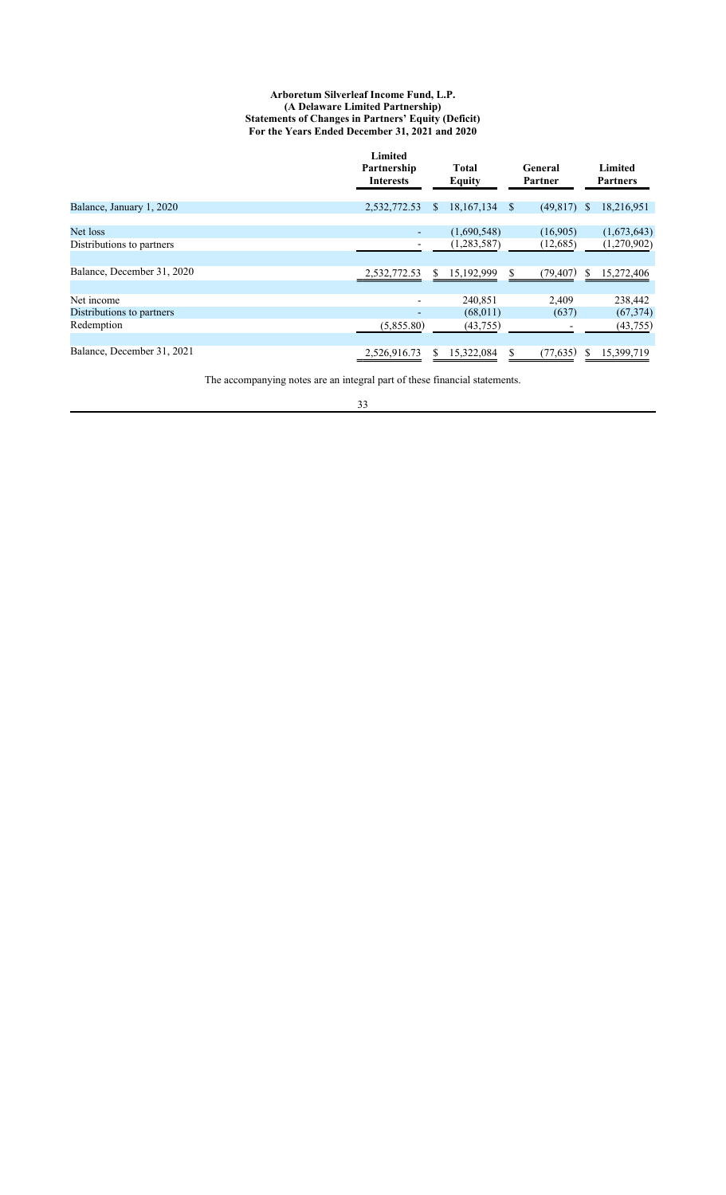**Arboretum Silverleaf Income Fund, L.P.**
**(A Delaware Limited Partnership)**
**Statements of Changes in Partners' Equity (Deficit)**
**For the Years Ended December 31, 2021 and 2020**

| | Limited Partnership Interests | Total Equity | General Partner | Limited Partners |
|---|---|---|---|---|
| Balance, January 1, 2020 | 2,532,772.53 | $ 18,167,134 | $ (49,817) | $ 18,216,951 |
| Net loss | - | (1,690,548) | (16,905) | (1,673,643) |
| Distributions to partners | - | (1,283,587) | (12,685) | (1,270,902) |
| Balance, December 31, 2020 | 2,532,772.53 | $ 15,192,999 | $ (79,407) | $ 15,272,406 |
| Net income | - | 240,851 | 2,409 | 238,442 |
| Distributions to partners | - | (68,011) | (637) | (67,374) |
| Redemption | (5,855.80) | (43,755) | - | (43,755) |
| Balance, December 31, 2021 | 2,526,916.73 | $ 15,322,084 | $ (77,635) | $ 15,399,719 |

The accompanying notes are an integral part of these financial statements.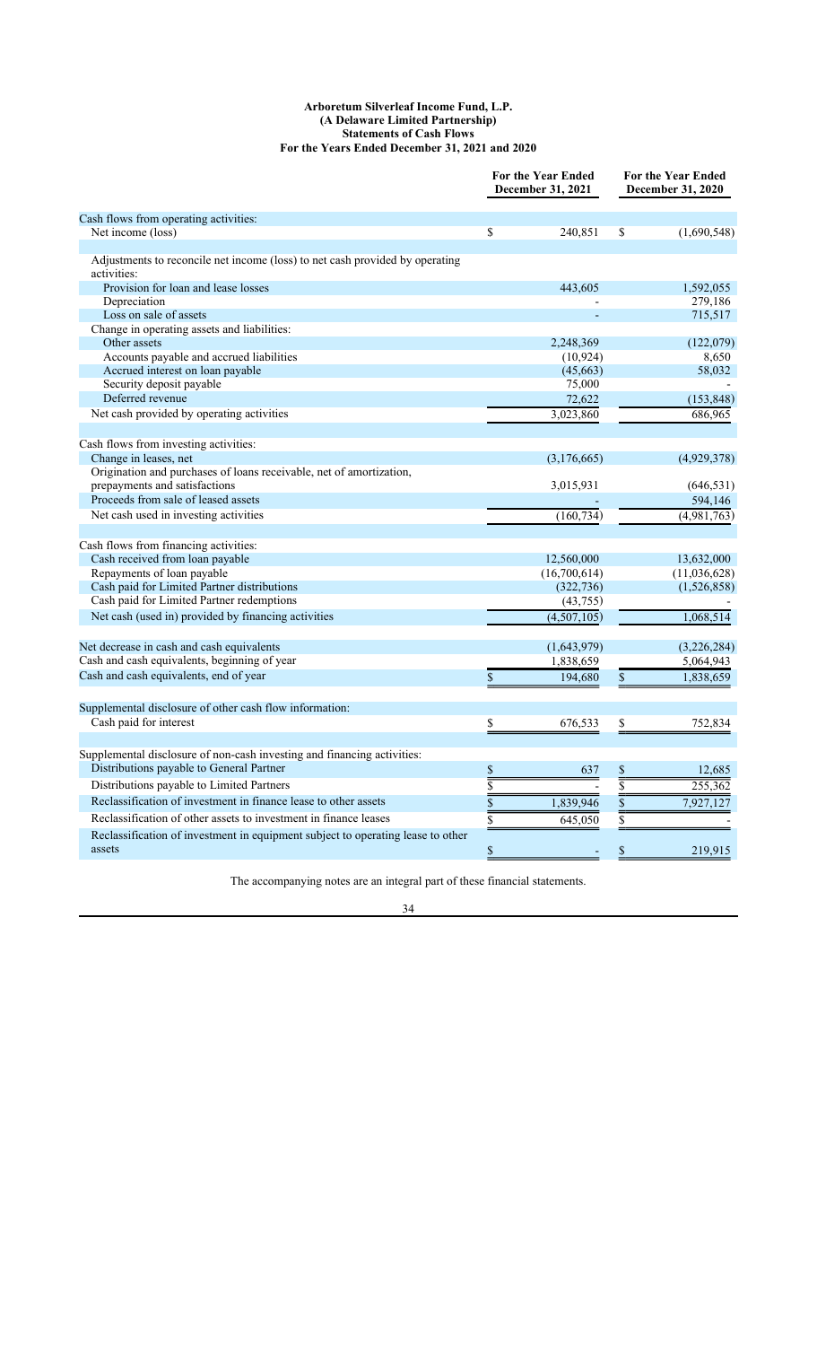**Arboretum Silverleaf Income Fund, L.P.**
**(A Delaware Limited Partnership)**
**Statements of Cash Flows**
**For the Years Ended December 31, 2021 and 2020**

| | For the Year Ended December 31, 2021 | For the Year Ended December 31, 2020 |
|---|---|---|
| Cash flows from operating activities: | | |
| Net income (loss) | $ 240,851 | $ (1,690,548) |
| Adjustments to reconcile net income (loss) to net cash provided by operating activities: | | |
| Provision for loan and lease losses | 443,605 | 1,592,055 |
| Depreciation | - | 279,186 |
| Loss on sale of assets | - | 715,517 |
| Change in operating assets and liabilities: | | |
| Other assets | 2,248,369 | (122,079) |
| Accounts payable and accrued liabilities | (10,924) | 8,650 |
| Accrued interest on loan payable | (45,663) | 58,032 |
| Security deposit payable | 75,000 | - |
| Deferred revenue | 72,622 | (153,848) |
| Net cash provided by operating activities | 3,023,860 | 686,965 |
| Cash flows from investing activities: | | |
| Change in leases, net | (3,176,665) | (4,929,378) |
| Origination and purchases of loans receivable, net of amortization, prepayments and satisfactions | 3,015,931 | (646,531) |
| Proceeds from sale of leased assets | - | 594,146 |
| Net cash used in investing activities | (160,734) | (4,981,763) |
| Cash flows from financing activities: | | |
| Cash received from loan payable | 12,560,000 | 13,632,000 |
| Repayments of loan payable | (16,700,614) | (11,036,628) |
| Cash paid for Limited Partner distributions | (322,736) | (1,526,858) |
| Cash paid for Limited Partner redemptions | (43,755) | - |
| Net cash (used in) provided by financing activities | (4,507,105) | 1,068,514 |
| Net decrease in cash and cash equivalents | (1,643,979) | (3,226,284) |
| Cash and cash equivalents, beginning of year | 1,838,659 | 5,064,943 |
| Cash and cash equivalents, end of year | $ 194,680 | $ 1,838,659 |
| Supplemental disclosure of other cash flow information: | | |
| Cash paid for interest | $ 676,533 | $ 752,834 |
| Supplemental disclosure of non-cash investing and financing activities: | | |
| Distributions payable to General Partner | $ 637 | $ 12,685 |
| Distributions payable to Limited Partners | $ - | $ 255,362 |
| Reclassification of investment in finance lease to other assets | $ 1,839,946 | $ 7,927,127 |
| Reclassification of other assets to investment in finance leases | $ 645,050 | $ - |
| Reclassification of investment in equipment subject to operating lease to other assets | $ - | $ 219,915 |

The accompanying notes are an integral part of these financial statements.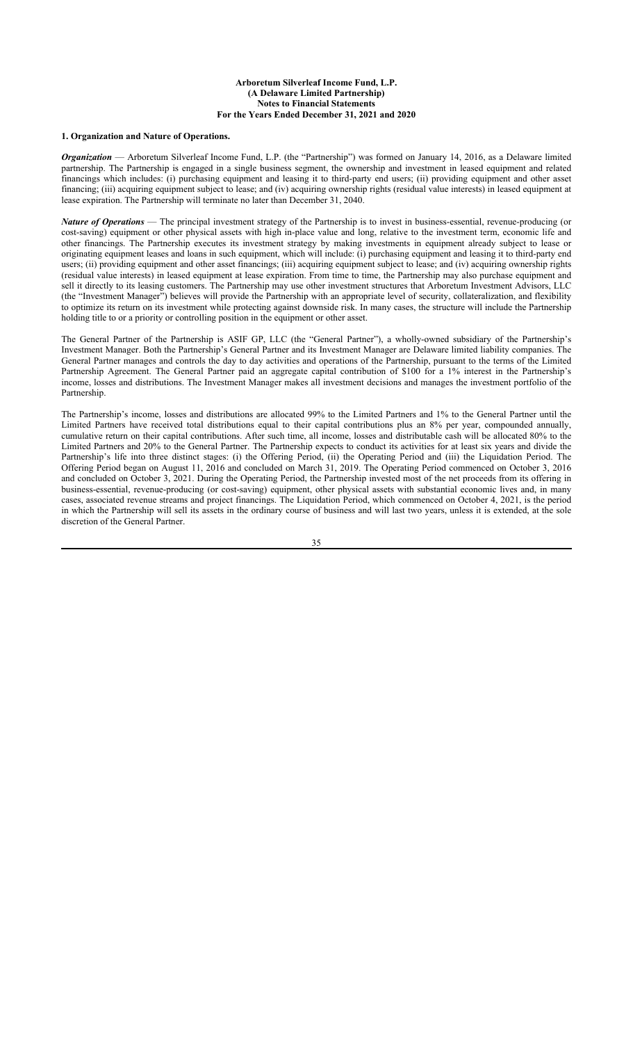**Arboretum Silverleaf Income Fund, L.P.**
**(A Delaware Limited Partnership)**
**Notes to Financial Statements**
**For the Years Ended December 31, 2021 and 2020**

**1. Organization and Nature of Operations.**

***Organization*** — Arboretum Silverleaf Income Fund, L.P. (the "Partnership") was formed on January 14, 2016, as a Delaware limited partnership. The Partnership is engaged in a single business segment, the ownership and investment in leased equipment and related financings which includes: (i) purchasing equipment and leasing it to third-party end users; (ii) providing equipment and other asset financing; (iii) acquiring equipment subject to lease; and (iv) acquiring ownership rights (residual value interests) in leased equipment at lease expiration. The Partnership will terminate no later than December 31, 2040.

***Nature of Operations*** — The principal investment strategy of the Partnership is to invest in business-essential, revenue-producing (or cost-saving) equipment or other physical assets with high in-place value and long, relative to the investment term, economic life and other financings. The Partnership executes its investment strategy by making investments in equipment already subject to lease or originating equipment leases and loans in such equipment, which will include: (i) purchasing equipment and leasing it to third-party end users; (ii) providing equipment and other asset financings; (iii) acquiring equipment subject to lease; and (iv) acquiring ownership rights (residual value interests) in leased equipment at lease expiration. From time to time, the Partnership may also purchase equipment and sell it directly to its leasing customers. The Partnership may use other investment structures that Arboretum Investment Advisors, LLC (the "Investment Manager") believes will provide the Partnership with an appropriate level of security, collateralization, and flexibility to optimize its return on its investment while protecting against downside risk. In many cases, the structure will include the Partnership holding title to or a priority or controlling position in the equipment or other asset.

The General Partner of the Partnership is ASIF GP, LLC (the "General Partner"), a wholly-owned subsidiary of the Partnership's Investment Manager. Both the Partnership's General Partner and its Investment Manager are Delaware limited liability companies. The General Partner manages and controls the day to day activities and operations of the Partnership, pursuant to the terms of the Limited Partnership Agreement. The General Partner paid an aggregate capital contribution of $100 for a 1% interest in the Partnership's income, losses and distributions. The Investment Manager makes all investment decisions and manages the investment portfolio of the Partnership.

The Partnership's income, losses and distributions are allocated 99% to the Limited Partners and 1% to the General Partner until the Limited Partners have received total distributions equal to their capital contributions plus an 8% per year, compounded annually, cumulative return on their capital contributions. After such time, all income, losses and distributable cash will be allocated 80% to the Limited Partners and 20% to the General Partner. The Partnership expects to conduct its activities for at least six years and divide the Partnership's life into three distinct stages: (i) the Offering Period, (ii) the Operating Period and (iii) the Liquidation Period. The Offering Period began on August 11, 2016 and concluded on March 31, 2019. The Operating Period commenced on October 3, 2016 and concluded on October 3, 2021. During the Operating Period, the Partnership invested most of the net proceeds from its offering in business-essential, revenue-producing (or cost-saving) equipment, other physical assets with substantial economic lives and, in many cases, associated revenue streams and project financings. The Liquidation Period, which commenced on October 4, 2021, is the period in which the Partnership will sell its assets in the ordinary course of business and will last two years, unless it is extended, at the sole discretion of the General Partner.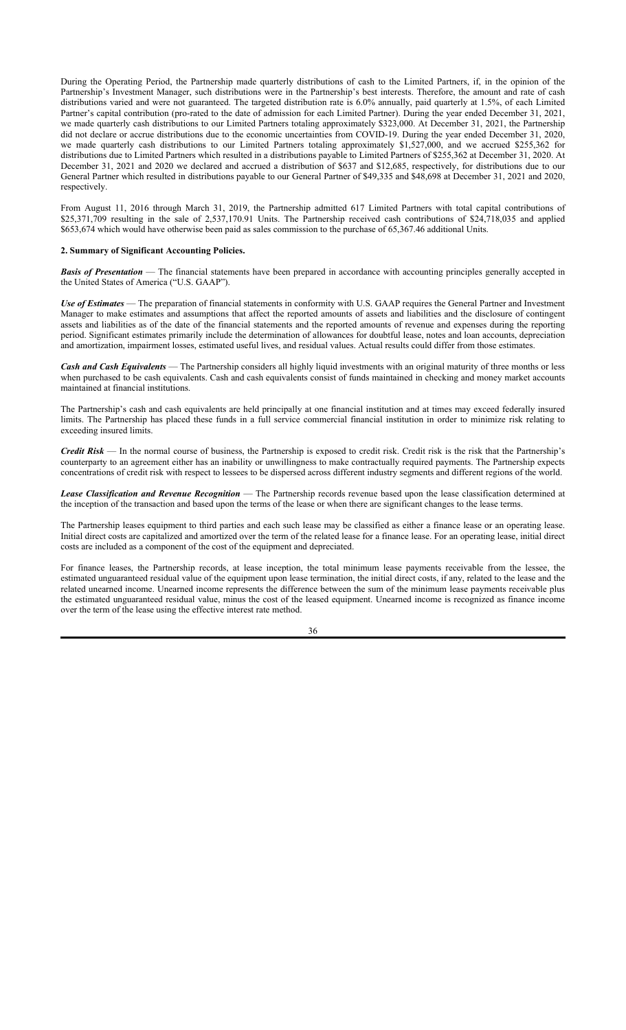During the Operating Period, the Partnership made quarterly distributions of cash to the Limited Partners, if, in the opinion of the Partnership's Investment Manager, such distributions were in the Partnership's best interests. Therefore, the amount and rate of cash distributions varied and were not guaranteed. The targeted distribution rate is 6.0% annually, paid quarterly at 1.5%, of each Limited Partner's capital contribution (pro-rated to the date of admission for each Limited Partner). During the year ended December 31, 2021, we made quarterly cash distributions to our Limited Partners totaling approximately $323,000. At December 31, 2021, the Partnership did not declare or accrue distributions due to the economic uncertainties from COVID-19. During the year ended December 31, 2020, we made quarterly cash distributions to our Limited Partners totaling approximately $1,527,000, and we accrued $255,362 for distributions due to Limited Partners which resulted in a distributions payable to Limited Partners of $255,362 at December 31, 2020. At December 31, 2021 and 2020 we declared and accrued a distribution of $637 and $12,685, respectively, for distributions due to our General Partner which resulted in distributions payable to our General Partner of $49,335 and $48,698 at December 31, 2021 and 2020, respectively.

From August 11, 2016 through March 31, 2019, the Partnership admitted 617 Limited Partners with total capital contributions of $25,371,709 resulting in the sale of 2,537,170.91 Units. The Partnership received cash contributions of $24,718,035 and applied $653,674 which would have otherwise been paid as sales commission to the purchase of 65,367.46 additional Units.

## 2. Summary of Significant Accounting Policies.

***Basis of Presentation*** — The financial statements have been prepared in accordance with accounting principles generally accepted in the United States of America ("U.S. GAAP").

***Use of Estimates*** — The preparation of financial statements in conformity with U.S. GAAP requires the General Partner and Investment Manager to make estimates and assumptions that affect the reported amounts of assets and liabilities and the disclosure of contingent assets and liabilities as of the date of the financial statements and the reported amounts of revenue and expenses during the reporting period. Significant estimates primarily include the determination of allowances for doubtful lease, notes and loan accounts, depreciation and amortization, impairment losses, estimated useful lives, and residual values. Actual results could differ from those estimates.

***Cash and Cash Equivalents*** — The Partnership considers all highly liquid investments with an original maturity of three months or less when purchased to be cash equivalents. Cash and cash equivalents consist of funds maintained in checking and money market accounts maintained at financial institutions.

The Partnership's cash and cash equivalents are held principally at one financial institution and at times may exceed federally insured limits. The Partnership has placed these funds in a full service commercial financial institution in order to minimize risk relating to exceeding insured limits.

***Credit Risk*** — In the normal course of business, the Partnership is exposed to credit risk. Credit risk is the risk that the Partnership's counterparty to an agreement either has an inability or unwillingness to make contractually required payments. The Partnership expects concentrations of credit risk with respect to lessees to be dispersed across different industry segments and different regions of the world.

***Lease Classification and Revenue Recognition*** — The Partnership records revenue based upon the lease classification determined at the inception of the transaction and based upon the terms of the lease or when there are significant changes to the lease terms.

The Partnership leases equipment to third parties and each such lease may be classified as either a finance lease or an operating lease. Initial direct costs are capitalized and amortized over the term of the related lease for a finance lease. For an operating lease, initial direct costs are included as a component of the cost of the equipment and depreciated.

For finance leases, the Partnership records, at lease inception, the total minimum lease payments receivable from the lessee, the estimated unguaranteed residual value of the equipment upon lease termination, the initial direct costs, if any, related to the lease and the related unearned income. Unearned income represents the difference between the sum of the minimum lease payments receivable plus the estimated unguaranteed residual value, minus the cost of the leased equipment. Unearned income is recognized as finance income over the term of the lease using the effective interest rate method.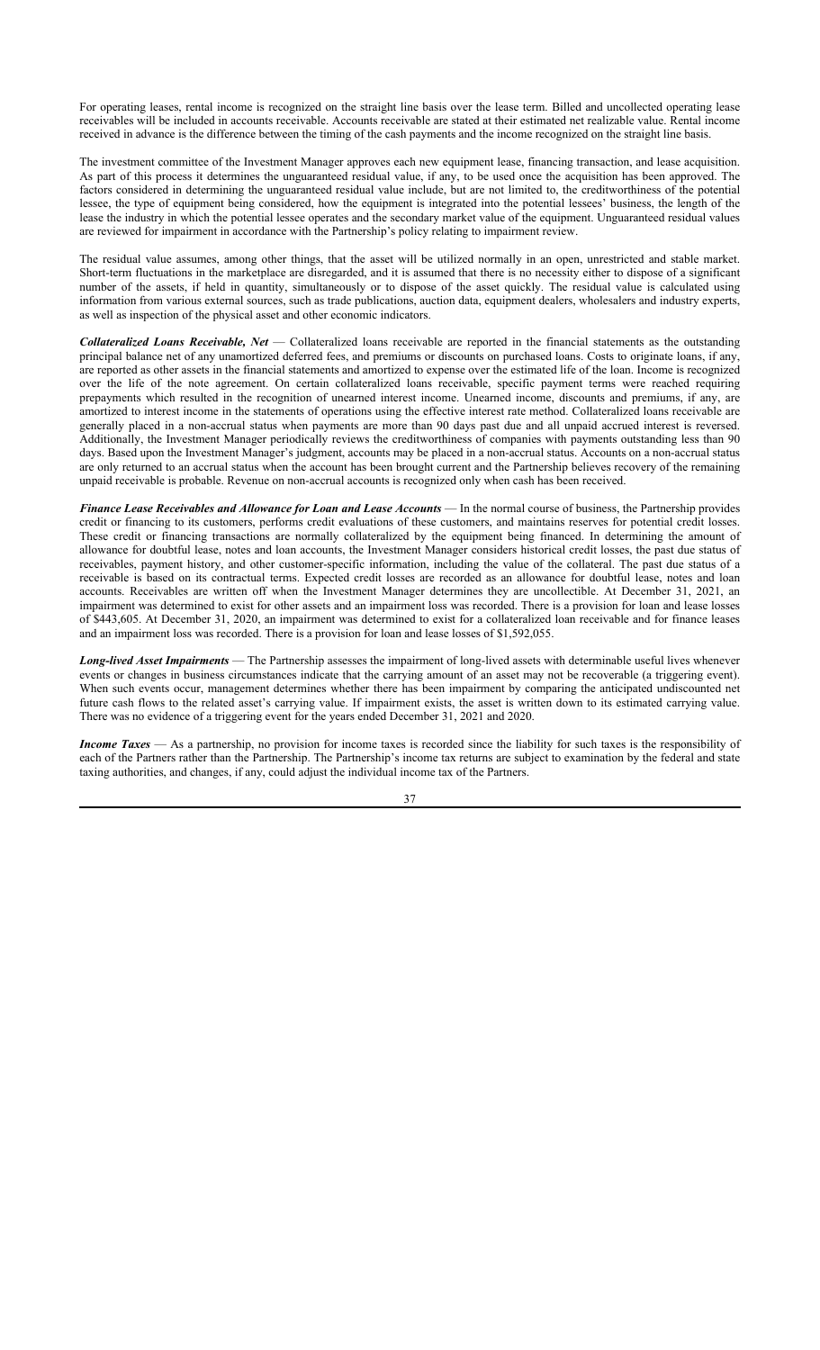For operating leases, rental income is recognized on the straight line basis over the lease term. Billed and uncollected operating lease receivables will be included in accounts receivable. Accounts receivable are stated at their estimated net realizable value. Rental income received in advance is the difference between the timing of the cash payments and the income recognized on the straight line basis.

The investment committee of the Investment Manager approves each new equipment lease, financing transaction, and lease acquisition. As part of this process it determines the unguaranteed residual value, if any, to be used once the acquisition has been approved. The factors considered in determining the unguaranteed residual value include, but are not limited to, the creditworthiness of the potential lessee, the type of equipment being considered, how the equipment is integrated into the potential lessees' business, the length of the lease the industry in which the potential lessee operates and the secondary market value of the equipment. Unguaranteed residual values are reviewed for impairment in accordance with the Partnership's policy relating to impairment review.

The residual value assumes, among other things, that the asset will be utilized normally in an open, unrestricted and stable market. Short-term fluctuations in the marketplace are disregarded, and it is assumed that there is no necessity either to dispose of a significant number of the assets, if held in quantity, simultaneously or to dispose of the asset quickly. The residual value is calculated using information from various external sources, such as trade publications, auction data, equipment dealers, wholesalers and industry experts, as well as inspection of the physical asset and other economic indicators.

***Collateralized Loans Receivable, Net*** — Collateralized loans receivable are reported in the financial statements as the outstanding principal balance net of any unamortized deferred fees, and premiums or discounts on purchased loans. Costs to originate loans, if any, are reported as other assets in the financial statements and amortized to expense over the estimated life of the loan. Income is recognized over the life of the note agreement. On certain collateralized loans receivable, specific payment terms were reached requiring prepayments which resulted in the recognition of unearned interest income. Unearned income, discounts and premiums, if any, are amortized to interest income in the statements of operations using the effective interest rate method. Collateralized loans receivable are generally placed in a non-accrual status when payments are more than 90 days past due and all unpaid accrued interest is reversed. Additionally, the Investment Manager periodically reviews the creditworthiness of companies with payments outstanding less than 90 days. Based upon the Investment Manager's judgment, accounts may be placed in a non-accrual status. Accounts on a non-accrual status are only returned to an accrual status when the account has been brought current and the Partnership believes recovery of the remaining unpaid receivable is probable. Revenue on non-accrual accounts is recognized only when cash has been received.

***Finance Lease Receivables and Allowance for Loan and Lease Accounts*** — In the normal course of business, the Partnership provides credit or financing to its customers, performs credit evaluations of these customers, and maintains reserves for potential credit losses. These credit or financing transactions are normally collateralized by the equipment being financed. In determining the amount of allowance for doubtful lease, notes and loan accounts, the Investment Manager considers historical credit losses, the past due status of receivables, payment history, and other customer-specific information, including the value of the collateral. The past due status of a receivable is based on its contractual terms. Expected credit losses are recorded as an allowance for doubtful lease, notes and loan accounts. Receivables are written off when the Investment Manager determines they are uncollectible. At December 31, 2021, an impairment was determined to exist for other assets and an impairment loss was recorded. There is a provision for loan and lease losses of $443,605. At December 31, 2020, an impairment was determined to exist for a collateralized loan receivable and for finance leases and an impairment loss was recorded. There is a provision for loan and lease losses of $1,592,055.

***Long-lived Asset Impairments*** — The Partnership assesses the impairment of long-lived assets with determinable useful lives whenever events or changes in business circumstances indicate that the carrying amount of an asset may not be recoverable (a triggering event). When such events occur, management determines whether there has been impairment by comparing the anticipated undiscounted net future cash flows to the related asset's carrying value. If impairment exists, the asset is written down to its estimated carrying value. There was no evidence of a triggering event for the years ended December 31, 2021 and 2020.

***Income Taxes*** — As a partnership, no provision for income taxes is recorded since the liability for such taxes is the responsibility of each of the Partners rather than the Partnership. The Partnership's income tax returns are subject to examination by the federal and state taxing authorities, and changes, if any, could adjust the individual income tax of the Partners.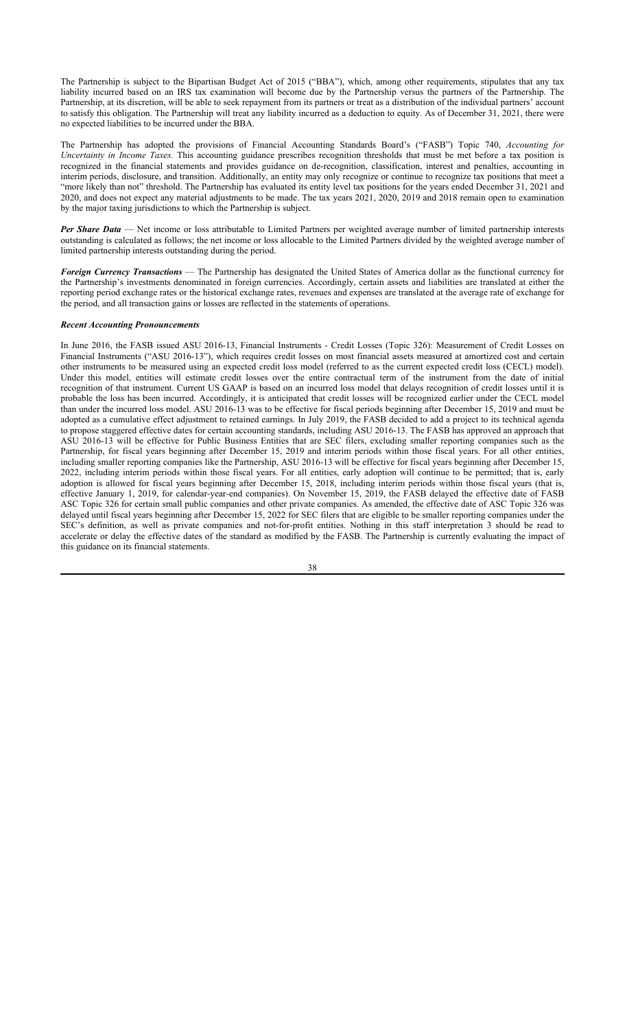The Partnership is subject to the Bipartisan Budget Act of 2015 ("BBA"), which, among other requirements, stipulates that any tax liability incurred based on an IRS tax examination will become due by the Partnership versus the partners of the Partnership. The Partnership, at its discretion, will be able to seek repayment from its partners or treat as a distribution of the individual partners' account to satisfy this obligation. The Partnership will treat any liability incurred as a deduction to equity. As of December 31, 2021, there were no expected liabilities to be incurred under the BBA.

The Partnership has adopted the provisions of Financial Accounting Standards Board's ("FASB") Topic 740, *Accounting for Uncertainty in Income Taxes.* This accounting guidance prescribes recognition thresholds that must be met before a tax position is recognized in the financial statements and provides guidance on de-recognition, classification, interest and penalties, accounting in interim periods, disclosure, and transition. Additionally, an entity may only recognize or continue to recognize tax positions that meet a "more likely than not" threshold. The Partnership has evaluated its entity level tax positions for the years ended December 31, 2021 and 2020, and does not expect any material adjustments to be made. The tax years 2021, 2020, 2019 and 2018 remain open to examination by the major taxing jurisdictions to which the Partnership is subject.

***Per Share Data*** — Net income or loss attributable to Limited Partners per weighted average number of limited partnership interests outstanding is calculated as follows; the net income or loss allocable to the Limited Partners divided by the weighted average number of limited partnership interests outstanding during the period.

***Foreign Currency Transactions*** — The Partnership has designated the United States of America dollar as the functional currency for the Partnership's investments denominated in foreign currencies. Accordingly, certain assets and liabilities are translated at either the reporting period exchange rates or the historical exchange rates, revenues and expenses are translated at the average rate of exchange for the period, and all transaction gains or losses are reflected in the statements of operations.

***Recent Accounting Pronouncements***

In June 2016, the FASB issued ASU 2016-13, Financial Instruments - Credit Losses (Topic 326): Measurement of Credit Losses on Financial Instruments ("ASU 2016-13"), which requires credit losses on most financial assets measured at amortized cost and certain other instruments to be measured using an expected credit loss model (referred to as the current expected credit loss (CECL) model). Under this model, entities will estimate credit losses over the entire contractual term of the instrument from the date of initial recognition of that instrument. Current US GAAP is based on an incurred loss model that delays recognition of credit losses until it is probable the loss has been incurred. Accordingly, it is anticipated that credit losses will be recognized earlier under the CECL model than under the incurred loss model. ASU 2016-13 was to be effective for fiscal periods beginning after December 15, 2019 and must be adopted as a cumulative effect adjustment to retained earnings. In July 2019, the FASB decided to add a project to its technical agenda to propose staggered effective dates for certain accounting standards, including ASU 2016-13. The FASB has approved an approach that ASU 2016-13 will be effective for Public Business Entities that are SEC filers, excluding smaller reporting companies such as the Partnership, for fiscal years beginning after December 15, 2019 and interim periods within those fiscal years. For all other entities, including smaller reporting companies like the Partnership, ASU 2016-13 will be effective for fiscal years beginning after December 15, 2022, including interim periods within those fiscal years. For all entities, early adoption will continue to be permitted; that is, early adoption is allowed for fiscal years beginning after December 15, 2018, including interim periods within those fiscal years (that is, effective January 1, 2019, for calendar-year-end companies). On November 15, 2019, the FASB delayed the effective date of FASB ASC Topic 326 for certain small public companies and other private companies. As amended, the effective date of ASC Topic 326 was delayed until fiscal years beginning after December 15, 2022 for SEC filers that are eligible to be smaller reporting companies under the SEC's definition, as well as private companies and not-for-profit entities. Nothing in this staff interpretation 3 should be read to accelerate or delay the effective dates of the standard as modified by the FASB. The Partnership is currently evaluating the impact of this guidance on its financial statements.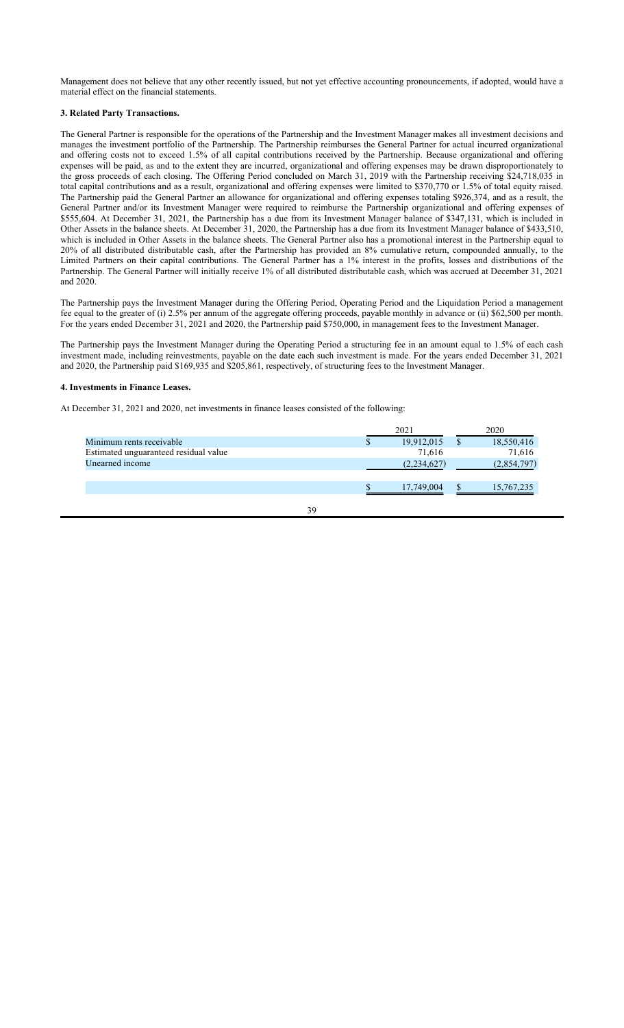Management does not believe that any other recently issued, but not yet effective accounting pronouncements, if adopted, would have a material effect on the financial statements.

**3. Related Party Transactions.**

The General Partner is responsible for the operations of the Partnership and the Investment Manager makes all investment decisions and manages the investment portfolio of the Partnership. The Partnership reimburses the General Partner for actual incurred organizational and offering costs not to exceed 1.5% of all capital contributions received by the Partnership. Because organizational and offering expenses will be paid, as and to the extent they are incurred, organizational and offering expenses may be drawn disproportionately to the gross proceeds of each closing. The Offering Period concluded on March 31, 2019 with the Partnership receiving $24,718,035 in total capital contributions and as a result, organizational and offering expenses were limited to $370,770 or 1.5% of total equity raised. The Partnership paid the General Partner an allowance for organizational and offering expenses totaling $926,374, and as a result, the General Partner and/or its Investment Manager were required to reimburse the Partnership organizational and offering expenses of $555,604. At December 31, 2021, the Partnership has a due from its Investment Manager balance of $347,131, which is included in Other Assets in the balance sheets. At December 31, 2020, the Partnership has a due from its Investment Manager balance of $433,510, which is included in Other Assets in the balance sheets. The General Partner also has a promotional interest in the Partnership equal to 20% of all distributed distributable cash, after the Partnership has provided an 8% cumulative return, compounded annually, to the Limited Partners on their capital contributions. The General Partner has a 1% interest in the profits, losses and distributions of the Partnership. The General Partner will initially receive 1% of all distributed distributable cash, which was accrued at December 31, 2021 and 2020.

The Partnership pays the Investment Manager during the Offering Period, Operating Period and the Liquidation Period a management fee equal to the greater of (i) 2.5% per annum of the aggregate offering proceeds, payable monthly in advance or (ii) $62,500 per month. For the years ended December 31, 2021 and 2020, the Partnership paid $750,000, in management fees to the Investment Manager.

The Partnership pays the Investment Manager during the Operating Period a structuring fee in an amount equal to 1.5% of each cash investment made, including reinvestments, payable on the date each such investment is made. For the years ended December 31, 2021 and 2020, the Partnership paid $169,935 and $205,861, respectively, of structuring fees to the Investment Manager.

**4. Investments in Finance Leases.**

At December 31, 2021 and 2020, net investments in finance leases consisted of the following:

| | 2021 | 2020 |
|---|---|---|
| Minimum rents receivable | $ 19,912,015 | $ 18,550,416 |
| Estimated unguaranteed residual value | 71,616 | 71,616 |
| Unearned income | (2,234,627) | (2,854,797) |
| | $ 17,749,004 | $ 15,767,235 |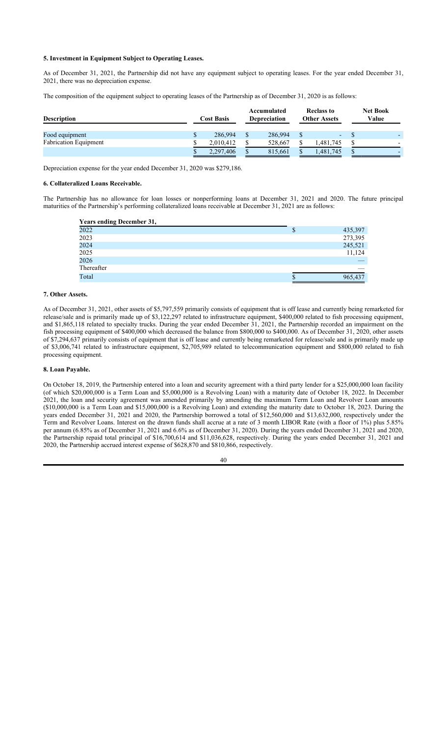**5. Investment in Equipment Subject to Operating Leases.**

As of December 31, 2021, the Partnership did not have any equipment subject to operating leases. For the year ended December 31, 2021, there was no depreciation expense.

The composition of the equipment subject to operating leases of the Partnership as of December 31, 2020 is as follows:

| Description | Cost Basis | Accumulated Depreciation | Reclass to Other Assets | Net Book Value |
|---|---|---|---|---|
| Food equipment | $ 286,994 | $ 286,994 | $ - | $ - |
| Fabrication Equipment | $ 2,010,412 | $ 528,667 | $ 1,481,745 | $ - |
| | $ 2,297,406 | $ 815,661 | $ 1,481,745 | $ - |

Depreciation expense for the year ended December 31, 2020 was $279,186.

**6. Collateralized Loans Receivable.**

The Partnership has no allowance for loan losses or nonperforming loans at December 31, 2021 and 2020. The future principal maturities of the Partnership's performing collateralized loans receivable at December 31, 2021 are as follows:

| Years ending December 31, | |
|---|---|
| 2022 | $ 435,397 |
| 2023 | 273,395 |
| 2024 | 245,521 |
| 2025 | 11,124 |
| 2026 | — |
| Thereafter | — |
| Total | $ 965,437 |

**7. Other Assets.**

As of December 31, 2021, other assets of $5,797,559 primarily consists of equipment that is off lease and currently being remarketed for release/sale and is primarily made up of $3,122,297 related to infrastructure equipment, $400,000 related to fish processing equipment, and $1,865,118 related to specialty trucks. During the year ended December 31, 2021, the Partnership recorded an impairment on the fish processing equipment of $400,000 which decreased the balance from $800,000 to $400,000. As of December 31, 2020, other assets of $7,294,637 primarily consists of equipment that is off lease and currently being remarketed for release/sale and is primarily made up of $3,006,741 related to infrastructure equipment, $2,705,989 related to telecommunication equipment and $800,000 related to fish processing equipment.

**8. Loan Payable.**

On October 18, 2019, the Partnership entered into a loan and security agreement with a third party lender for a $25,000,000 loan facility (of which $20,000,000 is a Term Loan and $5,000,000 is a Revolving Loan) with a maturity date of October 18, 2022. In December 2021, the loan and security agreement was amended primarily by amending the maximum Term Loan and Revolver Loan amounts ($10,000,000 is a Term Loan and $15,000,000 is a Revolving Loan) and extending the maturity date to October 18, 2023. During the years ended December 31, 2021 and 2020, the Partnership borrowed a total of $12,560,000 and $13,632,000, respectively under the Term and Revolver Loans. Interest on the drawn funds shall accrue at a rate of 3 month LIBOR Rate (with a floor of 1%) plus 5.85% per annum (6.85% as of December 31, 2021 and 6.6% as of December 31, 2020). During the years ended December 31, 2021 and 2020, the Partnership repaid total principal of $16,700,614 and $11,036,628, respectively. During the years ended December 31, 2021 and 2020, the Partnership accrued interest expense of $628,870 and $810,866, respectively.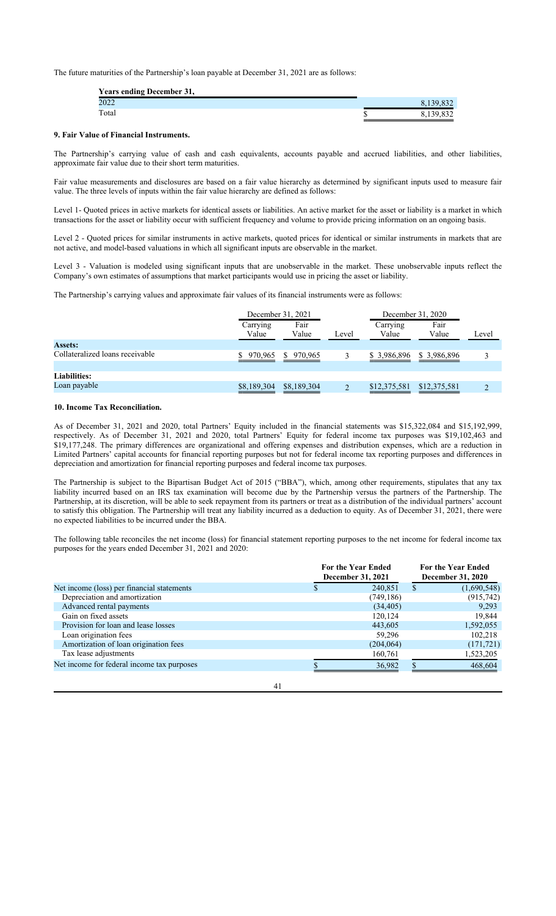The future maturities of the Partnership's loan payable at December 31, 2021 are as follows:

| Years ending December 31, | |
|---|---|
| 2022 | 8,139,832 |
| Total | $ 8,139,832 |

**9. Fair Value of Financial Instruments.**

The Partnership's carrying value of cash and cash equivalents, accounts payable and accrued liabilities, and other liabilities, approximate fair value due to their short term maturities.

Fair value measurements and disclosures are based on a fair value hierarchy as determined by significant inputs used to measure fair value. The three levels of inputs within the fair value hierarchy are defined as follows:

Level 1- Quoted prices in active markets for identical assets or liabilities. An active market for the asset or liability is a market in which transactions for the asset or liability occur with sufficient frequency and volume to provide pricing information on an ongoing basis.

Level 2 - Quoted prices for similar instruments in active markets, quoted prices for identical or similar instruments in markets that are not active, and model-based valuations in which all significant inputs are observable in the market.

Level 3 - Valuation is modeled using significant inputs that are unobservable in the market. These unobservable inputs reflect the Company's own estimates of assumptions that market participants would use in pricing the asset or liability.

The Partnership's carrying values and approximate fair values of its financial instruments were as follows:

| | December 31, 2021 | | | December 31, 2020 | | |
|---|---|---|---|---|---|---|
| | Carrying Value | Fair Value | Level | Carrying Value | Fair Value | Level |
| **Assets:** | | | | | | |
| Collateralized loans receivable | $ 970,965 | $ 970,965 | 3 | $ 3,986,896 | $ 3,986,896 | 3 |
| **Liabilities:** | | | | | | |
| Loan payable | $8,189,304 | $8,189,304 | 2 | $12,375,581 | $12,375,581 | 2 |

**10. Income Tax Reconciliation.**

As of December 31, 2021 and 2020, total Partners' Equity included in the financial statements was $15,322,084 and $15,192,999, respectively. As of December 31, 2021 and 2020, total Partners' Equity for federal income tax purposes was $19,102,463 and $19,177,248. The primary differences are organizational and offering expenses and distribution expenses, which are a reduction in Limited Partners' capital accounts for financial reporting purposes but not for federal income tax reporting purposes and differences in depreciation and amortization for financial reporting purposes and federal income tax purposes.

The Partnership is subject to the Bipartisan Budget Act of 2015 ("BBA"), which, among other requirements, stipulates that any tax liability incurred based on an IRS tax examination will become due by the Partnership versus the partners of the Partnership. The Partnership, at its discretion, will be able to seek repayment from its partners or treat as a distribution of the individual partners' account to satisfy this obligation. The Partnership will treat any liability incurred as a deduction to equity. As of December 31, 2021, there were no expected liabilities to be incurred under the BBA.

The following table reconciles the net income (loss) for financial statement reporting purposes to the net income for federal income tax purposes for the years ended December 31, 2021 and 2020:

| | For the Year Ended December 31, 2021 | For the Year Ended December 31, 2020 |
|---|---|---|
| Net income (loss) per financial statements | $ 240,851 | $ (1,690,548) |
| Depreciation and amortization | (749,186) | (915,742) |
| Advanced rental payments | (34,405) | 9,293 |
| Gain on fixed assets | 120,124 | 19,844 |
| Provision for loan and lease losses | 443,605 | 1,592,055 |
| Loan origination fees | 59,296 | 102,218 |
| Amortization of loan origination fees | (204,064) | (171,721) |
| Tax lease adjustments | 160,761 | 1,523,205 |
| Net income for federal income tax purposes | $ 36,982 | $ 468,604 |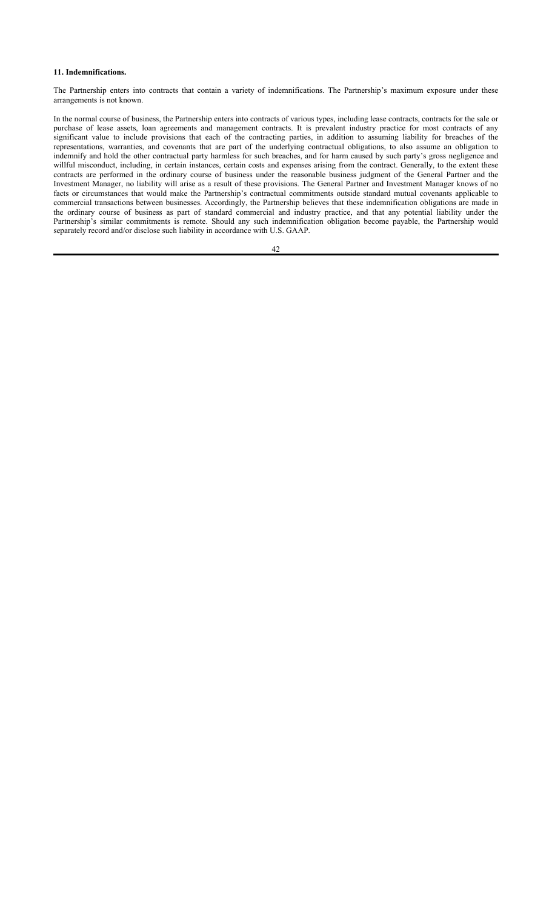**11. Indemnifications.**

The Partnership enters into contracts that contain a variety of indemnifications. The Partnership's maximum exposure under these arrangements is not known.

In the normal course of business, the Partnership enters into contracts of various types, including lease contracts, contracts for the sale or purchase of lease assets, loan agreements and management contracts. It is prevalent industry practice for most contracts of any significant value to include provisions that each of the contracting parties, in addition to assuming liability for breaches of the representations, warranties, and covenants that are part of the underlying contractual obligations, to also assume an obligation to indemnify and hold the other contractual party harmless for such breaches, and for harm caused by such party's gross negligence and willful misconduct, including, in certain instances, certain costs and expenses arising from the contract. Generally, to the extent these contracts are performed in the ordinary course of business under the reasonable business judgment of the General Partner and the Investment Manager, no liability will arise as a result of these provisions. The General Partner and Investment Manager knows of no facts or circumstances that would make the Partnership's contractual commitments outside standard mutual covenants applicable to commercial transactions between businesses. Accordingly, the Partnership believes that these indemnification obligations are made in the ordinary course of business as part of standard commercial and industry practice, and that any potential liability under the Partnership's similar commitments is remote. Should any such indemnification obligation become payable, the Partnership would separately record and/or disclose such liability in accordance with U.S. GAAP.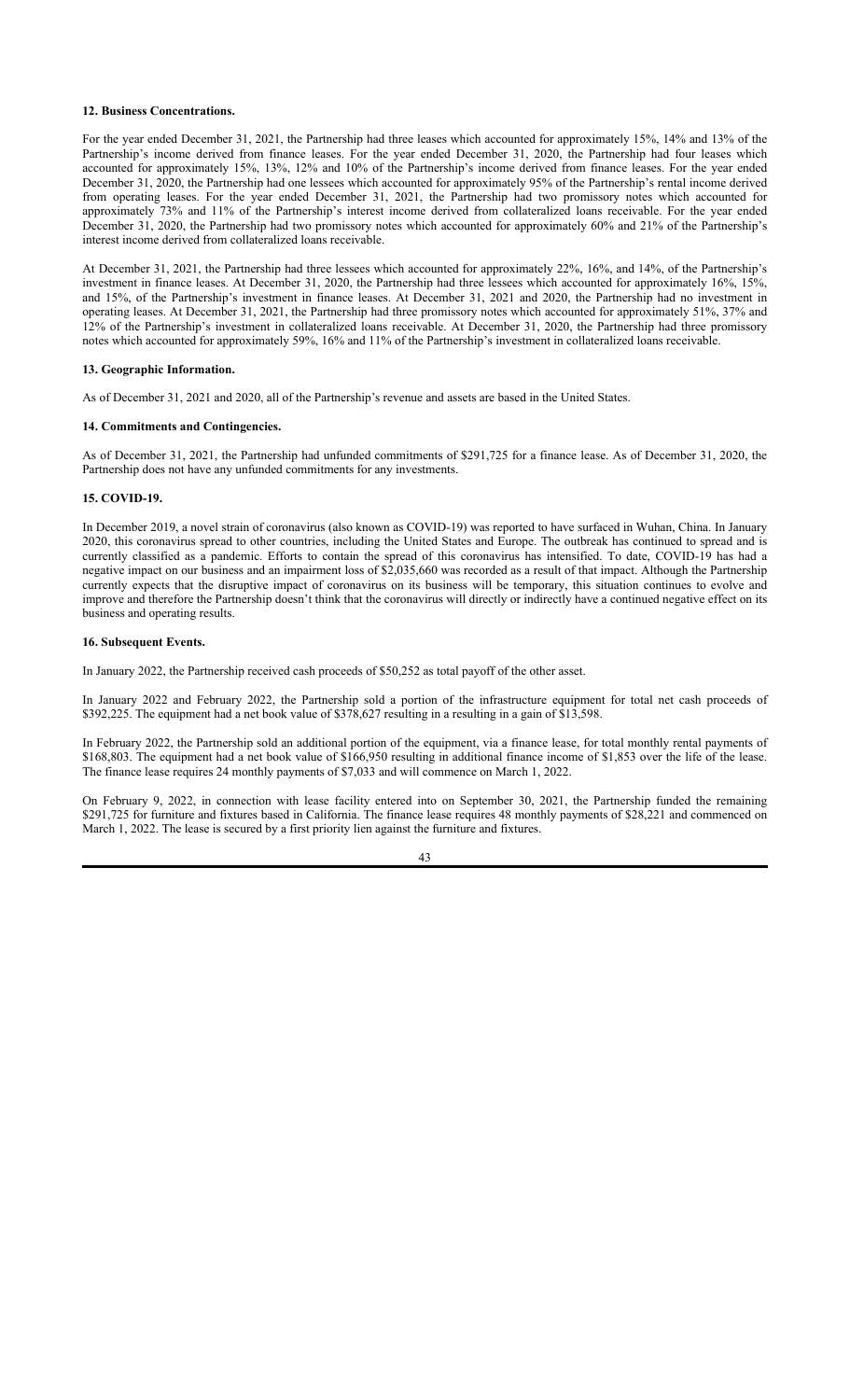**12. Business Concentrations.**

For the year ended December 31, 2021, the Partnership had three leases which accounted for approximately 15%, 14% and 13% of the Partnership's income derived from finance leases. For the year ended December 31, 2020, the Partnership had four leases which accounted for approximately 15%, 13%, 12% and 10% of the Partnership's income derived from finance leases. For the year ended December 31, 2020, the Partnership had one lessees which accounted for approximately 95% of the Partnership's rental income derived from operating leases. For the year ended December 31, 2021, the Partnership had two promissory notes which accounted for approximately 73% and 11% of the Partnership's interest income derived from collateralized loans receivable. For the year ended December 31, 2020, the Partnership had two promissory notes which accounted for approximately 60% and 21% of the Partnership's interest income derived from collateralized loans receivable.

At December 31, 2021, the Partnership had three lessees which accounted for approximately 22%, 16%, and 14%, of the Partnership's investment in finance leases. At December 31, 2020, the Partnership had three lessees which accounted for approximately 16%, 15%, and 15%, of the Partnership's investment in finance leases. At December 31, 2021 and 2020, the Partnership had no investment in operating leases. At December 31, 2021, the Partnership had three promissory notes which accounted for approximately 51%, 37% and 12% of the Partnership's investment in collateralized loans receivable. At December 31, 2020, the Partnership had three promissory notes which accounted for approximately 59%, 16% and 11% of the Partnership's investment in collateralized loans receivable.

**13. Geographic Information.**

As of December 31, 2021 and 2020, all of the Partnership's revenue and assets are based in the United States.

**14. Commitments and Contingencies.**

As of December 31, 2021, the Partnership had unfunded commitments of $291,725 for a finance lease. As of December 31, 2020, the Partnership does not have any unfunded commitments for any investments.

**15. COVID-19.**

In December 2019, a novel strain of coronavirus (also known as COVID-19) was reported to have surfaced in Wuhan, China. In January 2020, this coronavirus spread to other countries, including the United States and Europe. The outbreak has continued to spread and is currently classified as a pandemic. Efforts to contain the spread of this coronavirus has intensified. To date, COVID-19 has had a negative impact on our business and an impairment loss of $2,035,660 was recorded as a result of that impact. Although the Partnership currently expects that the disruptive impact of coronavirus on its business will be temporary, this situation continues to evolve and improve and therefore the Partnership doesn't think that the coronavirus will directly or indirectly have a continued negative effect on its business and operating results.

**16. Subsequent Events.**

In January 2022, the Partnership received cash proceeds of $50,252 as total payoff of the other asset.

In January 2022 and February 2022, the Partnership sold a portion of the infrastructure equipment for total net cash proceeds of $392,225. The equipment had a net book value of $378,627 resulting in a resulting in a gain of $13,598.

In February 2022, the Partnership sold an additional portion of the equipment, via a finance lease, for total monthly rental payments of $168,803. The equipment had a net book value of $166,950 resulting in additional finance income of $1,853 over the life of the lease. The finance lease requires 24 monthly payments of $7,033 and will commence on March 1, 2022.

On February 9, 2022, in connection with lease facility entered into on September 30, 2021, the Partnership funded the remaining $291,725 for furniture and fixtures based in California. The finance lease requires 48 monthly payments of $28,221 and commenced on March 1, 2022. The lease is secured by a first priority lien against the furniture and fixtures.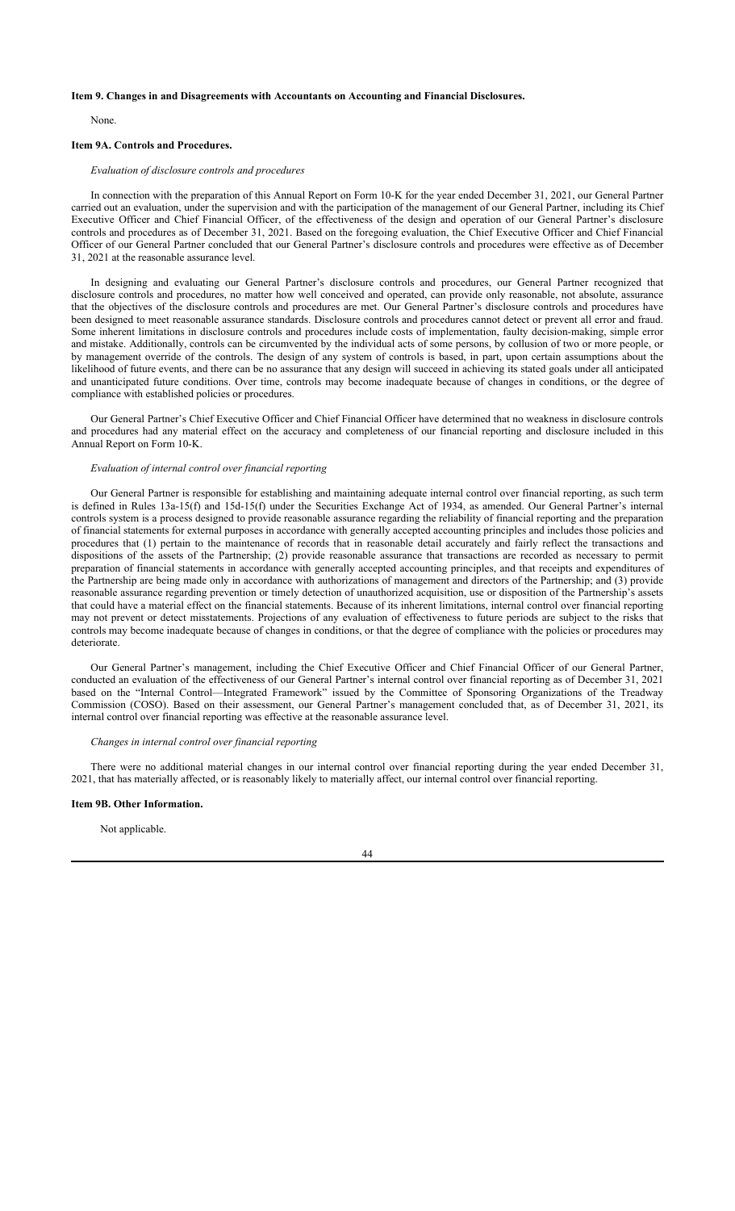**Item 9. Changes in and Disagreements with Accountants on Accounting and Financial Disclosures.**

None.

**Item 9A. Controls and Procedures.**

*Evaluation of disclosure controls and procedures*

In connection with the preparation of this Annual Report on Form 10-K for the year ended December 31, 2021, our General Partner carried out an evaluation, under the supervision and with the participation of the management of our General Partner, including its Chief Executive Officer and Chief Financial Officer, of the effectiveness of the design and operation of our General Partner's disclosure controls and procedures as of December 31, 2021. Based on the foregoing evaluation, the Chief Executive Officer and Chief Financial Officer of our General Partner concluded that our General Partner's disclosure controls and procedures were effective as of December 31, 2021 at the reasonable assurance level.

In designing and evaluating our General Partner's disclosure controls and procedures, our General Partner recognized that disclosure controls and procedures, no matter how well conceived and operated, can provide only reasonable, not absolute, assurance that the objectives of the disclosure controls and procedures are met. Our General Partner's disclosure controls and procedures have been designed to meet reasonable assurance standards. Disclosure controls and procedures cannot detect or prevent all error and fraud. Some inherent limitations in disclosure controls and procedures include costs of implementation, faulty decision-making, simple error and mistake. Additionally, controls can be circumvented by the individual acts of some persons, by collusion of two or more people, or by management override of the controls. The design of any system of controls is based, in part, upon certain assumptions about the likelihood of future events, and there can be no assurance that any design will succeed in achieving its stated goals under all anticipated and unanticipated future conditions. Over time, controls may become inadequate because of changes in conditions, or the degree of compliance with established policies or procedures.

Our General Partner's Chief Executive Officer and Chief Financial Officer have determined that no weakness in disclosure controls and procedures had any material effect on the accuracy and completeness of our financial reporting and disclosure included in this Annual Report on Form 10-K.

*Evaluation of internal control over financial reporting*

Our General Partner is responsible for establishing and maintaining adequate internal control over financial reporting, as such term is defined in Rules 13a-15(f) and 15d-15(f) under the Securities Exchange Act of 1934, as amended. Our General Partner's internal controls system is a process designed to provide reasonable assurance regarding the reliability of financial reporting and the preparation of financial statements for external purposes in accordance with generally accepted accounting principles and includes those policies and procedures that (1) pertain to the maintenance of records that in reasonable detail accurately and fairly reflect the transactions and dispositions of the assets of the Partnership; (2) provide reasonable assurance that transactions are recorded as necessary to permit preparation of financial statements in accordance with generally accepted accounting principles, and that receipts and expenditures of the Partnership are being made only in accordance with authorizations of management and directors of the Partnership; and (3) provide reasonable assurance regarding prevention or timely detection of unauthorized acquisition, use or disposition of the Partnership's assets that could have a material effect on the financial statements. Because of its inherent limitations, internal control over financial reporting may not prevent or detect misstatements. Projections of any evaluation of effectiveness to future periods are subject to the risks that controls may become inadequate because of changes in conditions, or that the degree of compliance with the policies or procedures may deteriorate.

Our General Partner's management, including the Chief Executive Officer and Chief Financial Officer of our General Partner, conducted an evaluation of the effectiveness of our General Partner's internal control over financial reporting as of December 31, 2021 based on the "Internal Control—Integrated Framework" issued by the Committee of Sponsoring Organizations of the Treadway Commission (COSO). Based on their assessment, our General Partner's management concluded that, as of December 31, 2021, its internal control over financial reporting was effective at the reasonable assurance level.

*Changes in internal control over financial reporting*

There were no additional material changes in our internal control over financial reporting during the year ended December 31, 2021, that has materially affected, or is reasonably likely to materially affect, our internal control over financial reporting.

**Item 9B. Other Information.**

Not applicable.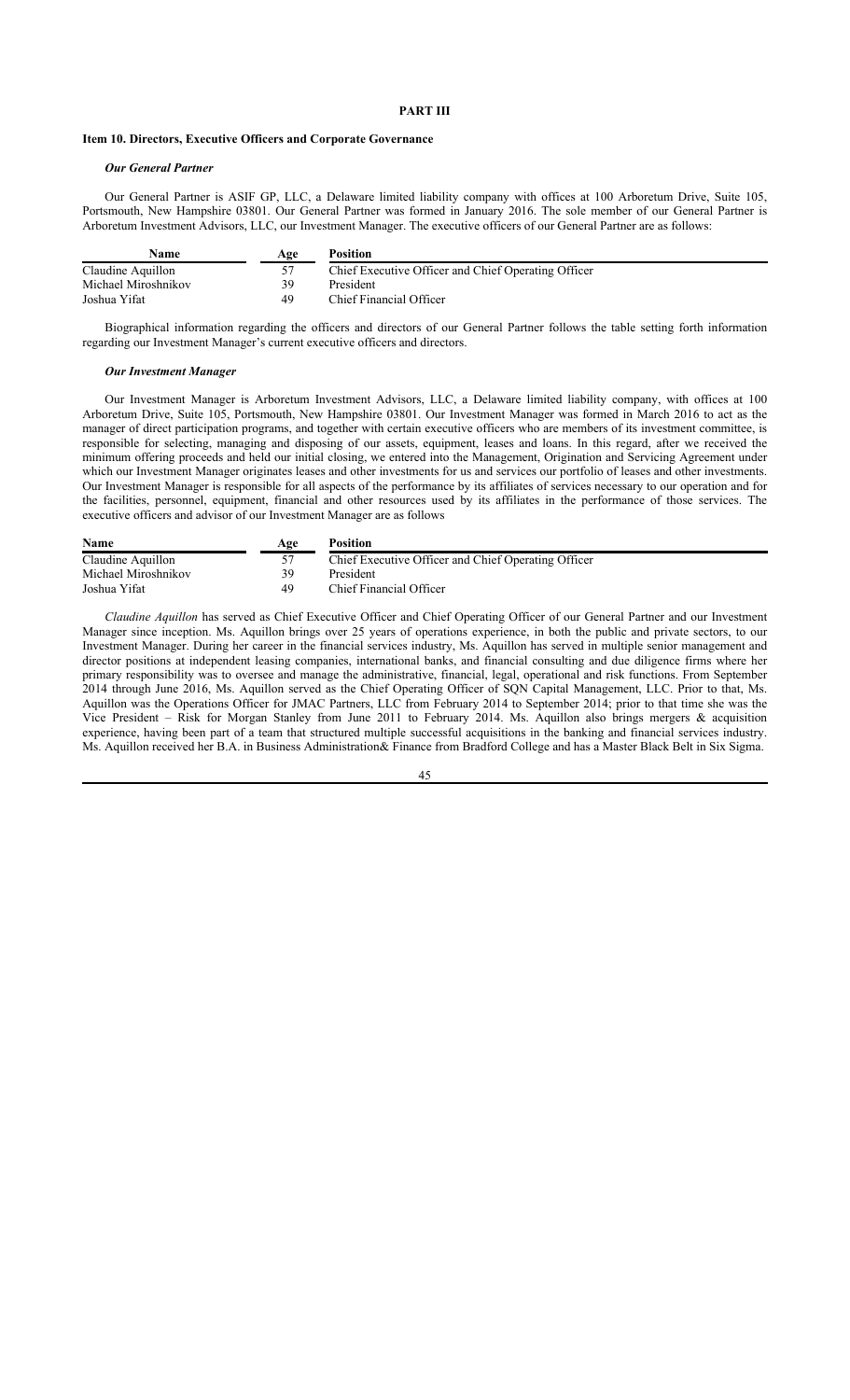# PART III

## Item 10. Directors, Executive Officers and Corporate Governance

### *Our General Partner*

Our General Partner is ASIF GP, LLC, a Delaware limited liability company with offices at 100 Arboretum Drive, Suite 105, Portsmouth, New Hampshire 03801. Our General Partner was formed in January 2016. The sole member of our General Partner is Arboretum Investment Advisors, LLC, our Investment Manager. The executive officers of our General Partner are as follows:

| Name | Age | Position |
|---|---|---|
| Claudine Aquillon | 57 | Chief Executive Officer and Chief Operating Officer |
| Michael Miroshnikov | 39 | President |
| Joshua Yifat | 49 | Chief Financial Officer |

Biographical information regarding the officers and directors of our General Partner follows the table setting forth information regarding our Investment Manager's current executive officers and directors.

### *Our Investment Manager*

Our Investment Manager is Arboretum Investment Advisors, LLC, a Delaware limited liability company, with offices at 100 Arboretum Drive, Suite 105, Portsmouth, New Hampshire 03801. Our Investment Manager was formed in March 2016 to act as the manager of direct participation programs, and together with certain executive officers who are members of its investment committee, is responsible for selecting, managing and disposing of our assets, equipment, leases and loans. In this regard, after we received the minimum offering proceeds and held our initial closing, we entered into the Management, Origination and Servicing Agreement under which our Investment Manager originates leases and other investments for us and services our portfolio of leases and other investments. Our Investment Manager is responsible for all aspects of the performance by its affiliates of services necessary to our operation and for the facilities, personnel, equipment, financial and other resources used by its affiliates in the performance of those services. The executive officers and advisor of our Investment Manager are as follows

| Name | Age | Position |
|---|---|---|
| Claudine Aquillon | 57 | Chief Executive Officer and Chief Operating Officer |
| Michael Miroshnikov | 39 | President |
| Joshua Yifat | 49 | Chief Financial Officer |

*Claudine Aquillon* has served as Chief Executive Officer and Chief Operating Officer of our General Partner and our Investment Manager since inception. Ms. Aquillon brings over 25 years of operations experience, in both the public and private sectors, to our Investment Manager. During her career in the financial services industry, Ms. Aquillon has served in multiple senior management and director positions at independent leasing companies, international banks, and financial consulting and due diligence firms where her primary responsibility was to oversee and manage the administrative, financial, legal, operational and risk functions. From September 2014 through June 2016, Ms. Aquillon served as the Chief Operating Officer of SQN Capital Management, LLC. Prior to that, Ms. Aquillon was the Operations Officer for JMAC Partners, LLC from February 2014 to September 2014; prior to that time she was the Vice President – Risk for Morgan Stanley from June 2011 to February 2014. Ms. Aquillon also brings mergers & acquisition experience, having been part of a team that structured multiple successful acquisitions in the banking and financial services industry. Ms. Aquillon received her B.A. in Business Administration& Finance from Bradford College and has a Master Black Belt in Six Sigma.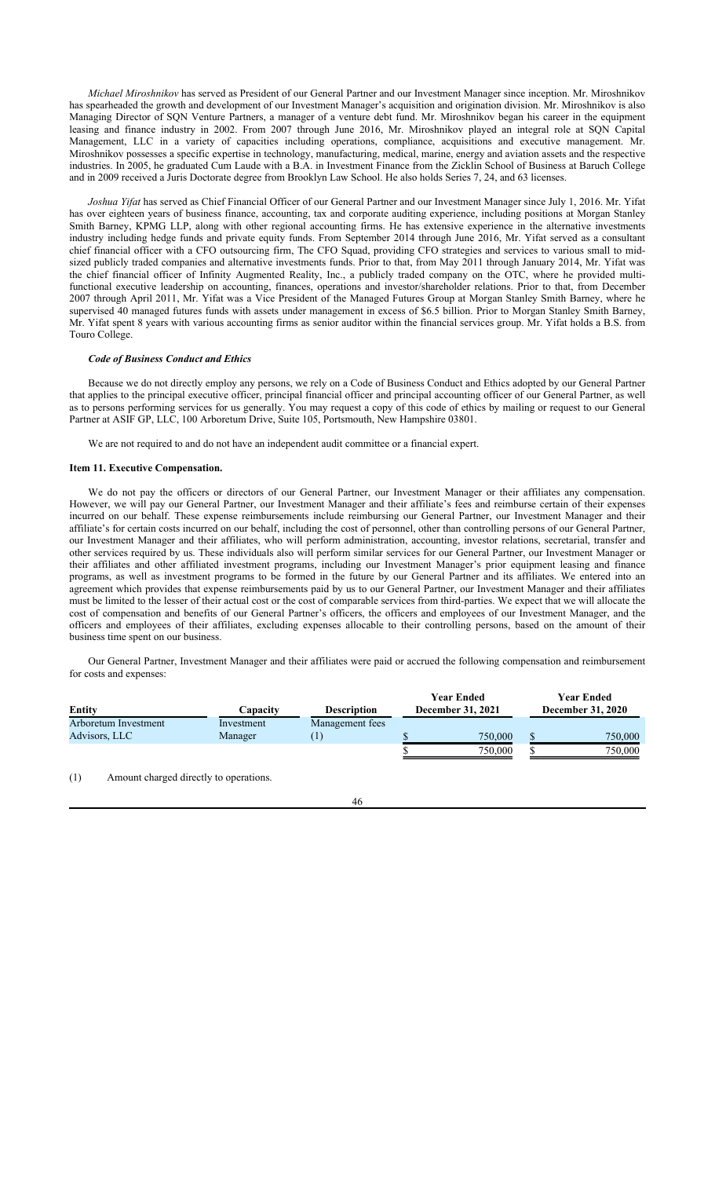*Michael Miroshnikov* has served as President of our General Partner and our Investment Manager since inception. Mr. Miroshnikov has spearheaded the growth and development of our Investment Manager's acquisition and origination division. Mr. Miroshnikov is also Managing Director of SQN Venture Partners, a manager of a venture debt fund. Mr. Miroshnikov began his career in the equipment leasing and finance industry in 2002. From 2007 through June 2016, Mr. Miroshnikov played an integral role at SQN Capital Management, LLC in a variety of capacities including operations, compliance, acquisitions and executive management. Mr. Miroshnikov possesses a specific expertise in technology, manufacturing, medical, marine, energy and aviation assets and the respective industries. In 2005, he graduated Cum Laude with a B.A. in Investment Finance from the Zicklin School of Business at Baruch College and in 2009 received a Juris Doctorate degree from Brooklyn Law School. He also holds Series 7, 24, and 63 licenses.

*Joshua Yifat* has served as Chief Financial Officer of our General Partner and our Investment Manager since July 1, 2016. Mr. Yifat has over eighteen years of business finance, accounting, tax and corporate auditing experience, including positions at Morgan Stanley Smith Barney, KPMG LLP, along with other regional accounting firms. He has extensive experience in the alternative investments industry including hedge funds and private equity funds. From September 2014 through June 2016, Mr. Yifat served as a consultant chief financial officer with a CFO outsourcing firm, The CFO Squad, providing CFO strategies and services to various small to mid-sized publicly traded companies and alternative investments funds. Prior to that, from May 2011 through January 2014, Mr. Yifat was the chief financial officer of Infinity Augmented Reality, Inc., a publicly traded company on the OTC, where he provided multi-functional executive leadership on accounting, finances, operations and investor/shareholder relations. Prior to that, from December 2007 through April 2011, Mr. Yifat was a Vice President of the Managed Futures Group at Morgan Stanley Smith Barney, where he supervised 40 managed futures funds with assets under management in excess of $6.5 billion. Prior to Morgan Stanley Smith Barney, Mr. Yifat spent 8 years with various accounting firms as senior auditor within the financial services group. Mr. Yifat holds a B.S. from Touro College.

***Code of Business Conduct and Ethics***

Because we do not directly employ any persons, we rely on a Code of Business Conduct and Ethics adopted by our General Partner that applies to the principal executive officer, principal financial officer and principal accounting officer of our General Partner, as well as to persons performing services for us generally. You may request a copy of this code of ethics by mailing or request to our General Partner at ASIF GP, LLC, 100 Arboretum Drive, Suite 105, Portsmouth, New Hampshire 03801.

We are not required to and do not have an independent audit committee or a financial expert.

**Item 11. Executive Compensation.**

We do not pay the officers or directors of our General Partner, our Investment Manager or their affiliates any compensation. However, we will pay our General Partner, our Investment Manager and their affiliate's fees and reimburse certain of their expenses incurred on our behalf. These expense reimbursements include reimbursing our General Partner, our Investment Manager and their affiliate's for certain costs incurred on our behalf, including the cost of personnel, other than controlling persons of our General Partner, our Investment Manager and their affiliates, who will perform administration, accounting, investor relations, secretarial, transfer and other services required by us. These individuals also will perform similar services for our General Partner, our Investment Manager or their affiliates and other affiliated investment programs, including our Investment Manager's prior equipment leasing and finance programs, as well as investment programs to be formed in the future by our General Partner and its affiliates. We entered into an agreement which provides that expense reimbursements paid by us to our General Partner, our Investment Manager and their affiliates must be limited to the lesser of their actual cost or the cost of comparable services from third-parties. We expect that we will allocate the cost of compensation and benefits of our General Partner's officers, the officers and employees of our Investment Manager, and the officers and employees of their affiliates, excluding expenses allocable to their controlling persons, based on the amount of their business time spent on our business.

Our General Partner, Investment Manager and their affiliates were paid or accrued the following compensation and reimbursement for costs and expenses:

| Entity | Capacity | Description | Year Ended December 31, 2021 | Year Ended December 31, 2020 |
|---|---|---|---|---|
| Arboretum Investment Advisors, LLC | Investment Manager | Management fees (1) | $ 750,000 | $ 750,000 |
| | | | $ 750,000 | $ 750,000 |

(1) Amount charged directly to operations.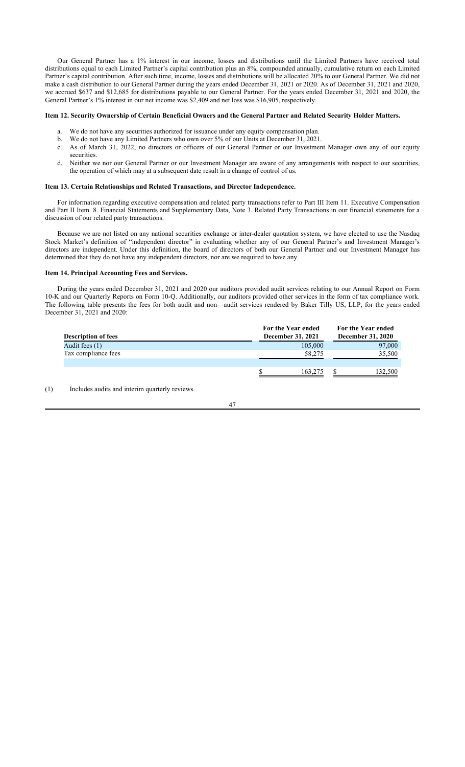Our General Partner has a 1% interest in our income, losses and distributions until the Limited Partners have received total distributions equal to each Limited Partner's capital contribution plus an 8%, compounded annually, cumulative return on each Limited Partner's capital contribution. After such time, income, losses and distributions will be allocated 20% to our General Partner. We did not make a cash distribution to our General Partner during the years ended December 31, 2021 or 2020. As of December 31, 2021 and 2020, we accrued $637 and $12,685 for distributions payable to our General Partner. For the years ended December 31, 2021 and 2020, the General Partner's 1% interest in our net income was $2,409 and net loss was $16,905, respectively.

### Item 12. Security Ownership of Certain Beneficial Owners and the General Partner and Related Security Holder Matters.

a. We do not have any securities authorized for issuance under any equity compensation plan.
b. We do not have any Limited Partners who own over 5% of our Units at December 31, 2021.
c. As of March 31, 2022, no directors or officers of our General Partner or our Investment Manager own any of our equity securities.
d. Neither we nor our General Partner or our Investment Manager are aware of any arrangements with respect to our securities, the operation of which may at a subsequent date result in a change of control of us.

### Item 13. Certain Relationships and Related Transactions, and Director Independence.

For information regarding executive compensation and related party transactions refer to Part III Item 11. Executive Compensation and Part II Item. 8. Financial Statements and Supplementary Data, Note 3. Related Party Transactions in our financial statements for a discussion of our related party transactions.

Because we are not listed on any national securities exchange or inter-dealer quotation system, we have elected to use the Nasdaq Stock Market's definition of "independent director" in evaluating whether any of our General Partner's and Investment Manager's directors are independent. Under this definition, the board of directors of both our General Partner and our Investment Manager has determined that they do not have any independent directors, nor are we required to have any.

### Item 14. Principal Accounting Fees and Services.

During the years ended December 31, 2021 and 2020 our auditors provided audit services relating to our Annual Report on Form 10-K and our Quarterly Reports on Form 10-Q. Additionally, our auditors provided other services in the form of tax compliance work. The following table presents the fees for both audit and non—audit services rendered by Baker Tilly US, LLP, for the years ended December 31, 2021 and 2020:

| Description of fees | For the Year ended December 31, 2021 | For the Year ended December 31, 2020 |
|---|---|---|
| Audit fees (1) | 105,000 | 97,000 |
| Tax compliance fees | 58,275 | 35,500 |
| | $ 163,275 | $ 132,500 |

(1) Includes audits and interim quarterly reviews.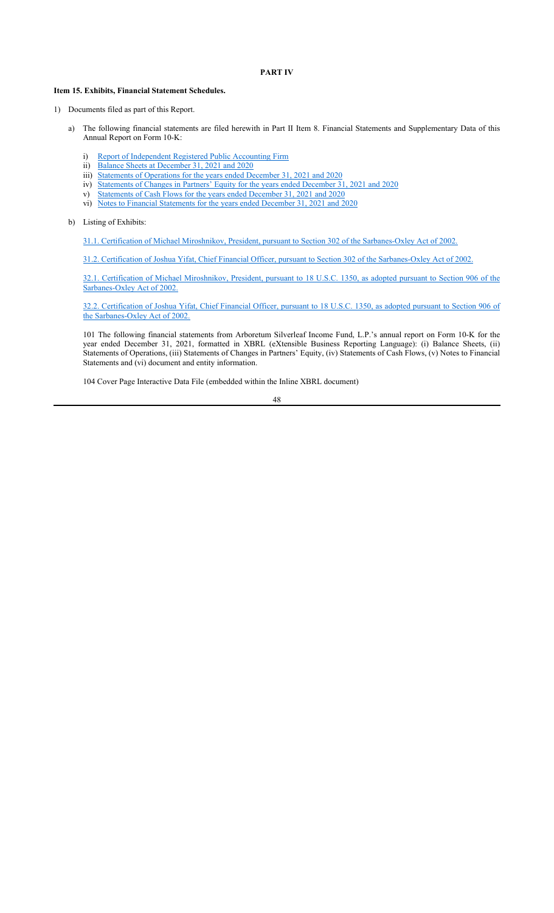## PART IV

### Item 15. Exhibits, Financial Statement Schedules.

1) Documents filed as part of this Report.

   a) The following financial statements are filed herewith in Part II Item 8. Financial Statements and Supplementary Data of this Annual Report on Form 10-K:

      i) Report of Independent Registered Public Accounting Firm
      ii) Balance Sheets at December 31, 2021 and 2020
      iii) Statements of Operations for the years ended December 31, 2021 and 2020
      iv) Statements of Changes in Partners' Equity for the years ended December 31, 2021 and 2020
      v) Statements of Cash Flows for the years ended December 31, 2021 and 2020
      vi) Notes to Financial Statements for the years ended December 31, 2021 and 2020

   b) Listing of Exhibits:

      31.1. Certification of Michael Miroshnikov, President, pursuant to Section 302 of the Sarbanes-Oxley Act of 2002.

      31.2. Certification of Joshua Yifat, Chief Financial Officer, pursuant to Section 302 of the Sarbanes-Oxley Act of 2002.

      32.1. Certification of Michael Miroshnikov, President, pursuant to 18 U.S.C. 1350, as adopted pursuant to Section 906 of the Sarbanes-Oxley Act of 2002.

      32.2. Certification of Joshua Yifat, Chief Financial Officer, pursuant to 18 U.S.C. 1350, as adopted pursuant to Section 906 of the Sarbanes-Oxley Act of 2002.

      101 The following financial statements from Arboretum Silverleaf Income Fund, L.P.'s annual report on Form 10-K for the year ended December 31, 2021, formatted in XBRL (eXtensible Business Reporting Language): (i) Balance Sheets, (ii) Statements of Operations, (iii) Statements of Changes in Partners' Equity, (iv) Statements of Cash Flows, (v) Notes to Financial Statements and (vi) document and entity information.

      104 Cover Page Interactive Data File (embedded within the Inline XBRL document)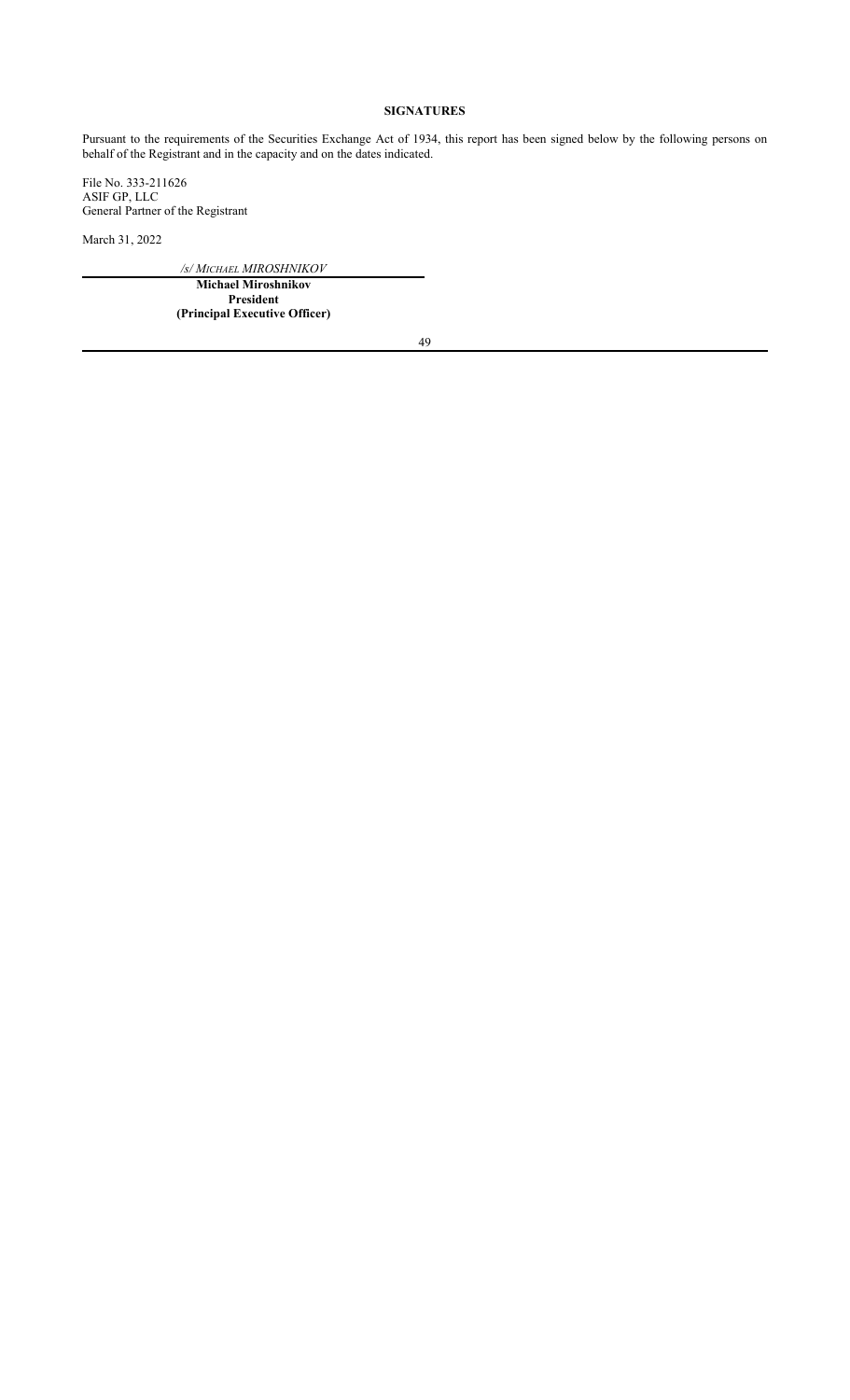## SIGNATURES

Pursuant to the requirements of the Securities Exchange Act of 1934, this report has been signed below by the following persons on behalf of the Registrant and in the capacity and on the dates indicated.

File No. 333-211626
ASIF GP, LLC
General Partner of the Registrant

March 31, 2022

*/s/ MICHAEL MIROSHNIKOV*

**Michael Miroshnikov**
**President**
**(Principal Executive Officer)**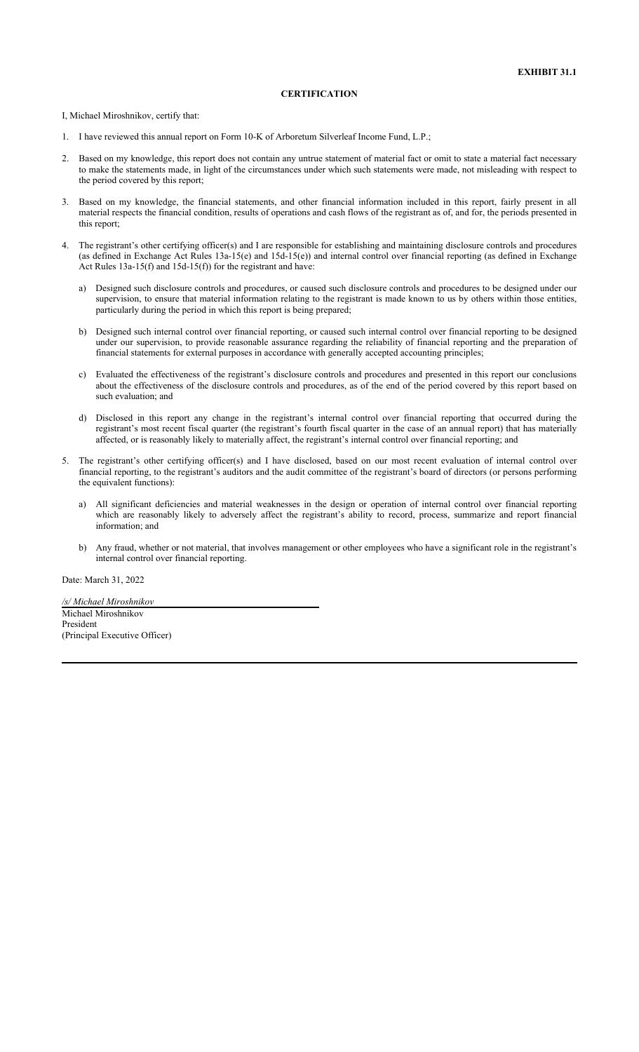**EXHIBIT 31.1**

**CERTIFICATION**

I, Michael Miroshnikov, certify that:

1. I have reviewed this annual report on Form 10-K of Arboretum Silverleaf Income Fund, L.P.;

2. Based on my knowledge, this report does not contain any untrue statement of material fact or omit to state a material fact necessary to make the statements made, in light of the circumstances under which such statements were made, not misleading with respect to the period covered by this report;

3. Based on my knowledge, the financial statements, and other financial information included in this report, fairly present in all material respects the financial condition, results of operations and cash flows of the registrant as of, and for, the periods presented in this report;

4. The registrant's other certifying officer(s) and I are responsible for establishing and maintaining disclosure controls and procedures (as defined in Exchange Act Rules 13a-15(e) and 15d-15(e)) and internal control over financial reporting (as defined in Exchange Act Rules 13a-15(f) and 15d-15(f)) for the registrant and have:

   a) Designed such disclosure controls and procedures, or caused such disclosure controls and procedures to be designed under our supervision, to ensure that material information relating to the registrant is made known to us by others within those entities, particularly during the period in which this report is being prepared;

   b) Designed such internal control over financial reporting, or caused such internal control over financial reporting to be designed under our supervision, to provide reasonable assurance regarding the reliability of financial reporting and the preparation of financial statements for external purposes in accordance with generally accepted accounting principles;

   c) Evaluated the effectiveness of the registrant's disclosure controls and procedures and presented in this report our conclusions about the effectiveness of the disclosure controls and procedures, as of the end of the period covered by this report based on such evaluation; and

   d) Disclosed in this report any change in the registrant's internal control over financial reporting that occurred during the registrant's most recent fiscal quarter (the registrant's fourth fiscal quarter in the case of an annual report) that has materially affected, or is reasonably likely to materially affect, the registrant's internal control over financial reporting; and

5. The registrant's other certifying officer(s) and I have disclosed, based on our most recent evaluation of internal control over financial reporting, to the registrant's auditors and the audit committee of the registrant's board of directors (or persons performing the equivalent functions):

   a) All significant deficiencies and material weaknesses in the design or operation of internal control over financial reporting which are reasonably likely to adversely affect the registrant's ability to record, process, summarize and report financial information; and

   b) Any fraud, whether or not material, that involves management or other employees who have a significant role in the registrant's internal control over financial reporting.

Date: March 31, 2022

*/s/ Michael Miroshnikov*
Michael Miroshnikov
President
(Principal Executive Officer)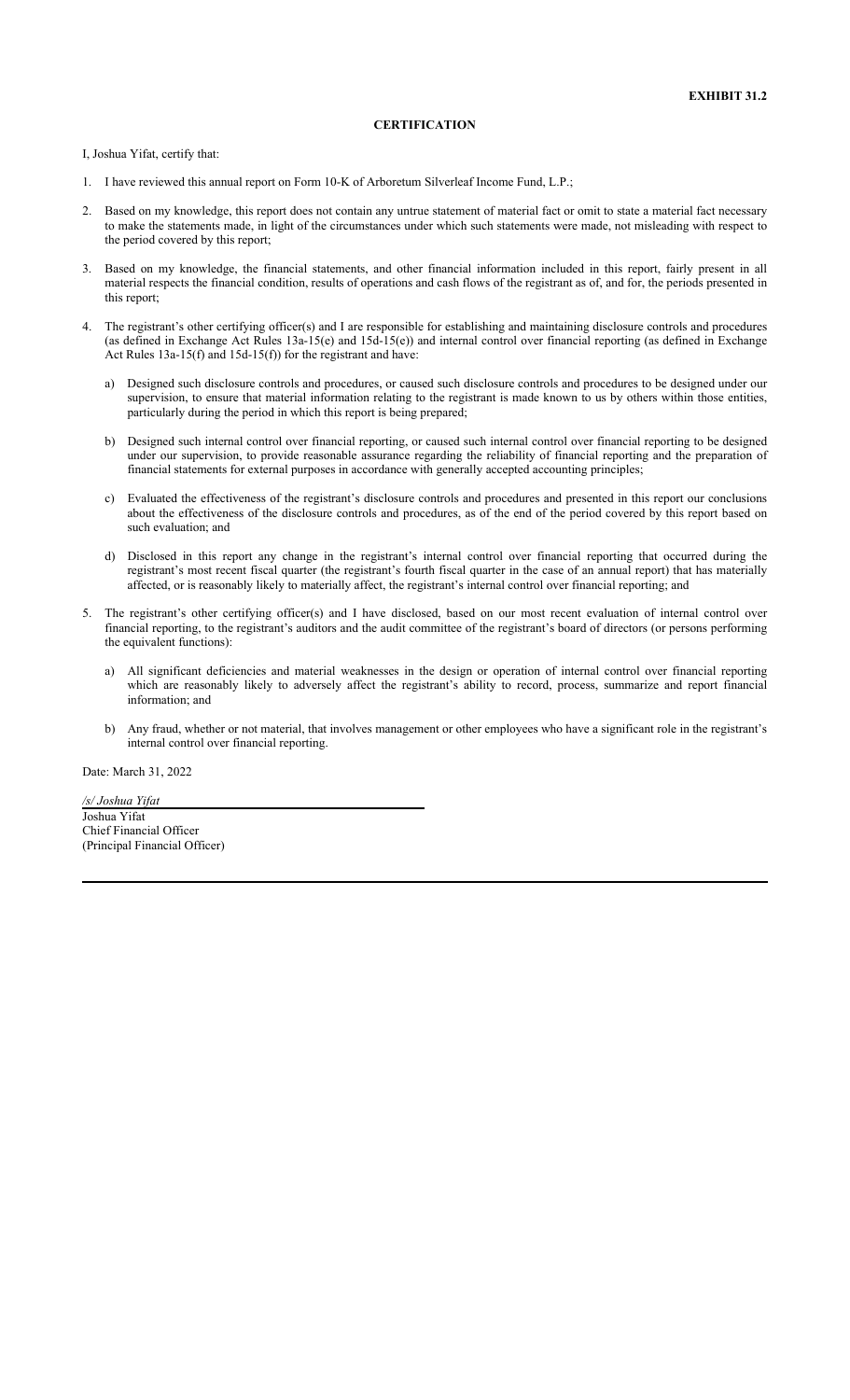**EXHIBIT 31.2**

**CERTIFICATION**

I, Joshua Yifat, certify that:

1. I have reviewed this annual report on Form 10-K of Arboretum Silverleaf Income Fund, L.P.;

2. Based on my knowledge, this report does not contain any untrue statement of material fact or omit to state a material fact necessary to make the statements made, in light of the circumstances under which such statements were made, not misleading with respect to the period covered by this report;

3. Based on my knowledge, the financial statements, and other financial information included in this report, fairly present in all material respects the financial condition, results of operations and cash flows of the registrant as of, and for, the periods presented in this report;

4. The registrant's other certifying officer(s) and I are responsible for establishing and maintaining disclosure controls and procedures (as defined in Exchange Act Rules 13a-15(e) and 15d-15(e)) and internal control over financial reporting (as defined in Exchange Act Rules 13a-15(f) and 15d-15(f)) for the registrant and have:

   a) Designed such disclosure controls and procedures, or caused such disclosure controls and procedures to be designed under our supervision, to ensure that material information relating to the registrant is made known to us by others within those entities, particularly during the period in which this report is being prepared;

   b) Designed such internal control over financial reporting, or caused such internal control over financial reporting to be designed under our supervision, to provide reasonable assurance regarding the reliability of financial reporting and the preparation of financial statements for external purposes in accordance with generally accepted accounting principles;

   c) Evaluated the effectiveness of the registrant's disclosure controls and procedures and presented in this report our conclusions about the effectiveness of the disclosure controls and procedures, as of the end of the period covered by this report based on such evaluation; and

   d) Disclosed in this report any change in the registrant's internal control over financial reporting that occurred during the registrant's most recent fiscal quarter (the registrant's fourth fiscal quarter in the case of an annual report) that has materially affected, or is reasonably likely to materially affect, the registrant's internal control over financial reporting; and

5. The registrant's other certifying officer(s) and I have disclosed, based on our most recent evaluation of internal control over financial reporting, to the registrant's auditors and the audit committee of the registrant's board of directors (or persons performing the equivalent functions):

   a) All significant deficiencies and material weaknesses in the design or operation of internal control over financial reporting which are reasonably likely to adversely affect the registrant's ability to record, process, summarize and report financial information; and

   b) Any fraud, whether or not material, that involves management or other employees who have a significant role in the registrant's internal control over financial reporting.

Date: March 31, 2022

*/s/ Joshua Yifat*

Joshua Yifat
Chief Financial Officer
(Principal Financial Officer)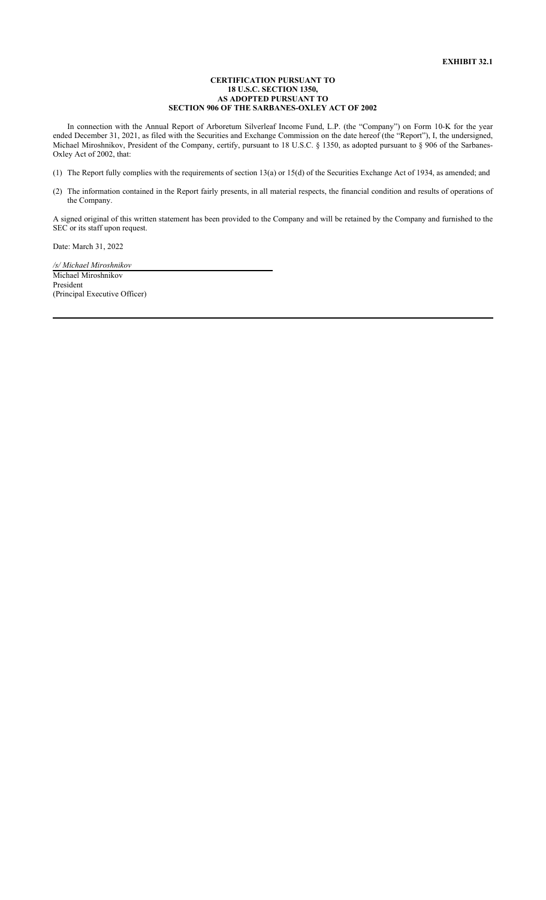**EXHIBIT 32.1**

**CERTIFICATION PURSUANT TO**
**18 U.S.C. SECTION 1350,**
**AS ADOPTED PURSUANT TO**
**SECTION 906 OF THE SARBANES-OXLEY ACT OF 2002**

In connection with the Annual Report of Arboretum Silverleaf Income Fund, L.P. (the "Company") on Form 10-K for the year ended December 31, 2021, as filed with the Securities and Exchange Commission on the date hereof (the "Report"), I, the undersigned, Michael Miroshnikov, President of the Company, certify, pursuant to 18 U.S.C. § 1350, as adopted pursuant to § 906 of the Sarbanes-Oxley Act of 2002, that:

(1) The Report fully complies with the requirements of section 13(a) or 15(d) of the Securities Exchange Act of 1934, as amended; and

(2) The information contained in the Report fairly presents, in all material respects, the financial condition and results of operations of the Company.

A signed original of this written statement has been provided to the Company and will be retained by the Company and furnished to the SEC or its staff upon request.

Date: March 31, 2022

*/s/ Michael Miroshnikov*
Michael Miroshnikov
President
(Principal Executive Officer)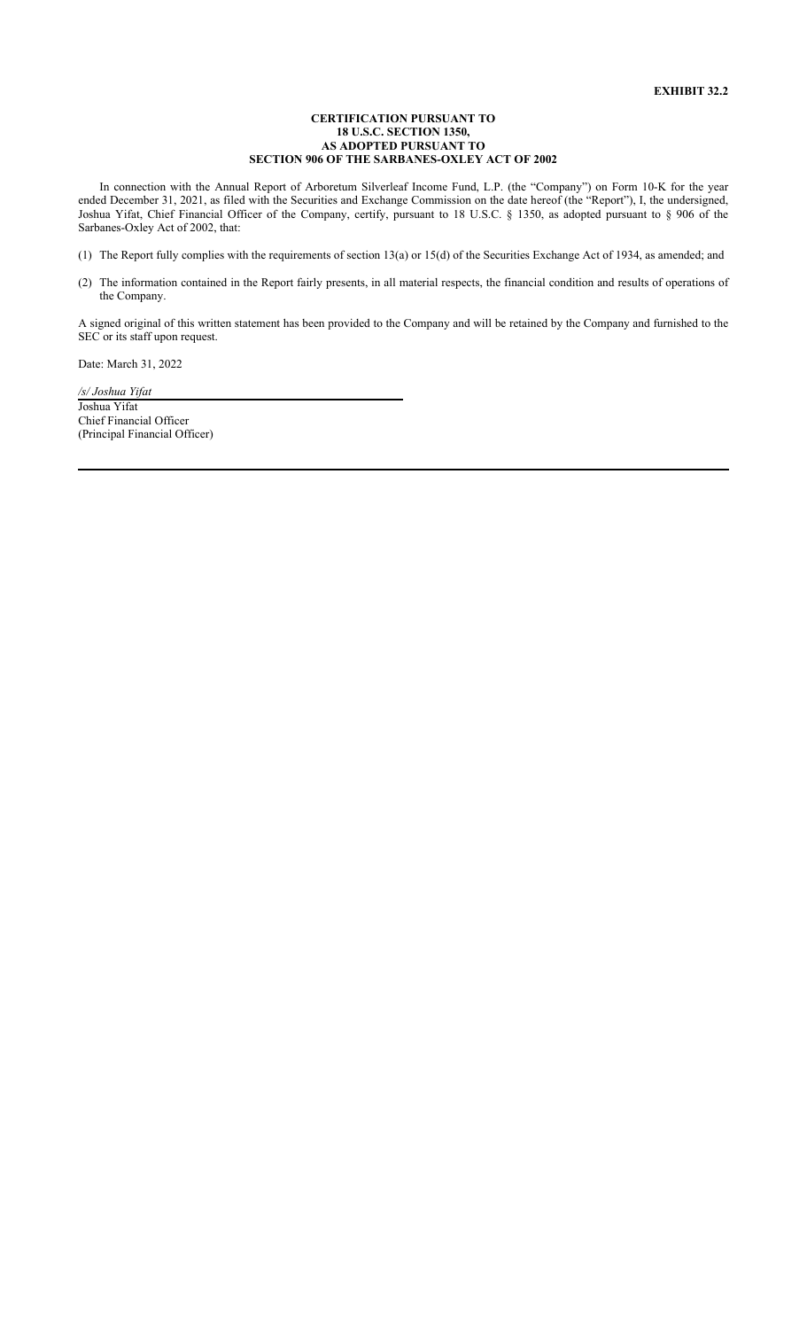**EXHIBIT 32.2**

**CERTIFICATION PURSUANT TO**
**18 U.S.C. SECTION 1350,**
**AS ADOPTED PURSUANT TO**
**SECTION 906 OF THE SARBANES-OXLEY ACT OF 2002**

In connection with the Annual Report of Arboretum Silverleaf Income Fund, L.P. (the "Company") on Form 10-K for the year ended December 31, 2021, as filed with the Securities and Exchange Commission on the date hereof (the "Report"), I, the undersigned, Joshua Yifat, Chief Financial Officer of the Company, certify, pursuant to 18 U.S.C. § 1350, as adopted pursuant to § 906 of the Sarbanes-Oxley Act of 2002, that:

(1) The Report fully complies with the requirements of section 13(a) or 15(d) of the Securities Exchange Act of 1934, as amended; and

(2) The information contained in the Report fairly presents, in all material respects, the financial condition and results of operations of the Company.

A signed original of this written statement has been provided to the Company and will be retained by the Company and furnished to the SEC or its staff upon request.

Date: March 31, 2022

*/s/ Joshua Yifat*

Joshua Yifat
Chief Financial Officer
(Principal Financial Officer)